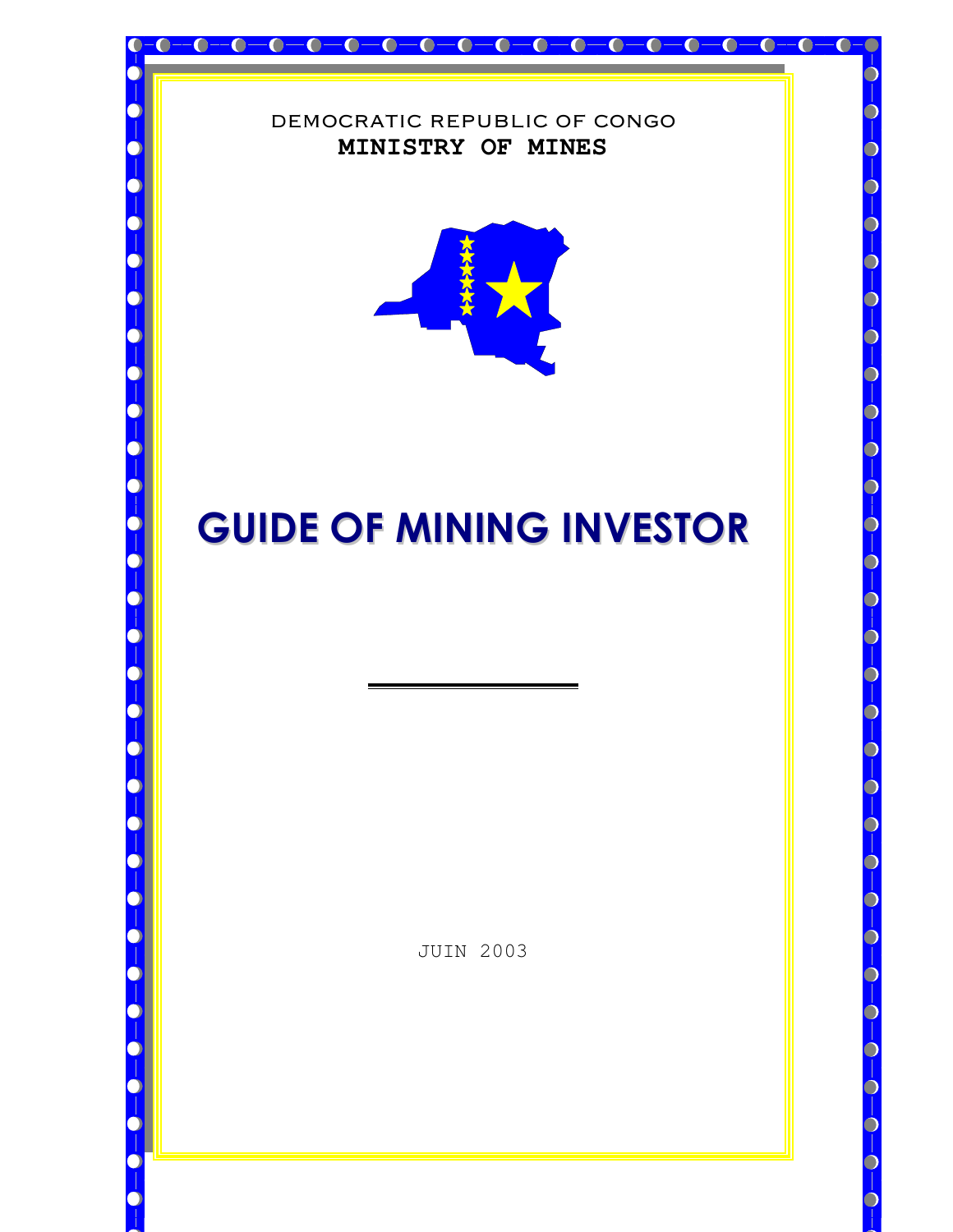DEMOCRATIC REPUBLIC OF CONGO

**MINISTRY OF MINES**

# GUIDE OF MINING INVESTOR

JUIN 2003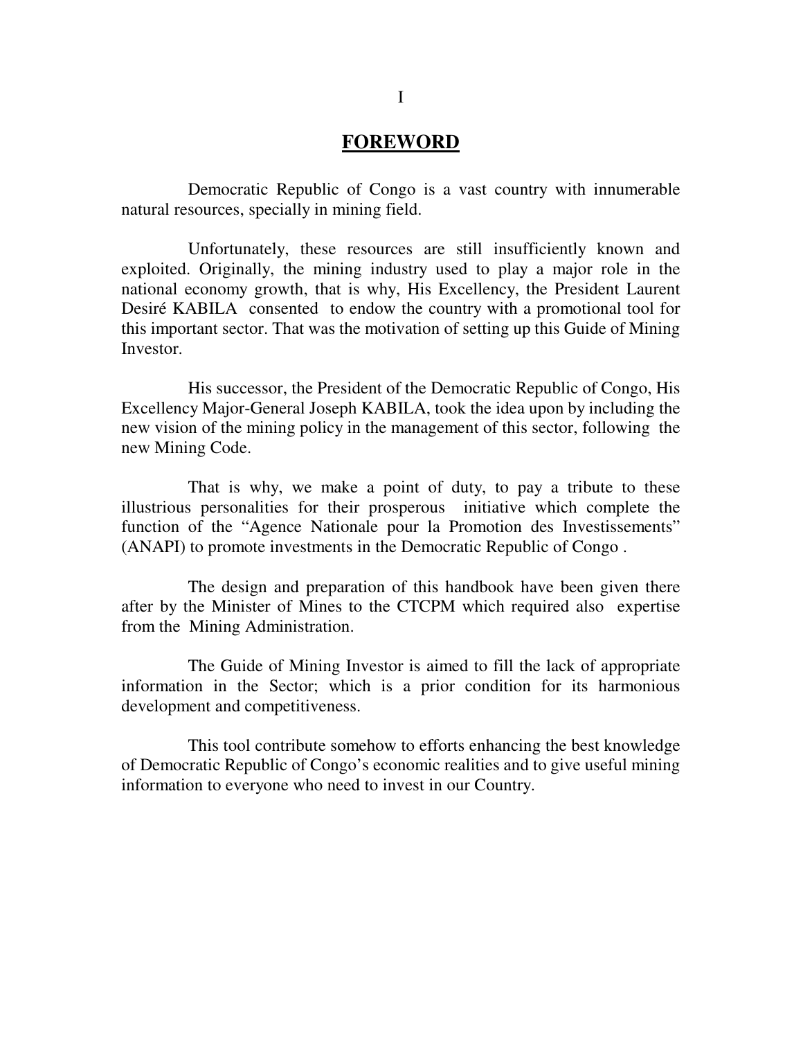## FOREWORD

Democratic Republic of Congo is a vast country with innumerable natural resources, specially in mining field.

Unfortunately, these resources are still insufficiently known and exploited. Originally, the mining industry used to play a major role in the national economy growth, that is why, His Excellency, the President Laurent Desiré KABILA consented to endow the country with a promotional tool for this important sector. That was the motivation of setting up this Guide of Mining Investor.

His successor, the President of the Democratic Republic of Congo, His Excellency Major-General Joseph KABILA, took the idea upon by including the new vision of the mining policy in the management of this sector, following the new Mining Code.

That is why, we make a point of duty, to pay a tribute to these illustrious personalities for their prosperous initiative which complete the function of the "Agence Nationale pour la Promotion des Investissements" (ANAPI) to promote investments in the Democratic Republic of Congo .

The design and preparation of this handbook have been given there after by the Minister of Mines to the CTCPM which required also expertise from the Mining Administration.

The Guide of Mining Investor is aimed to fill the lack of appropriate information in the Sector; which is a prior condition for its harmonious development and competitiveness.

This tool contribute somehow to efforts enhancing the best knowledge of Democratic Republic of Congo's economic realities and to give useful mining information to everyone who need to invest in our Country.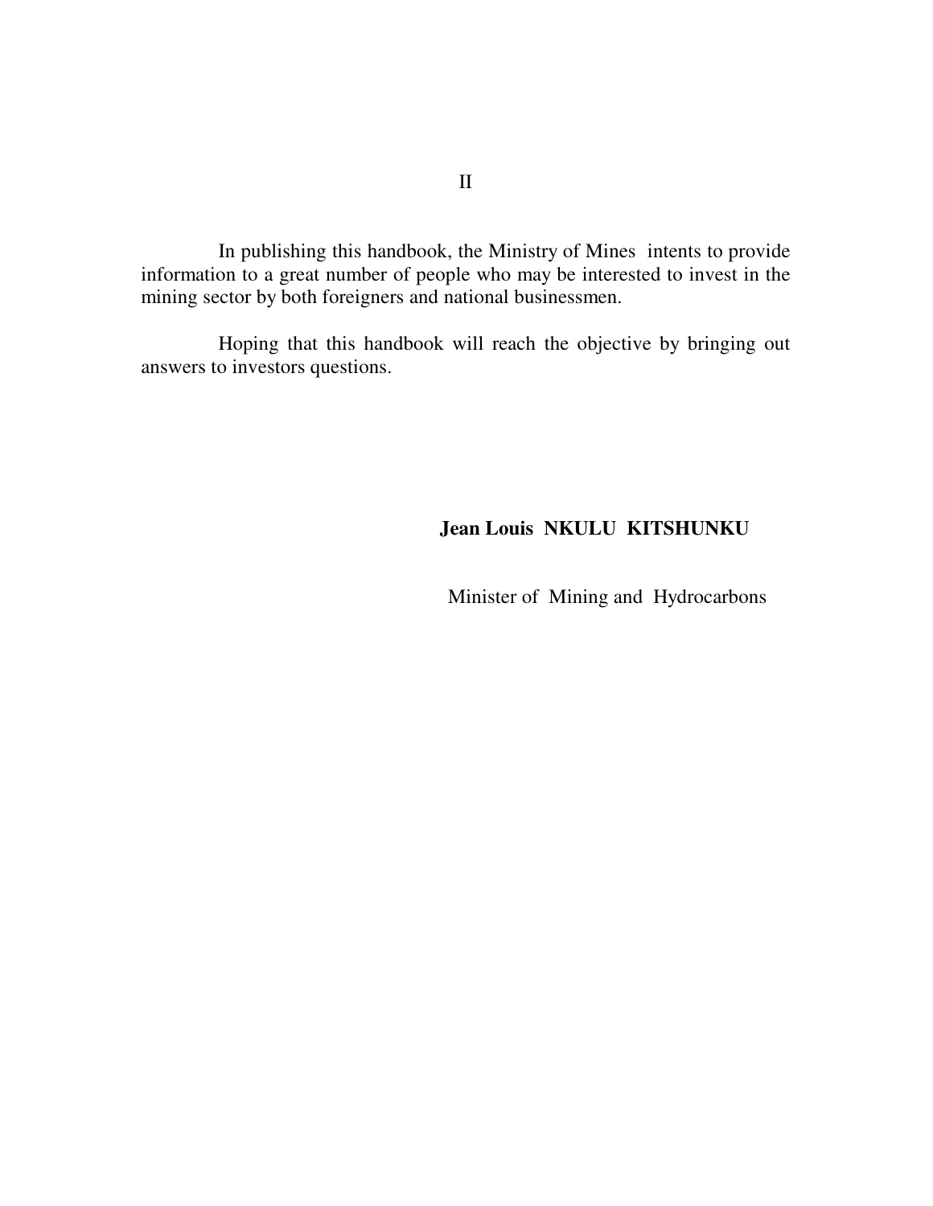In publishing this handbook, the Ministry of Mines intents to provide information to a great number of people who may be interested to invest in the mining sector by both foreigners and national businessmen.

Hoping that this handbook will reach the objective by bringing out answers to investors questions.

**Jean Louis NKULU KITSHUNKU**

Minister of Mining and Hydrocarbons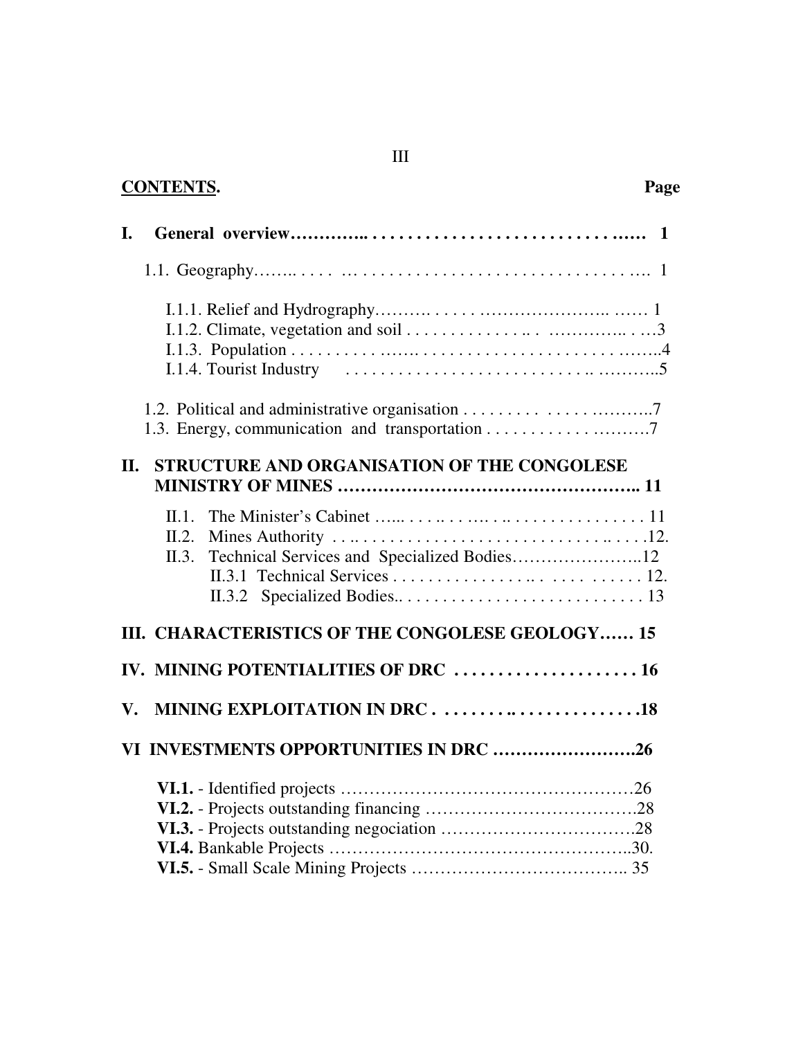**CONTENTS.** **Page**

**I. General overview** ........ **1**

1.1. Geography ........ 1

I.1.1. Relief and Hydrography ........ 1
I.1.2. Climate, vegetation and soil ........ 3
I.1.3. Population ........ 4
I.1.4. Tourist Industry ........ 5

1.2. Political and administrative organisation ........ 7
1.3. Energy, communication and transportation ........ 7

**II. STRUCTURE AND ORGANISATION OF THE CONGOLESE MINISTRY OF MINES** ........ **11**

II.1. The Minister's Cabinet ........ 11
II.2. Mines Authority ........ 12.
II.3. Technical Services and Specialized Bodies ........ 12
II.3.1 Technical Services ........ 12.
II.3.2 Specialized Bodies ........ 13

**III. CHARACTERISTICS OF THE CONGOLESE GEOLOGY** ........ **15**

**IV. MINING POTENTIALITIES OF DRC** ........ **16**

**V. MINING EXPLOITATION IN DRC** ........ **18**

**VI INVESTMENTS OPPORTUNITIES IN DRC** ........ **26**

**VI.1.** - Identified projects ........ 26
**VI.2.** - Projects outstanding financing ........ 28
**VI.3.** - Projects outstanding negociation ........ 28
**VI.4.** Bankable Projects ........ 30.
**VI.5.** - Small Scale Mining Projects ........ 35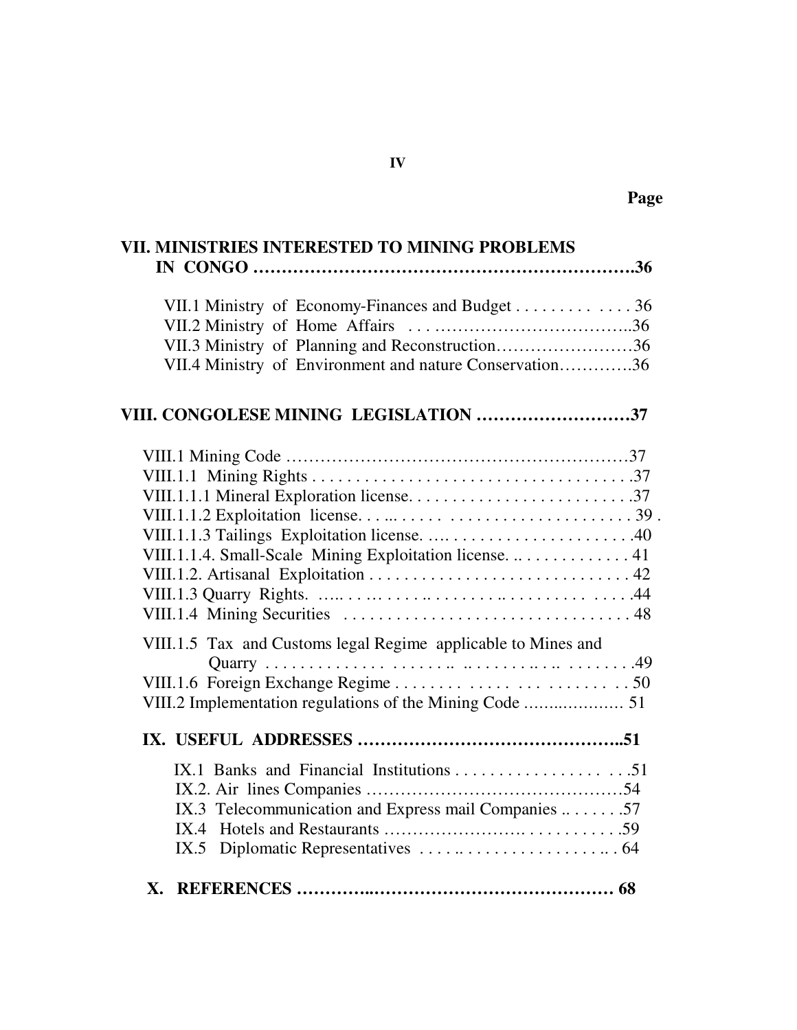Page

**VII. MINISTRIES INTERESTED TO MINING PROBLEMS IN CONGO ……………………………………………………….36**

VII.1 Ministry of Economy-Finances and Budget . . . . . . . . . . . . . . . 36
VII.2 Ministry of Home Affairs . . . ……………………………..36
VII.3 Ministry of Planning and Reconstruction……………………36
VII.4 Ministry of Environment and nature Conservation………….36

**VIII. CONGOLESE MINING LEGISLATION ………………………37**

VIII.1 Mining Code …………………………………………………37
VIII.1.1 Mining Rights . . . . . . . . . . . . . . . . . . . . . . . . . . . . . . . . . . . . .37
VIII.1.1.1 Mineral Exploration license. . . . . . . . . . . . . . . . . . . . . . . . . .37
VIII.1.1.2 Exploitation license. . . .. . . . . . . . . . . . . . . . . . . . . . . . . 39 .
VIII.1.1.3 Tailings Exploitation license. …. . . . . . . . . . . . . . . . . . . . .40
VIII.1.1.4. Small-Scale Mining Exploitation license. .. . . . . . . . . . . . . 41
VIII.1.2. Artisanal Exploitation . . . . . . . . . . . . . . . . . . . . . . . . . . . . . . 42
VIII.1.3 Quarry Rights. ….. . . .. . . . . .. . . . . . . . .. . . . . . . . . . . . . . .44
VIII.1.4 Mining Securities . . . . . . . . . . . . . . . . . . . . . . . . . . . . . . . . . 48

VIII.1.5 Tax and Customs legal Regime applicable to Mines and Quarry . . . . . . . . . . . . . . . . . . . .. .. . . . . . . . .. . . . . . . . .49
VIII.1.6 Foreign Exchange Regime . . . . . . . . . . . . . . . . . . . . . . . . . . 50
VIII.2 Implementation regulations of the Mining Code ……..………. 51

**IX. USEFUL ADDRESSES ……………………………………..51**

IX.1 Banks and Financial Institutions . . . . . . . . . . . . . . . . . . . . . .51
IX.2. Air lines Companies ……………………………………54
IX.3 Telecommunication and Express mail Companies .. . . . . . . .57
IX.4 Hotels and Restaurants ………………….. . . . . . . . . . . .59
IX.5 Diplomatic Representatives . . . . .. . . . . . . . . . . . . . . . . .. . 64

**X. REFERENCES ………..……………………………………… 68**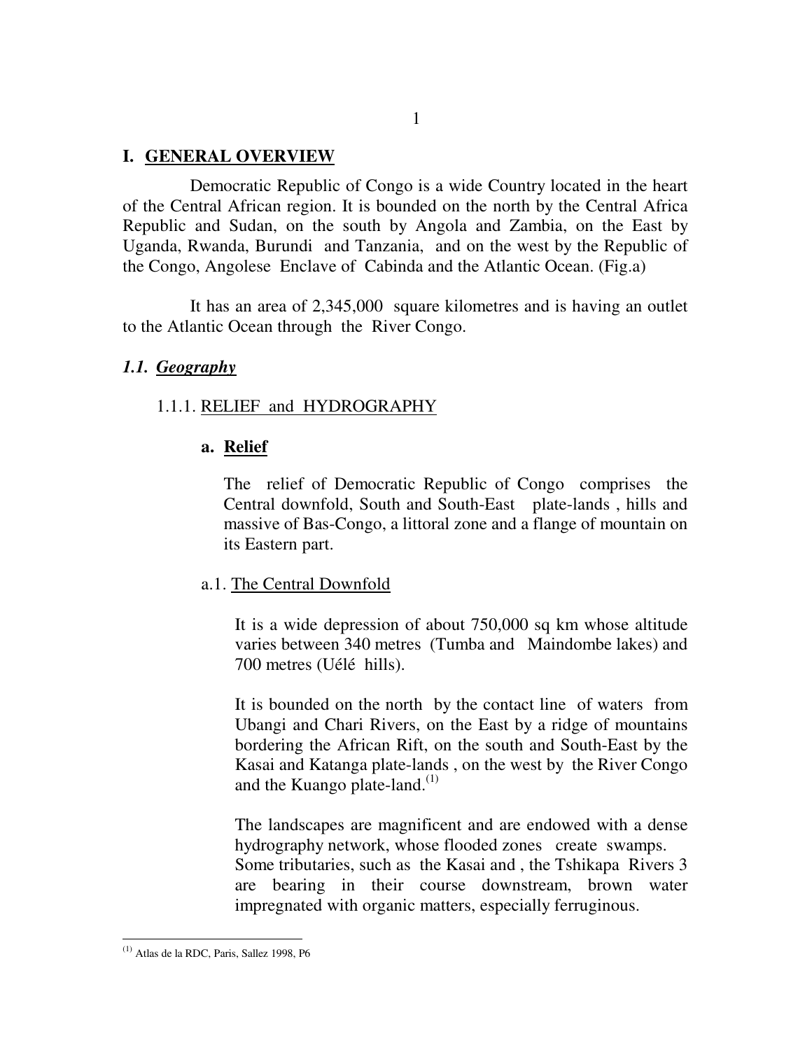# I. GENERAL OVERVIEW

Democratic Republic of Congo is a wide Country located in the heart of the Central African region. It is bounded on the north by the Central Africa Republic and Sudan, on the south by Angola and Zambia, on the East by Uganda, Rwanda, Burundi and Tanzania, and on the west by the Republic of the Congo, Angolese Enclave of Cabinda and the Atlantic Ocean. (Fig.a)

It has an area of 2,345,000 square kilometres and is having an outlet to the Atlantic Ocean through the River Congo.

## *1.1. Geography*

### 1.1.1. RELIEF and HYDROGRAPHY

#### a. Relief

The relief of Democratic Republic of Congo comprises the Central downfold, South and South-East plate-lands , hills and massive of Bas-Congo, a littoral zone and a flange of mountain on its Eastern part.

##### a.1. The Central Downfold

It is a wide depression of about 750,000 sq km whose altitude varies between 340 metres (Tumba and Maindombe lakes) and 700 metres (Uélé hills).

It is bounded on the north by the contact line of waters from Ubangi and Chari Rivers, on the East by a ridge of mountains bordering the African Rift, on the south and South-East by the Kasai and Katanga plate-lands , on the west by the River Congo and the Kuango plate-land.[(1)]

The landscapes are magnificent and are endowed with a dense hydrography network, whose flooded zones create swamps.
Some tributaries, such as the Kasai and , the Tshikapa Rivers 3 are bearing in their course downstream, brown water impregnated with organic matters, especially ferruginous.

---

[(1)] Atlas de la RDC, Paris, Sallez 1998, P6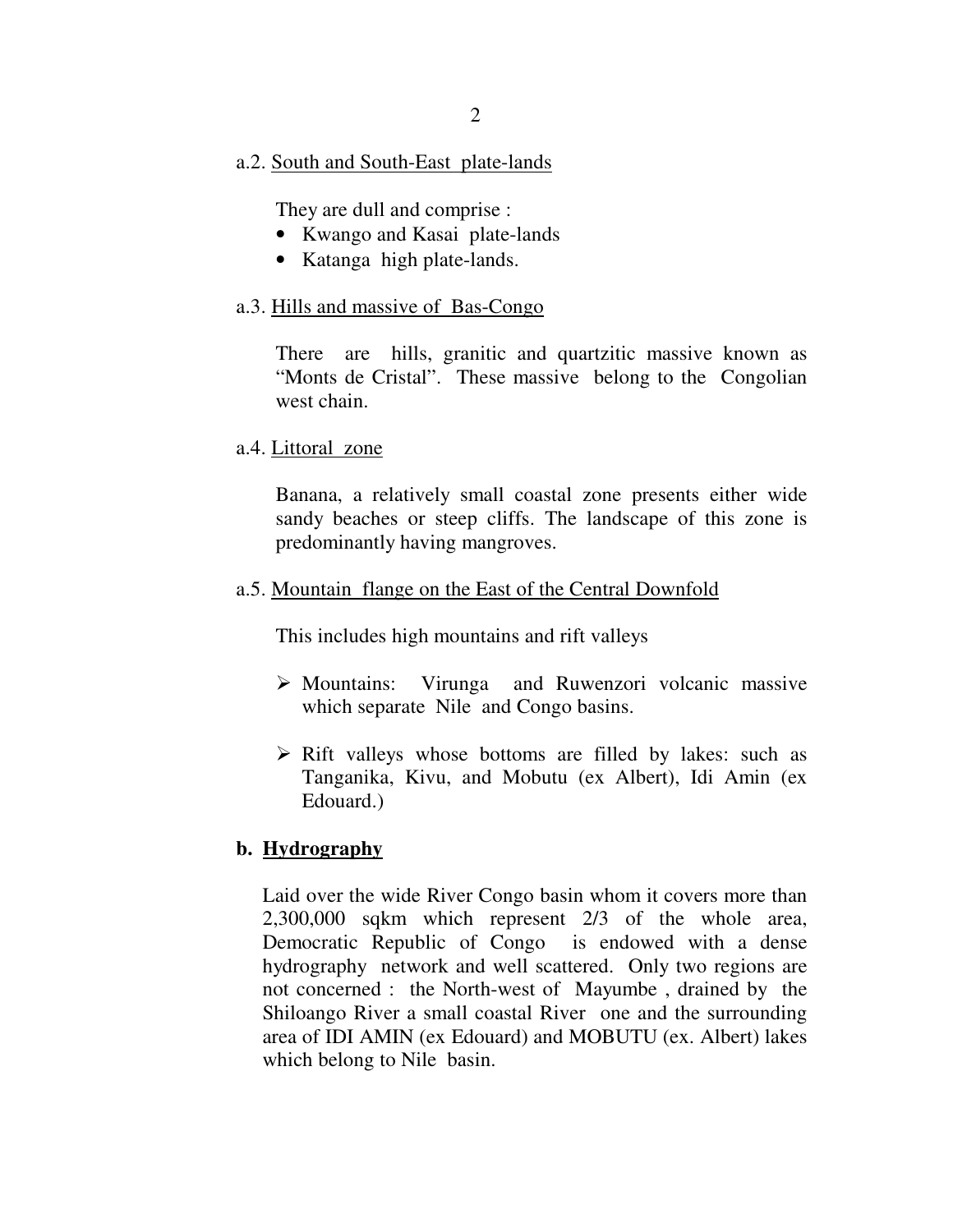a.2. <u>South and South-East plate-lands</u>

They are dull and comprise :

- Kwango and Kasai plate-lands
- Katanga high plate-lands.

a.3. <u>Hills and massive of Bas-Congo</u>

There are hills, granitic and quartzitic massive known as "Monts de Cristal". These massive belong to the Congolian west chain.

a.4. <u>Littoral zone</u>

Banana, a relatively small coastal zone presents either wide sandy beaches or steep cliffs. The landscape of this zone is predominantly having mangroves.

a.5. <u>Mountain flange on the East of the Central Downfold</u>

This includes high mountains and rift valleys

- Mountains: Virunga and Ruwenzori volcanic massive which separate Nile and Congo basins.

- Rift valleys whose bottoms are filled by lakes: such as Tanganika, Kivu, and Mobutu (ex Albert), Idi Amin (ex Edouard.)

## b. Hydrography

Laid over the wide River Congo basin whom it covers more than 2,300,000 sqkm which represent 2/3 of the whole area, Democratic Republic of Congo is endowed with a dense hydrography network and well scattered. Only two regions are not concerned : the North-west of Mayumbe , drained by the Shiloango River a small coastal River one and the surrounding area of IDI AMIN (ex Edouard) and MOBUTU (ex. Albert) lakes which belong to Nile basin.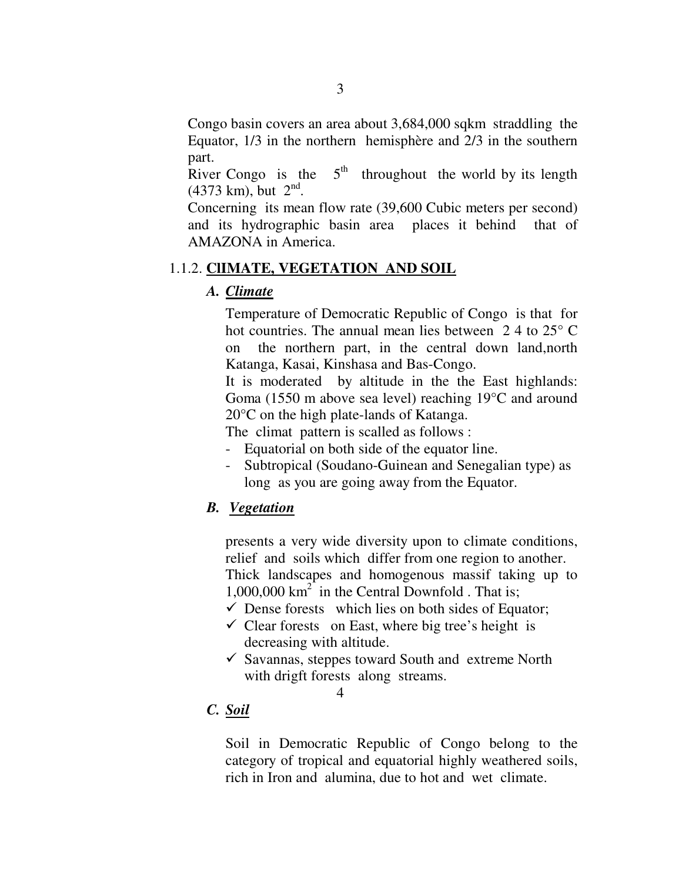Congo basin covers an area about 3,684,000 sqkm straddling the Equator, 1/3 in the northern hemisphère and 2/3 in the southern part.

River Congo is the 5th throughout the world by its length (4373 km), but 2nd.

Concerning its mean flow rate (39,600 Cubic meters per second) and its hydrographic basin area places it behind that of AMAZONA in America.

### 1.1.2. **ClIMATE, VEGETATION AND SOIL**

#### *A. Climate*

Temperature of Democratic Republic of Congo is that for hot countries. The annual mean lies between 2 4 to 25° C on the northern part, in the central down land,north Katanga, Kasai, Kinshasa and Bas-Congo.

It is moderated by altitude in the the East highlands: Goma (1550 m above sea level) reaching 19°C and around 20°C on the high plate-lands of Katanga.

The climat pattern is scalled as follows :

- Equatorial on both side of the equator line.
- Subtropical (Soudano-Guinean and Senegalian type) as long as you are going away from the Equator.

#### *B. Vegetation*

presents a very wide diversity upon to climate conditions, relief and soils which differ from one region to another.

Thick landscapes and homogenous massif taking up to 1,000,000 km$^2$ in the Central Downfold . That is;

- ✓ Dense forests which lies on both sides of Equator;
- ✓ Clear forests on East, where big tree's height is decreasing with altitude.
- ✓ Savannas, steppes toward South and extreme North with drigft forests along streams.

#### *C. Soil*

Soil in Democratic Republic of Congo belong to the category of tropical and equatorial highly weathered soils, rich in Iron and alumina, due to hot and wet climate.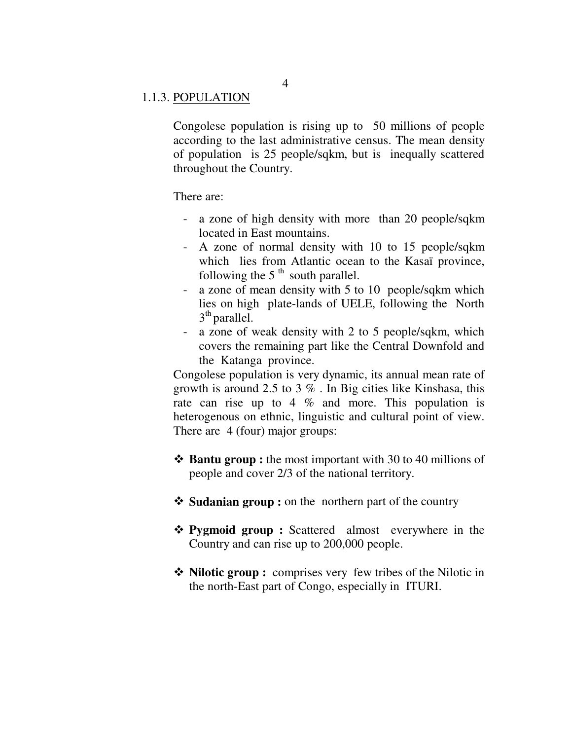### 1.1.3. POPULATION

Congolese population is rising up to 50 millions of people according to the last administrative census. The mean density of population is 25 people/sqkm, but is inequally scattered throughout the Country.

There are:

- a zone of high density with more than 20 people/sqkm located in East mountains.
- A zone of normal density with 10 to 15 people/sqkm which lies from Atlantic ocean to the Kasaï province, following the 5 th south parallel.
- a zone of mean density with 5 to 10 people/sqkm which lies on high plate-lands of UELE, following the North 3th parallel.
- a zone of weak density with 2 to 5 people/sqkm, which covers the remaining part like the Central Downfold and the Katanga province.

Congolese population is very dynamic, its annual mean rate of growth is around 2.5 to 3 % . In Big cities like Kinshasa, this rate can rise up to 4 % and more. This population is heterogenous on ethnic, linguistic and cultural point of view. There are 4 (four) major groups:

- **Bantu group :** the most important with 30 to 40 millions of people and cover 2/3 of the national territory.
- **Sudanian group :** on the northern part of the country
- **Pygmoid group :** Scattered almost everywhere in the Country and can rise up to 200,000 people.
- **Nilotic group :** comprises very few tribes of the Nilotic in the north-East part of Congo, especially in ITURI.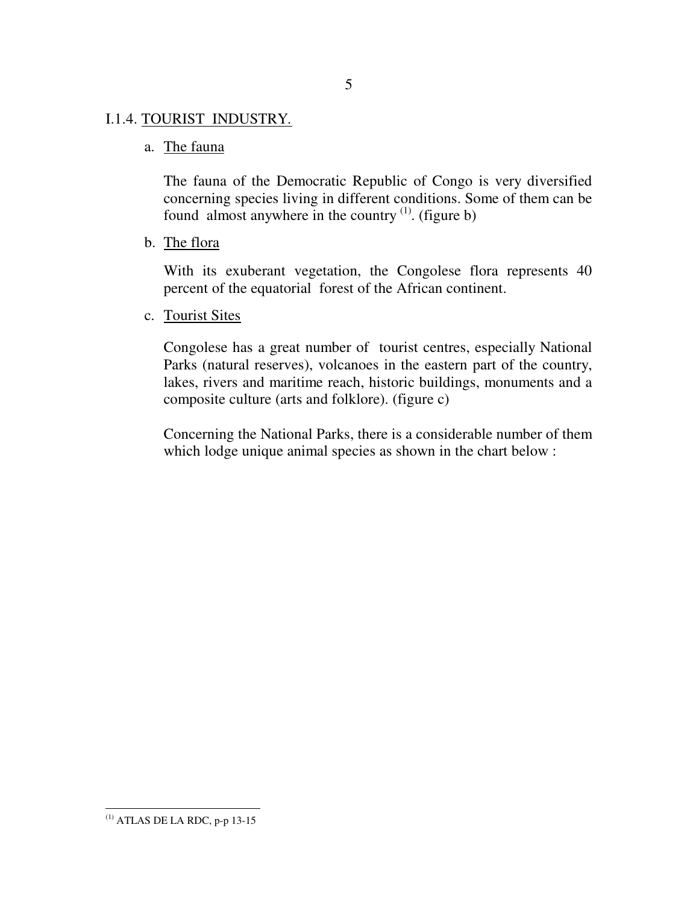### I.1.4. TOURIST INDUSTRY.

a. The fauna

The fauna of the Democratic Republic of Congo is very diversified concerning species living in different conditions. Some of them can be found almost anywhere in the country [1]. (figure b)

b. The flora

With its exuberant vegetation, the Congolese flora represents 40 percent of the equatorial forest of the African continent.

c. Tourist Sites

Congolese has a great number of tourist centres, especially National Parks (natural reserves), volcanoes in the eastern part of the country, lakes, rivers and maritime reach, historic buildings, monuments and a composite culture (arts and folklore). (figure c)

Concerning the National Parks, there is a considerable number of them which lodge unique animal species as shown in the chart below :

---

[1] ATLAS DE LA RDC, p-p 13-15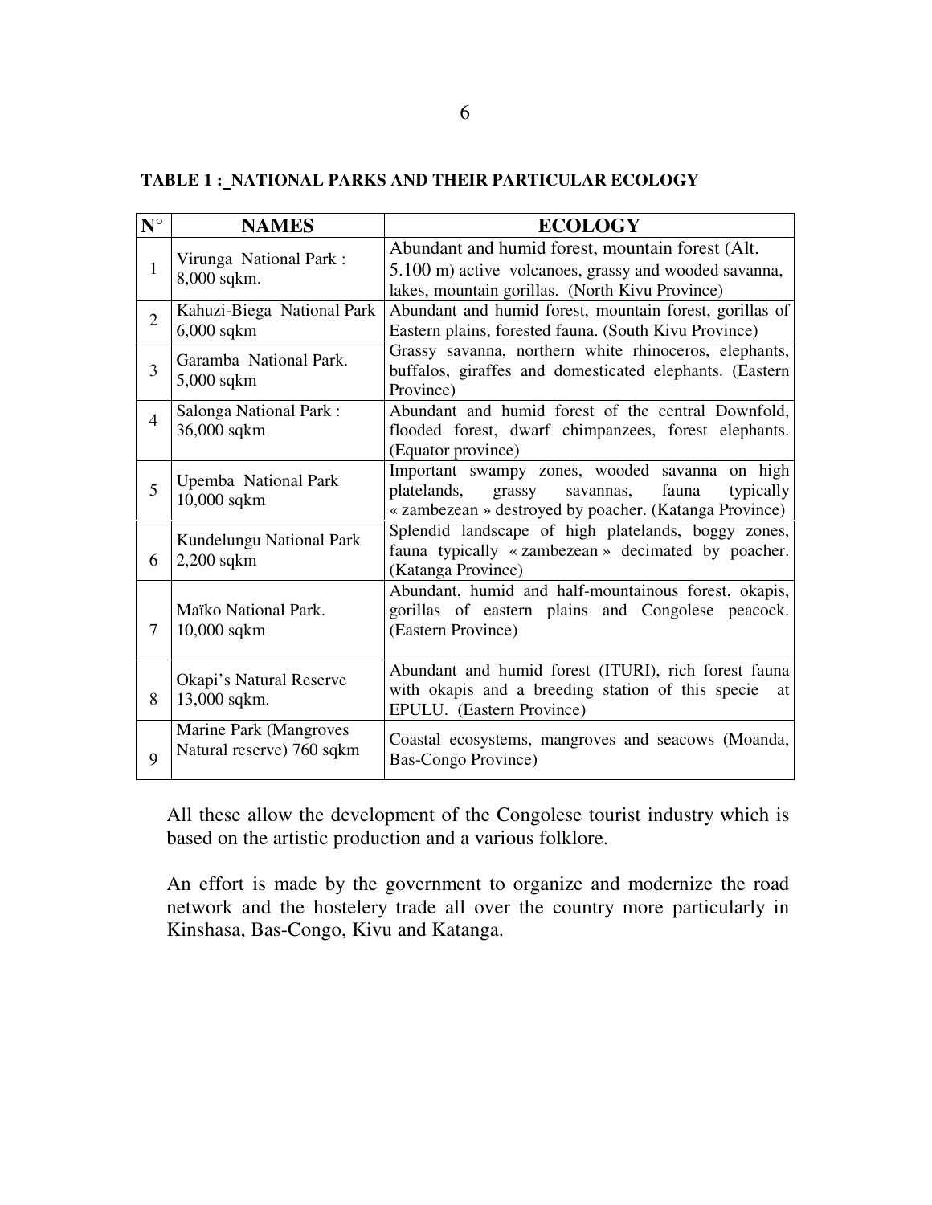**TABLE 1 : NATIONAL PARKS AND THEIR PARTICULAR ECOLOGY**

| N° | NAMES | ECOLOGY |
|---|---|---|
| 1 | Virunga National Park : 8,000 sqkm. | Abundant and humid forest, mountain forest (Alt. 5.100 m) active volcanoes, grassy and wooded savanna, lakes, mountain gorillas. (North Kivu Province) |
| 2 | Kahuzi-Biega National Park 6,000 sqkm | Abundant and humid forest, mountain forest, gorillas of Eastern plains, forested fauna. (South Kivu Province) |
| 3 | Garamba National Park. 5,000 sqkm | Grassy savanna, northern white rhinoceros, elephants, buffalos, giraffes and domesticated elephants. (Eastern Province) |
| 4 | Salonga National Park : 36,000 sqkm | Abundant and humid forest of the central Downfold, flooded forest, dwarf chimpanzees, forest elephants. (Equator province) |
| 5 | Upemba National Park 10,000 sqkm | Important swampy zones, wooded savanna on high platelands, grassy savannas, fauna typically « zambezean » destroyed by poacher. (Katanga Province) |
| 6 | Kundelungu National Park 2,200 sqkm | Splendid landscape of high platelands, boggy zones, fauna typically « zambezean » decimated by poacher. (Katanga Province) |
| 7 | Maïko National Park. 10,000 sqkm | Abundant, humid and half-mountainous forest, okapis, gorillas of eastern plains and Congolese peacock. (Eastern Province) |
| 8 | Okapi's Natural Reserve 13,000 sqkm. | Abundant and humid forest (ITURI), rich forest fauna with okapis and a breeding station of this specie at EPULU. (Eastern Province) |
| 9 | Marine Park (Mangroves Natural reserve) 760 sqkm | Coastal ecosystems, mangroves and seacows (Moanda, Bas-Congo Province) |

All these allow the development of the Congolese tourist industry which is based on the artistic production and a various folklore.

An effort is made by the government to organize and modernize the road network and the hostelery trade all over the country more particularly in Kinshasa, Bas-Congo, Kivu and Katanga.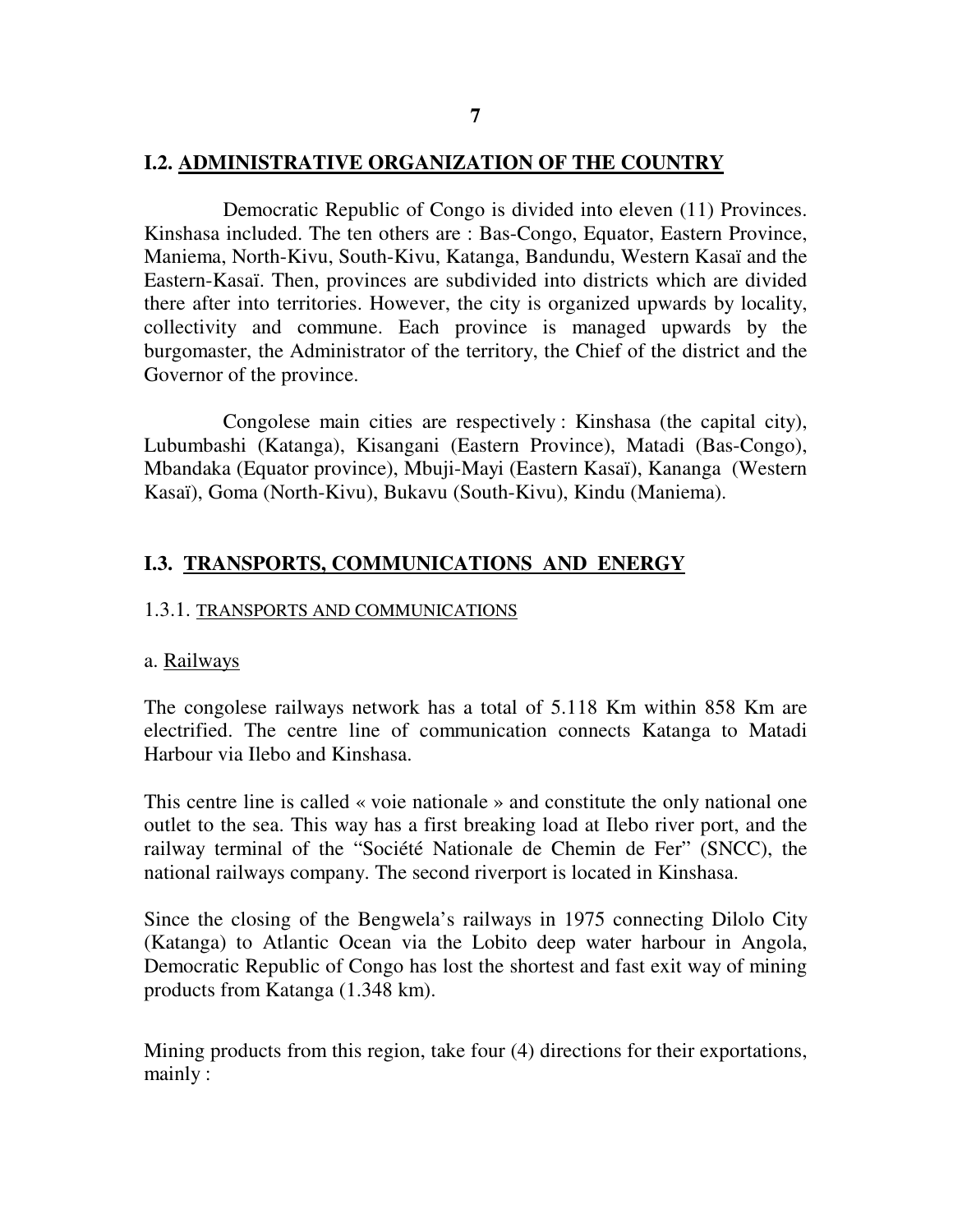## I.2. ADMINISTRATIVE ORGANIZATION OF THE COUNTRY

Democratic Republic of Congo is divided into eleven (11) Provinces. Kinshasa included. The ten others are : Bas-Congo, Equator, Eastern Province, Maniema, North-Kivu, South-Kivu, Katanga, Bandundu, Western Kasaï and the Eastern-Kasaï. Then, provinces are subdivided into districts which are divided there after into territories. However, the city is organized upwards by locality, collectivity and commune. Each province is managed upwards by the burgomaster, the Administrator of the territory, the Chief of the district and the Governor of the province.

Congolese main cities are respectively : Kinshasa (the capital city), Lubumbashi (Katanga), Kisangani (Eastern Province), Matadi (Bas-Congo), Mbandaka (Equator province), Mbuji-Mayi (Eastern Kasaï), Kananga (Western Kasaï), Goma (North-Kivu), Bukavu (South-Kivu), Kindu (Maniema).

## I.3. TRANSPORTS, COMMUNICATIONS AND ENERGY

### 1.3.1. TRANSPORTS AND COMMUNICATIONS

a. Railways

The congolese railways network has a total of 5.118 Km within 858 Km are electrified. The centre line of communication connects Katanga to Matadi Harbour via Ilebo and Kinshasa.

This centre line is called « voie nationale » and constitute the only national one outlet to the sea. This way has a first breaking load at Ilebo river port, and the railway terminal of the "Société Nationale de Chemin de Fer" (SNCC), the national railways company. The second riverport is located in Kinshasa.

Since the closing of the Bengwela's railways in 1975 connecting Dilolo City (Katanga) to Atlantic Ocean via the Lobito deep water harbour in Angola, Democratic Republic of Congo has lost the shortest and fast exit way of mining products from Katanga (1.348 km).

Mining products from this region, take four (4) directions for their exportations, mainly :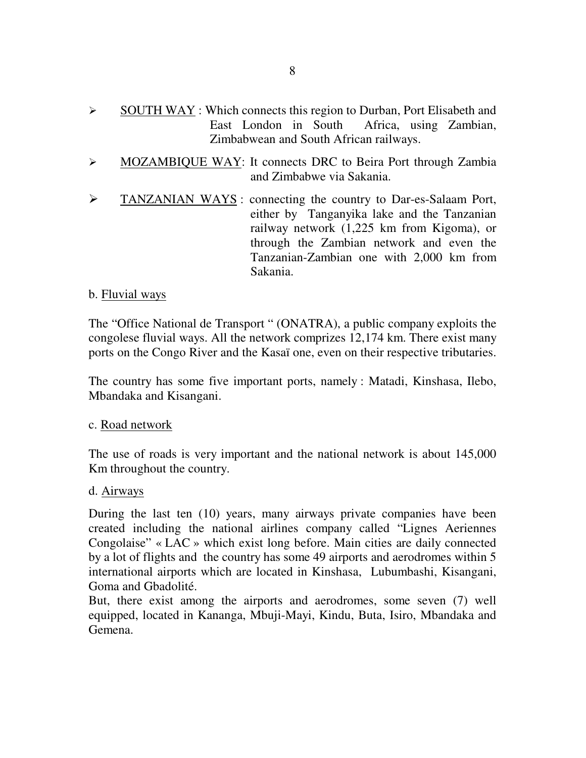- <u>SOUTH WAY</u> : Which connects this region to Durban, Port Elisabeth and East London in South Africa, using Zambian, Zimbabwean and South African railways.
- <u>MOZAMBIQUE WAY</u>: It connects DRC to Beira Port through Zambia and Zimbabwe via Sakania.
- <u>TANZANIAN WAYS</u> : connecting the country to Dar-es-Salaam Port, either by Tanganyika lake and the Tanzanian railway network (1,225 km from Kigoma), or through the Zambian network and even the Tanzanian-Zambian one with 2,000 km from Sakania.

b. <u>Fluvial ways</u>

The "Office National de Transport " (ONATRA), a public company exploits the congolese fluvial ways. All the network comprizes 12,174 km. There exist many ports on the Congo River and the Kasaï one, even on their respective tributaries.

The country has some five important ports, namely : Matadi, Kinshasa, Ilebo, Mbandaka and Kisangani.

c. <u>Road network</u>

The use of roads is very important and the national network is about 145,000 Km throughout the country.

d. <u>Airways</u>

During the last ten (10) years, many airways private companies have been created including the national airlines company called "Lignes Aeriennes Congolaise" « LAC » which exist long before. Main cities are daily connected by a lot of flights and the country has some 49 airports and aerodromes within 5 international airports which are located in Kinshasa, Lubumbashi, Kisangani, Goma and Gbadolité.

But, there exist among the airports and aerodromes, some seven (7) well equipped, located in Kananga, Mbuji-Mayi, Kindu, Buta, Isiro, Mbandaka and Gemena.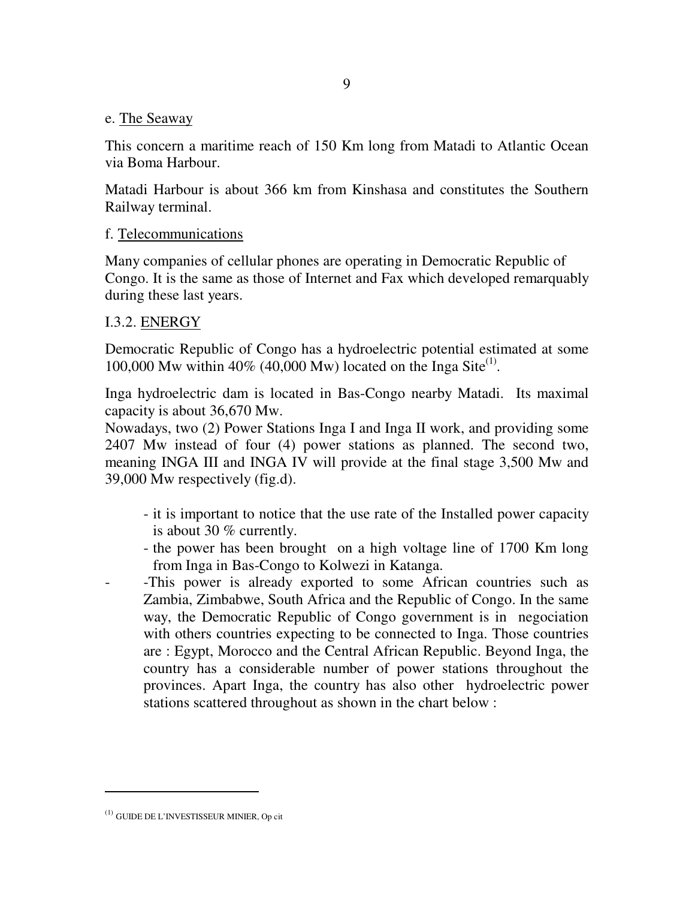e. The Seaway

This concern a maritime reach of 150 Km long from Matadi to Atlantic Ocean via Boma Harbour.

Matadi Harbour is about 366 km from Kinshasa and constitutes the Southern Railway terminal.

f. Telecommunications

Many companies of cellular phones are operating in Democratic Republic of Congo. It is the same as those of Internet and Fax which developed remarquably during these last years.

I.3.2. ENERGY

Democratic Republic of Congo has a hydroelectric potential estimated at some 100,000 Mw within 40% (40,000 Mw) located on the Inga Site[1].

Inga hydroelectric dam is located in Bas-Congo nearby Matadi. Its maximal capacity is about 36,670 Mw.

Nowadays, two (2) Power Stations Inga I and Inga II work, and providing some 2407 Mw instead of four (4) power stations as planned. The second two, meaning INGA III and INGA IV will provide at the final stage 3,500 Mw and 39,000 Mw respectively (fig.d).

- it is important to notice that the use rate of the Installed power capacity is about 30 % currently.
- the power has been brought on a high voltage line of 1700 Km long from Inga in Bas-Congo to Kolwezi in Katanga.
- -This power is already exported to some African countries such as Zambia, Zimbabwe, South Africa and the Republic of Congo. In the same way, the Democratic Republic of Congo government is in negociation with others countries expecting to be connected to Inga. Those countries are : Egypt, Morocco and the Central African Republic. Beyond Inga, the country has a considerable number of power stations throughout the provinces. Apart Inga, the country has also other hydroelectric power stations scattered throughout as shown in the chart below :

---

[1] GUIDE DE L'INVESTISSEUR MINIER, Op cit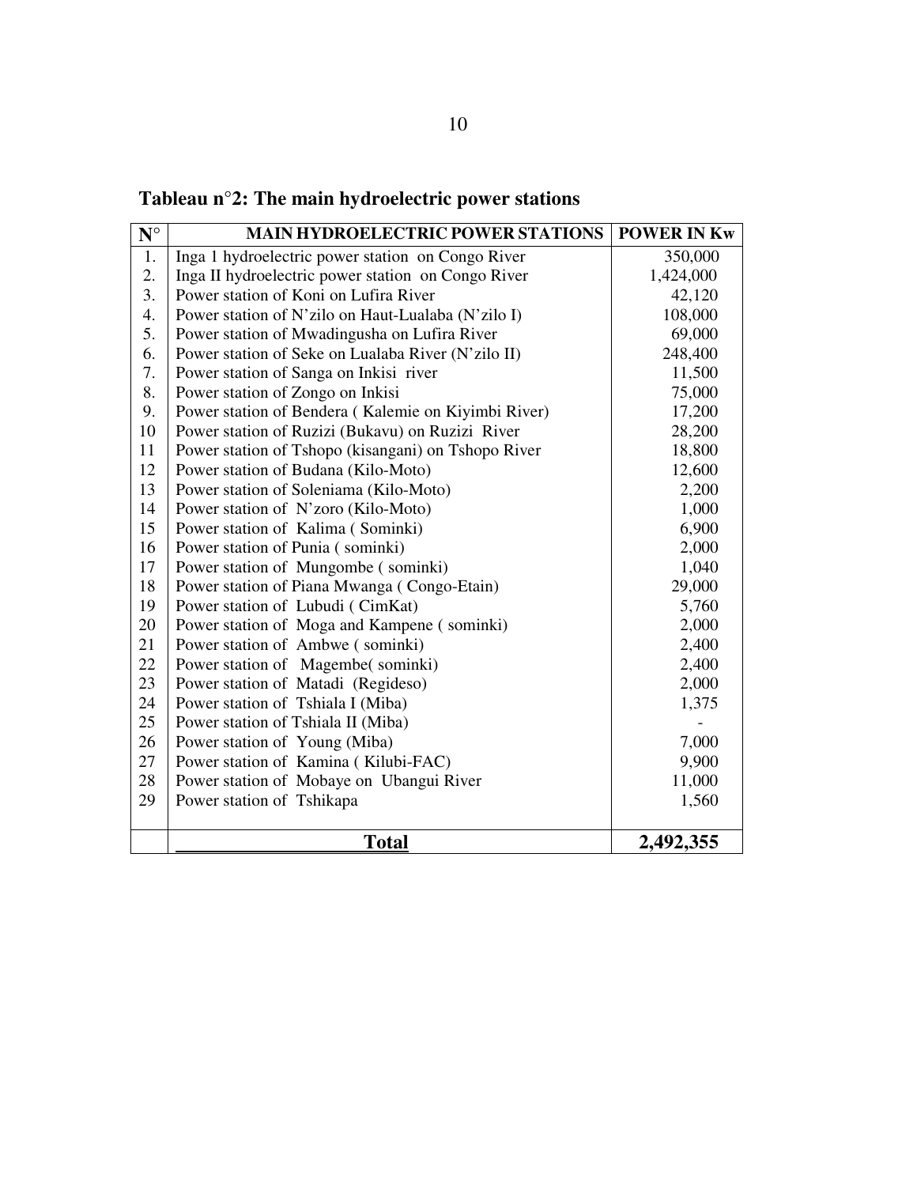**Tableau n°2: The main hydroelectric power stations**

| N° | MAIN HYDROELECTRIC POWER STATIONS | POWER IN Kw |
|---|---|---|
| 1. | Inga 1 hydroelectric power station on Congo River | 350,000 |
| 2. | Inga II hydroelectric power station on Congo River | 1,424,000 |
| 3. | Power station of Koni on Lufira River | 42,120 |
| 4. | Power station of N'zilo on Haut-Lualaba (N'zilo I) | 108,000 |
| 5. | Power station of Mwadingusha on Lufira River | 69,000 |
| 6. | Power station of Seke on Lualaba River (N'zilo II) | 248,400 |
| 7. | Power station of Sanga on Inkisi river | 11,500 |
| 8. | Power station of Zongo on Inkisi | 75,000 |
| 9. | Power station of Bendera ( Kalemie on Kiyimbi River) | 17,200 |
| 10 | Power station of Ruzizi (Bukavu) on Ruzizi River | 28,200 |
| 11 | Power station of Tshopo (kisangani) on Tshopo River | 18,800 |
| 12 | Power station of Budana (Kilo-Moto) | 12,600 |
| 13 | Power station of Soleniama (Kilo-Moto) | 2,200 |
| 14 | Power station of N'zoro (Kilo-Moto) | 1,000 |
| 15 | Power station of Kalima ( Sominki) | 6,900 |
| 16 | Power station of Punia ( sominki) | 2,000 |
| 17 | Power station of Mungombe ( sominki) | 1,040 |
| 18 | Power station of Piana Mwanga ( Congo-Etain) | 29,000 |
| 19 | Power station of Lubudi ( CimKat) | 5,760 |
| 20 | Power station of Moga and Kampene ( sominki) | 2,000 |
| 21 | Power station of Ambwe ( sominki) | 2,400 |
| 22 | Power station of Magembe( sominki) | 2,400 |
| 23 | Power station of Matadi (Regideso) | 2,000 |
| 24 | Power station of Tshiala I (Miba) | 1,375 |
| 25 | Power station of Tshiala II (Miba) | - |
| 26 | Power station of Young (Miba) | 7,000 |
| 27 | Power station of Kamina ( Kilubi-FAC) | 9,900 |
| 28 | Power station of Mobaye on Ubangui River | 11,000 |
| 29 | Power station of Tshikapa | 1,560 |
| | **Total** | **2,492,355** |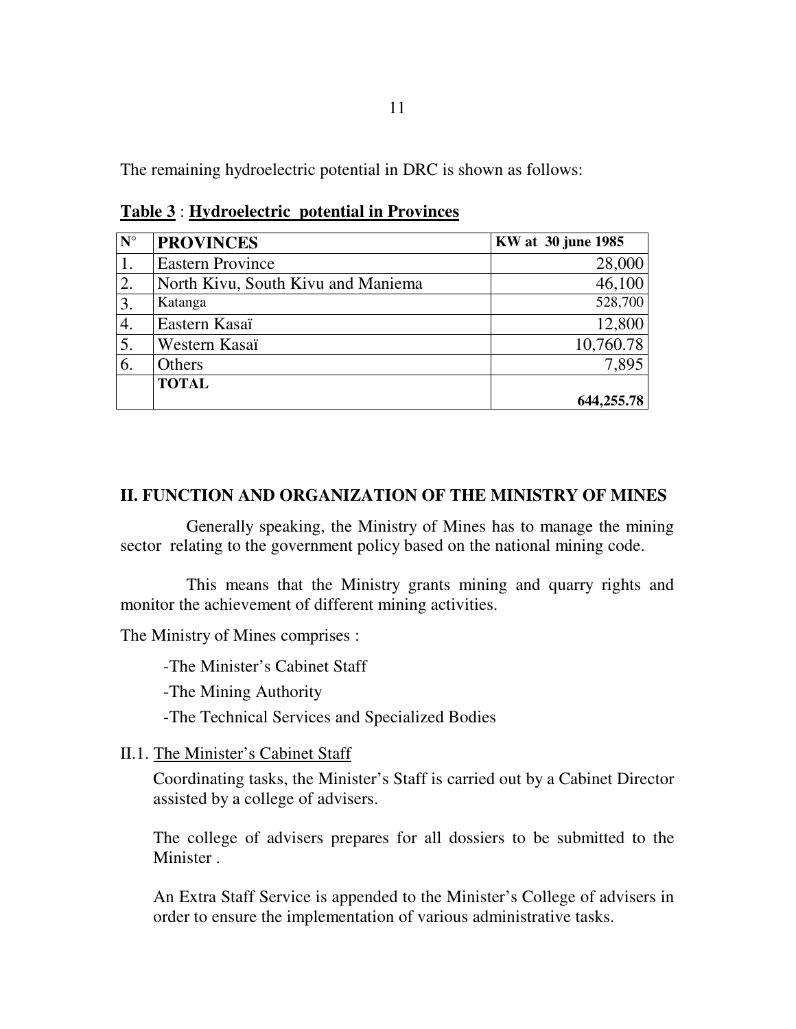The remaining hydroelectric potential in DRC is shown as follows:

**Table 3** : **Hydroelectric potential in Provinces**

| N° | PROVINCES | KW at 30 june 1985 |
|---|---|---|
| 1. | Eastern Province | 28,000 |
| 2. | North Kivu, South Kivu and Maniema | 46,100 |
| 3. | Katanga | 528,700 |
| 4. | Eastern Kasaï | 12,800 |
| 5. | Western Kasaï | 10,760.78 |
| 6. | Others | 7,895 |
| | **TOTAL** | **644,255.78** |

## II. FUNCTION AND ORGANIZATION OF THE MINISTRY OF MINES

Generally speaking, the Ministry of Mines has to manage the mining sector relating to the government policy based on the national mining code.

This means that the Ministry grants mining and quarry rights and monitor the achievement of different mining activities.

The Ministry of Mines comprises :

- The Minister's Cabinet Staff
- The Mining Authority
- The Technical Services and Specialized Bodies

### II.1. The Minister's Cabinet Staff

Coordinating tasks, the Minister's Staff is carried out by a Cabinet Director assisted by a college of advisers.

The college of advisers prepares for all dossiers to be submitted to the Minister .

An Extra Staff Service is appended to the Minister's College of advisers in order to ensure the implementation of various administrative tasks.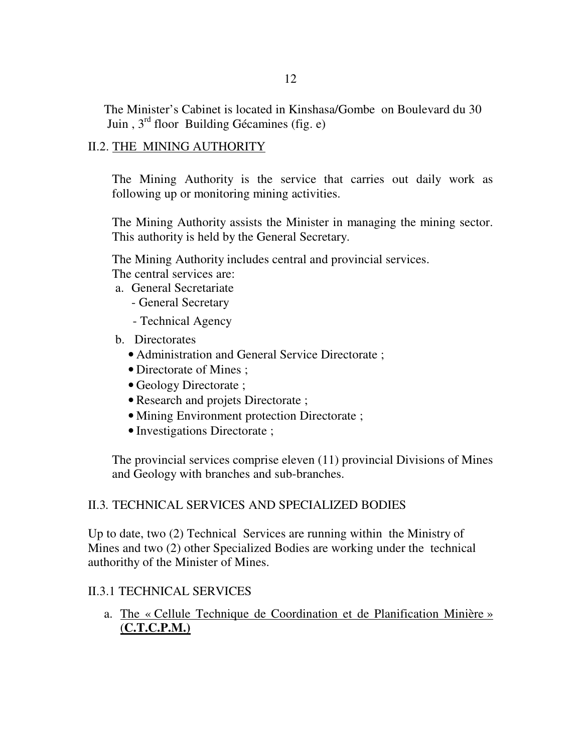The Minister's Cabinet is located in Kinshasa/Gombe on Boulevard du 30 Juin , 3rd floor Building Gécamines (fig. e)

## II.2. THE MINING AUTHORITY

The Mining Authority is the service that carries out daily work as following up or monitoring mining activities.

The Mining Authority assists the Minister in managing the mining sector. This authority is held by the General Secretary.

The Mining Authority includes central and provincial services.
The central services are:

a. General Secretariate
   - General Secretary
   - Technical Agency
b. Directorates
   - Administration and General Service Directorate ;
   - Directorate of Mines ;
   - Geology Directorate ;
   - Research and projets Directorate ;
   - Mining Environment protection Directorate ;
   - Investigations Directorate ;

The provincial services comprise eleven (11) provincial Divisions of Mines and Geology with branches and sub-branches.

## II.3. TECHNICAL SERVICES AND SPECIALIZED BODIES

Up to date, two (2) Technical Services are running within the Ministry of Mines and two (2) other Specialized Bodies are working under the technical authorithy of the Minister of Mines.

### II.3.1 TECHNICAL SERVICES

a. The « Cellule Technique de Coordination et de Planification Minière » (**C.T.C.P.M.)**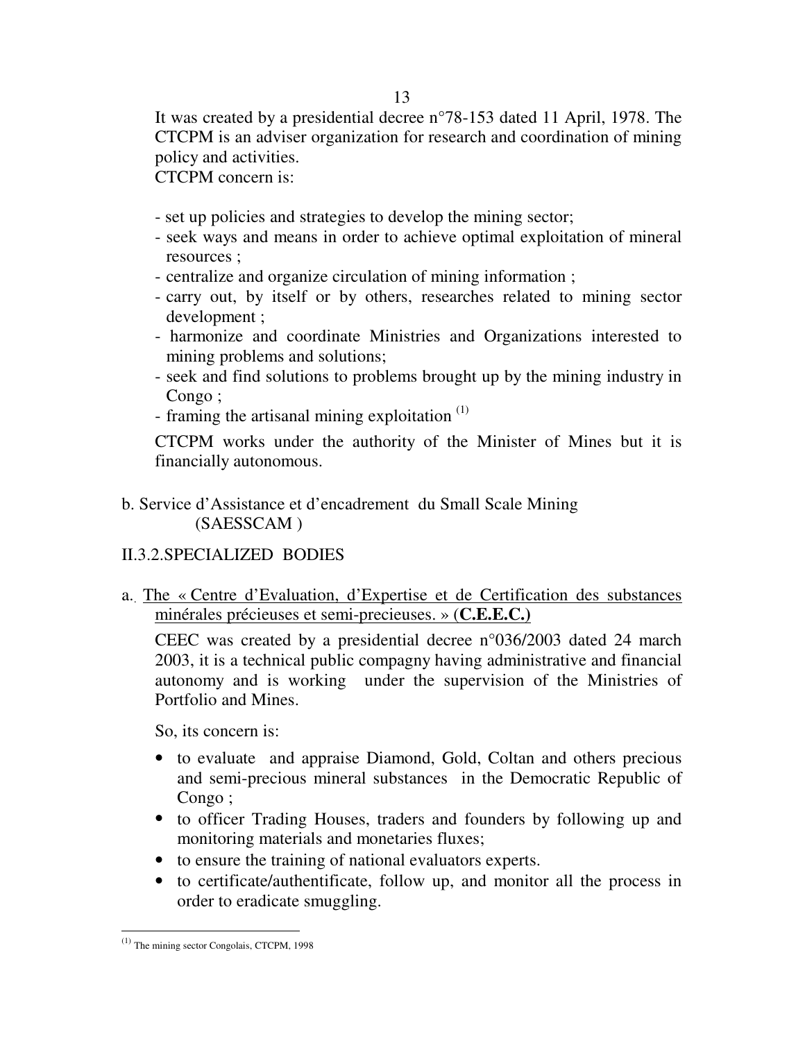It was created by a presidential decree n°78-153 dated 11 April, 1978. The CTCPM is an adviser organization for research and coordination of mining policy and activities.

CTCPM concern is:

- set up policies and strategies to develop the mining sector;
- seek ways and means in order to achieve optimal exploitation of mineral resources ;
- centralize and organize circulation of mining information ;
- carry out, by itself or by others, researches related to mining sector development ;
- harmonize and coordinate Ministries and Organizations interested to mining problems and solutions;
- seek and find solutions to problems brought up by the mining industry in Congo ;
- framing the artisanal mining exploitation [1]

CTCPM works under the authority of the Minister of Mines but it is financially autonomous.

b. Service d'Assistance et d'encadrement du Small Scale Mining (SAESSCAM )

### II.3.2.SPECIALIZED BODIES

a. The « Centre d'Evaluation, d'Expertise et de Certification des substances minérales précieuses et semi-precieuses. » (**C.E.E.C.)**

CEEC was created by a presidential decree n°036/2003 dated 24 march 2003, it is a technical public compagny having administrative and financial autonomy and is working under the supervision of the Ministries of Portfolio and Mines.

So, its concern is:

- to evaluate and appraise Diamond, Gold, Coltan and others precious and semi-precious mineral substances in the Democratic Republic of Congo ;
- to officer Trading Houses, traders and founders by following up and monitoring materials and monetaries fluxes;
- to ensure the training of national evaluators experts.
- to certificate/authentificate, follow up, and monitor all the process in order to eradicate smuggling.

---

[1] The mining sector Congolais, CTCPM, 1998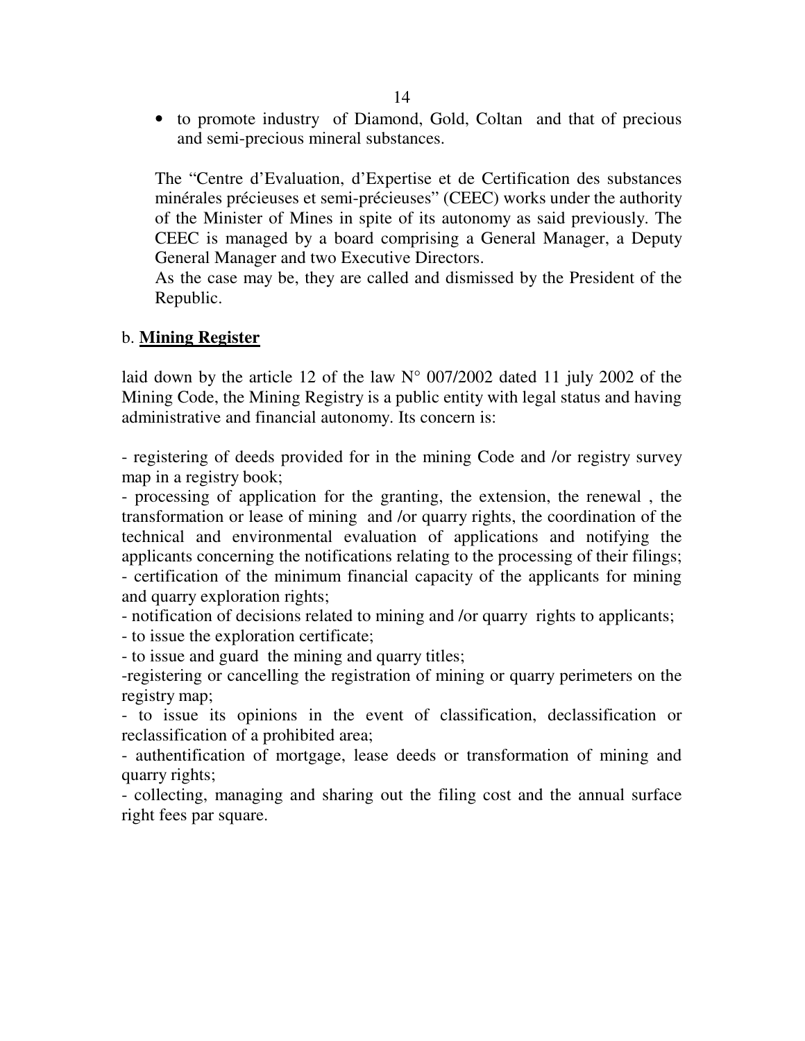- to promote industry of Diamond, Gold, Coltan and that of precious and semi-precious mineral substances.

The "Centre d'Evaluation, d'Expertise et de Certification des substances minérales précieuses et semi-précieuses" (CEEC) works under the authority of the Minister of Mines in spite of its autonomy as said previously. The CEEC is managed by a board comprising a General Manager, a Deputy General Manager and two Executive Directors.
As the case may be, they are called and dismissed by the President of the Republic.

b. **<u>Mining Register</u>**

laid down by the article 12 of the law N° 007/2002 dated 11 july 2002 of the Mining Code, the Mining Registry is a public entity with legal status and having administrative and financial autonomy. Its concern is:

- registering of deeds provided for in the mining Code and /or registry survey map in a registry book;
- processing of application for the granting, the extension, the renewal , the transformation or lease of mining and /or quarry rights, the coordination of the technical and environmental evaluation of applications and notifying the applicants concerning the notifications relating to the processing of their filings;
- certification of the minimum financial capacity of the applicants for mining and quarry exploration rights;
- notification of decisions related to mining and /or quarry rights to applicants;
- to issue the exploration certificate;
- to issue and guard the mining and quarry titles;
- registering or cancelling the registration of mining or quarry perimeters on the registry map;
- to issue its opinions in the event of classification, declassification or reclassification of a prohibited area;
- authentification of mortgage, lease deeds or transformation of mining and quarry rights;
- collecting, managing and sharing out the filing cost and the annual surface right fees par square.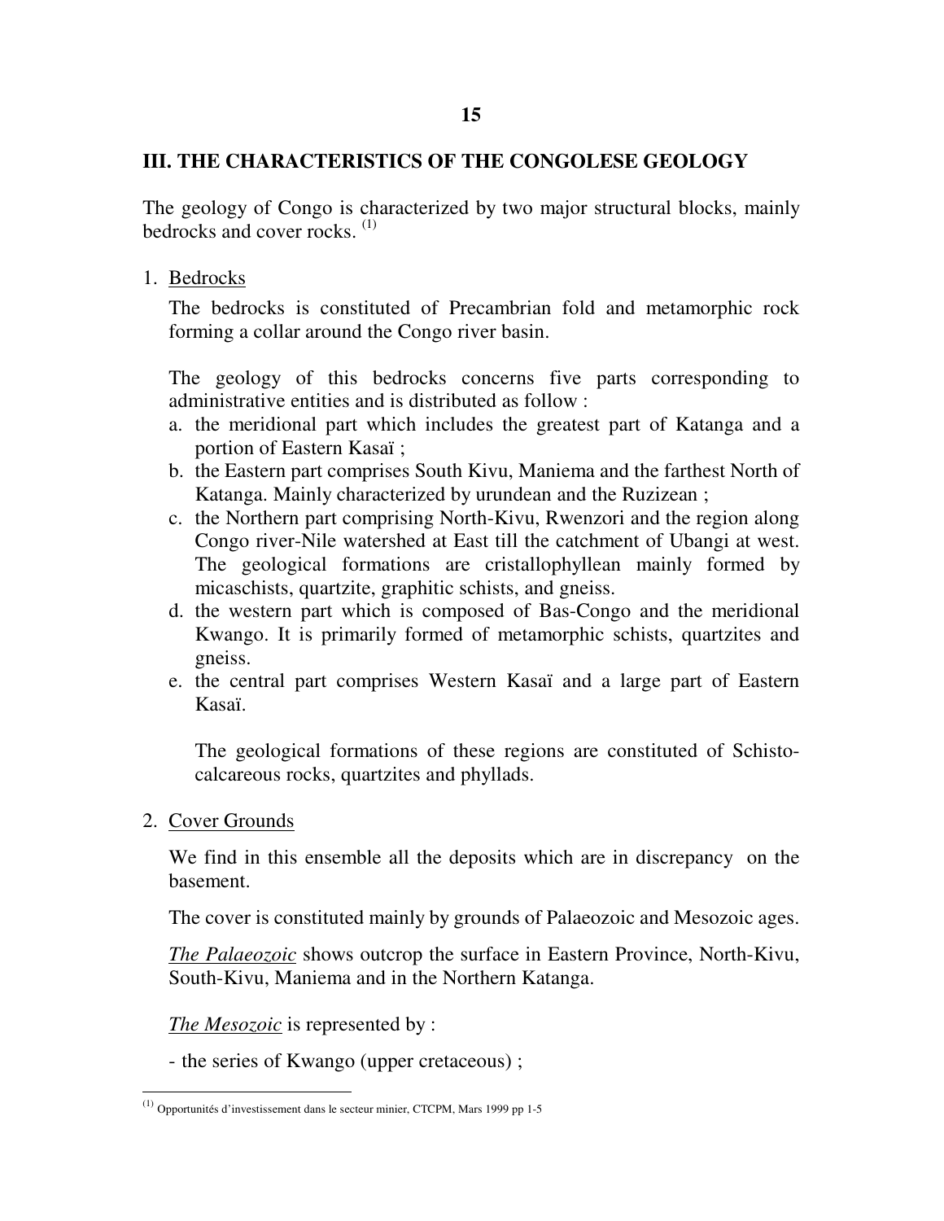## III. THE CHARACTERISTICS OF THE CONGOLESE GEOLOGY

The geology of Congo is characterized by two major structural blocks, mainly bedrocks and cover rocks. [1]

1. Bedrocks

   The bedrocks is constituted of Precambrian fold and metamorphic rock forming a collar around the Congo river basin.

   The geology of this bedrocks concerns five parts corresponding to administrative entities and is distributed as follow :

   a. the meridional part which includes the greatest part of Katanga and a portion of Eastern Kasaï ;
   b. the Eastern part comprises South Kivu, Maniema and the farthest North of Katanga. Mainly characterized by urundean and the Ruzizean ;
   c. the Northern part comprising North-Kivu, Rwenzori and the region along Congo river-Nile watershed at East till the catchment of Ubangi at west. The geological formations are cristallophyllean mainly formed by micaschists, quartzite, graphitic schists, and gneiss.
   d. the western part which is composed of Bas-Congo and the meridional Kwango. It is primarily formed of metamorphic schists, quartzites and gneiss.
   e. the central part comprises Western Kasaï and a large part of Eastern Kasaï.

      The geological formations of these regions are constituted of Schisto-calcareous rocks, quartzites and phyllads.

2. Cover Grounds

   We find in this ensemble all the deposits which are in discrepancy on the basement.

   The cover is constituted mainly by grounds of Palaeozoic and Mesozoic ages.

   *The Palaeozoic* shows outcrop the surface in Eastern Province, North-Kivu, South-Kivu, Maniema and in the Northern Katanga.

   *The Mesozoic* is represented by :

   - the series of Kwango (upper cretaceous) ;

---

[1] Opportunités d'investissement dans le secteur minier, CTCPM, Mars 1999 pp 1-5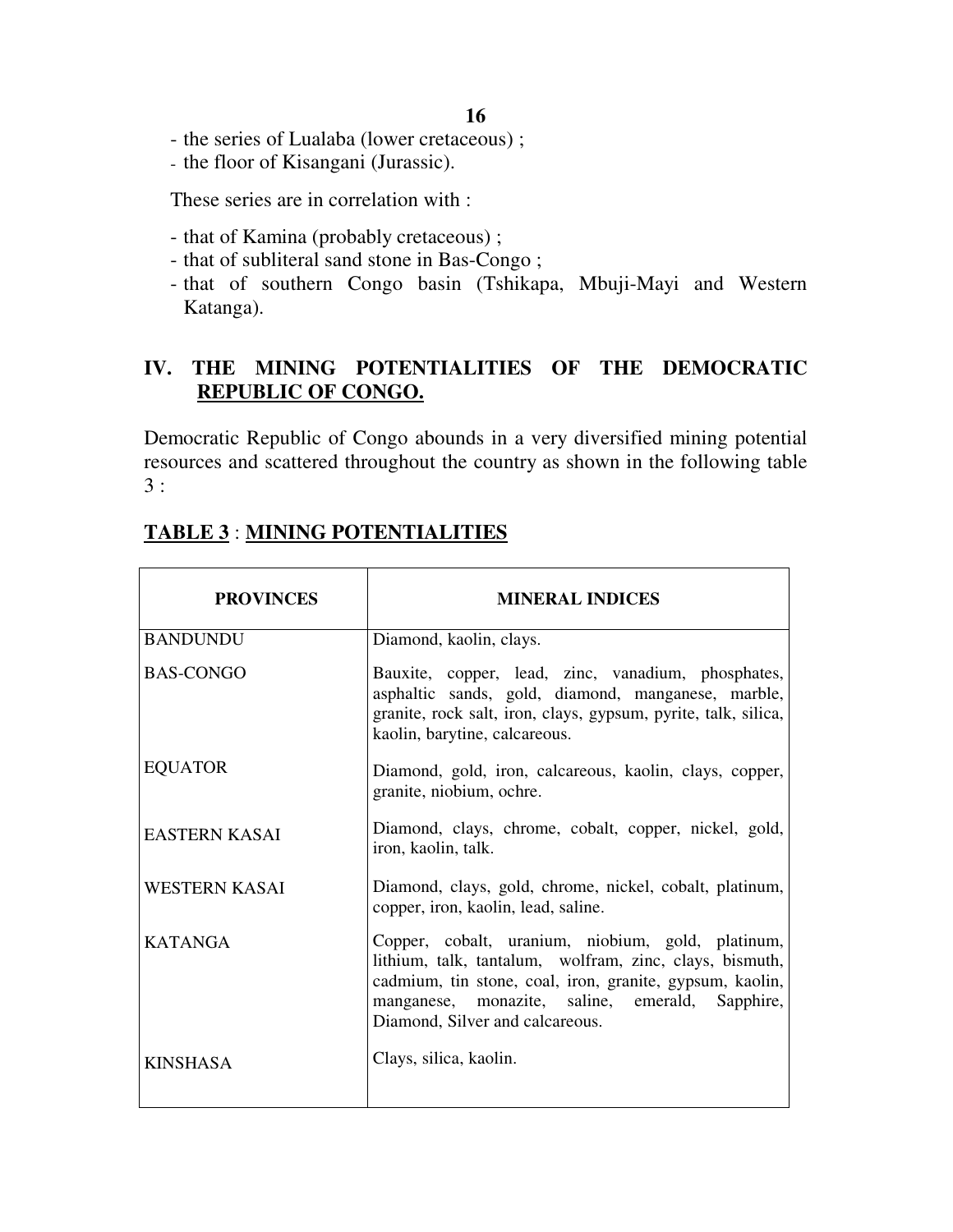- the series of Lualaba (lower cretaceous) ;
- the floor of Kisangani (Jurassic).

These series are in correlation with :

- that of Kamina (probably cretaceous) ;
- that of subliteral sand stone in Bas-Congo ;
- that of southern Congo basin (Tshikapa, Mbuji-Mayi and Western Katanga).

## IV. THE MINING POTENTIALITIES OF THE DEMOCRATIC REPUBLIC OF CONGO.

Democratic Republic of Congo abounds in a very diversified mining potential resources and scattered throughout the country as shown in the following table 3 :

**TABLE 3** : **MINING POTENTIALITIES**

| PROVINCES | MINERAL INDICES |
|---|---|
| BANDUNDU | Diamond, kaolin, clays. |
| BAS-CONGO | Bauxite, copper, lead, zinc, vanadium, phosphates, asphaltic sands, gold, diamond, manganese, marble, granite, rock salt, iron, clays, gypsum, pyrite, talk, silica, kaolin, barytine, calcareous. |
| EQUATOR | Diamond, gold, iron, calcareous, kaolin, clays, copper, granite, niobium, ochre. |
| EASTERN KASAI | Diamond, clays, chrome, cobalt, copper, nickel, gold, iron, kaolin, talk. |
| WESTERN KASAI | Diamond, clays, gold, chrome, nickel, cobalt, platinum, copper, iron, kaolin, lead, saline. |
| KATANGA | Copper, cobalt, uranium, niobium, gold, platinum, lithium, talk, tantalum, wolfram, zinc, clays, bismuth, cadmium, tin stone, coal, iron, granite, gypsum, kaolin, manganese, monazite, saline, emerald, Sapphire, Diamond, Silver and calcareous. |
| KINSHASA | Clays, silica, kaolin. |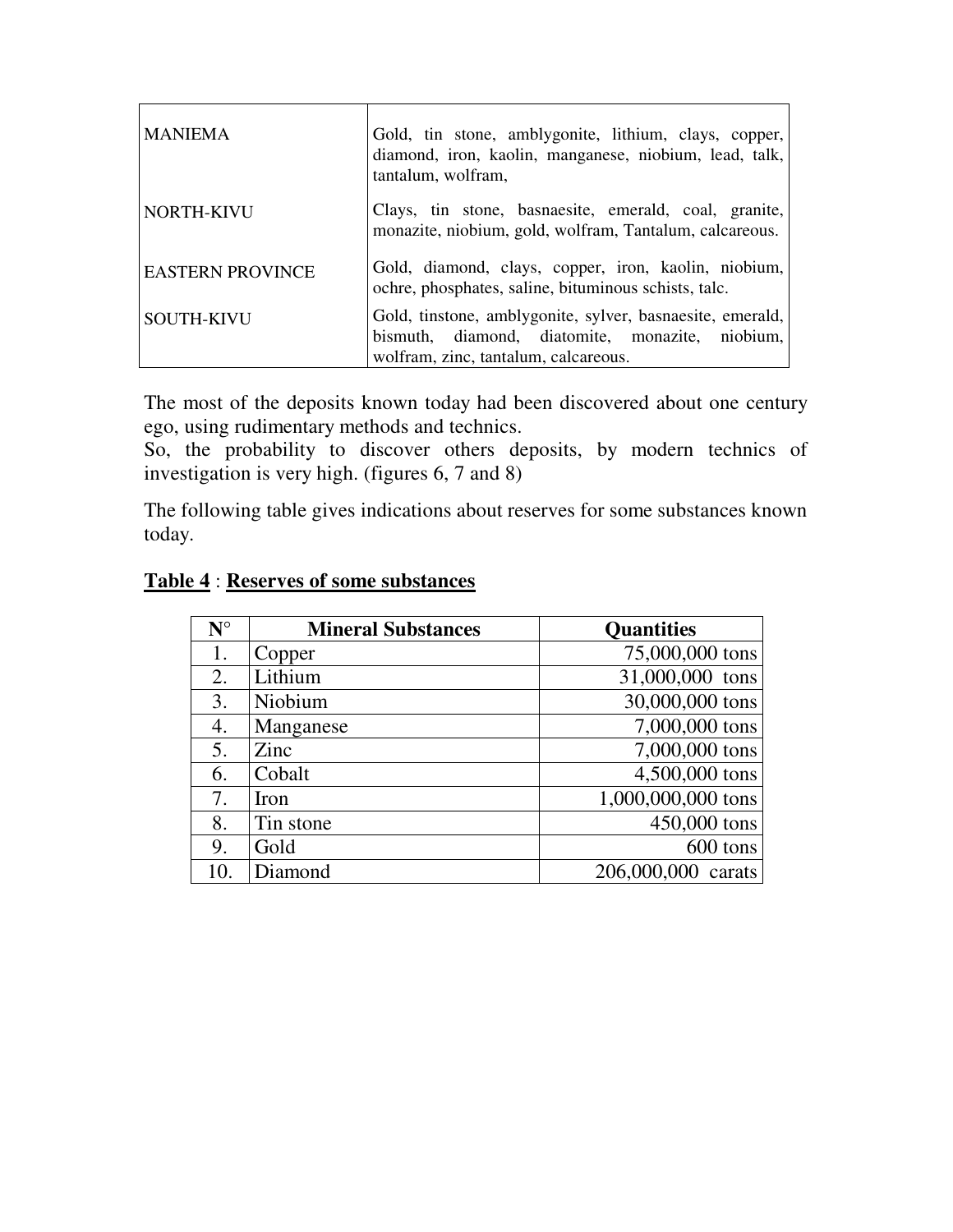| | |
|---|---|
| MANIEMA | Gold, tin stone, amblygonite, lithium, clays, copper, diamond, iron, kaolin, manganese, niobium, lead, talk, tantalum, wolfram, |
| NORTH-KIVU | Clays, tin stone, basnaesite, emerald, coal, granite, monazite, niobium, gold, wolfram, Tantalum, calcareous. |
| EASTERN PROVINCE | Gold, diamond, clays, copper, iron, kaolin, niobium, ochre, phosphates, saline, bituminous schists, talc. |
| SOUTH-KIVU | Gold, tinstone, amblygonite, sylver, basnaesite, emerald, bismuth, diamond, diatomite, monazite, niobium, wolfram, zinc, tantalum, calcareous. |

The most of the deposits known today had been discovered about one century ego, using rudimentary methods and technics.
So, the probability to discover others deposits, by modern technics of investigation is very high. (figures 6, 7 and 8)

The following table gives indications about reserves for some substances known today.

**Table 4** : **Reserves of some substances**

| N° | Mineral Substances | Quantities |
|---|---|---|
| 1. | Copper | 75,000,000 tons |
| 2. | Lithium | 31,000,000 tons |
| 3. | Niobium | 30,000,000 tons |
| 4. | Manganese | 7,000,000 tons |
| 5. | Zinc | 7,000,000 tons |
| 6. | Cobalt | 4,500,000 tons |
| 7. | Iron | 1,000,000,000 tons |
| 8. | Tin stone | 450,000 tons |
| 9. | Gold | 600 tons |
| 10. | Diamond | 206,000,000 carats |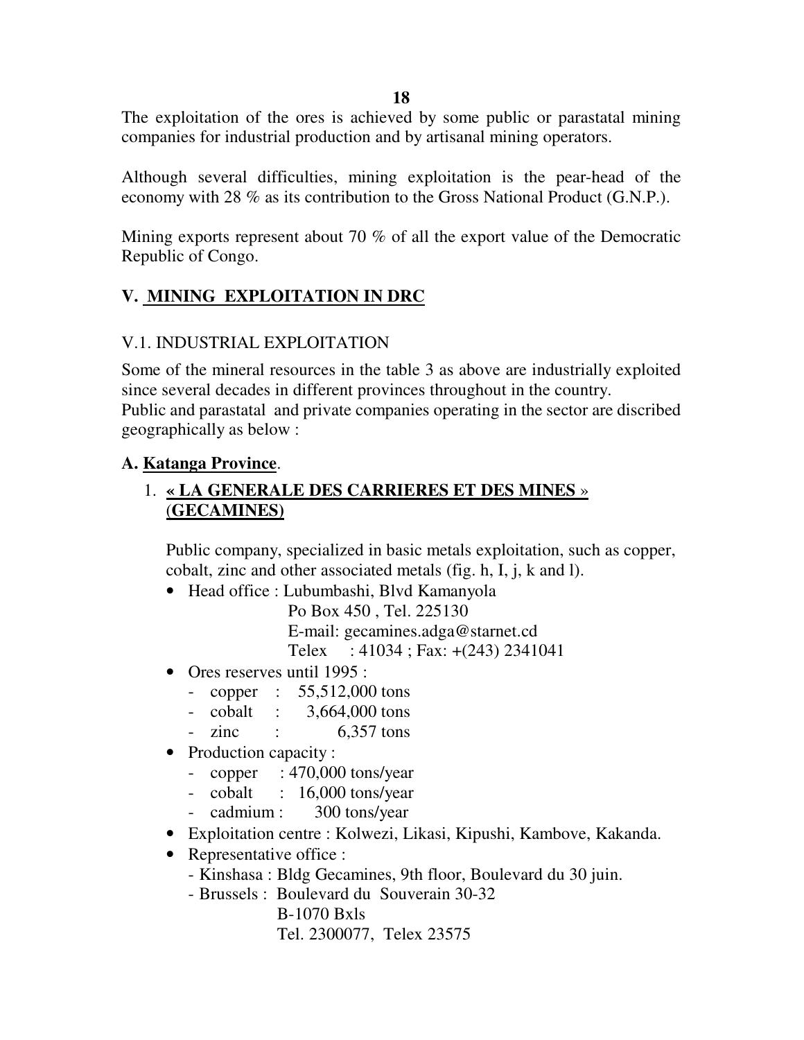The exploitation of the ores is achieved by some public or parastatal mining companies for industrial production and by artisanal mining operators.

Although several difficulties, mining exploitation is the pear-head of the economy with 28 % as its contribution to the Gross National Product (G.N.P.).

Mining exports represent about 70 % of all the export value of the Democratic Republic of Congo.

## V. MINING EXPLOITATION IN DRC

### V.1. INDUSTRIAL EXPLOITATION

Some of the mineral resources in the table 3 as above are industrially exploited since several decades in different provinces throughout in the country.
Public and parastatal and private companies operating in the sector are discribed geographically as below :

#### A. Katanga Province.

1. **« LA GENERALE DES CARRIERES ET DES MINES » (GECAMINES)**

   Public company, specialized in basic metals exploitation, such as copper, cobalt, zinc and other associated metals (fig. h, I, j, k and l).

   - Head office : Lubumbashi, Blvd Kamanyola
     Po Box 450 , Tel. 225130
     E-mail: gecamines.adga@starnet.cd
     Telex : 41034 ; Fax: +(243) 2341041
   - Ores reserves until 1995 :
     - copper : 55,512,000 tons
     - cobalt : 3,664,000 tons
     - zinc : 6,357 tons
   - Production capacity :
     - copper : 470,000 tons/year
     - cobalt : 16,000 tons/year
     - cadmium : 300 tons/year
   - Exploitation centre : Kolwezi, Likasi, Kipushi, Kambove, Kakanda.
   - Representative office :
     - Kinshasa : Bldg Gecamines, 9th floor, Boulevard du 30 juin.
     - Brussels : Boulevard du Souverain 30-32
       B-1070 Bxls
       Tel. 2300077, Telex 23575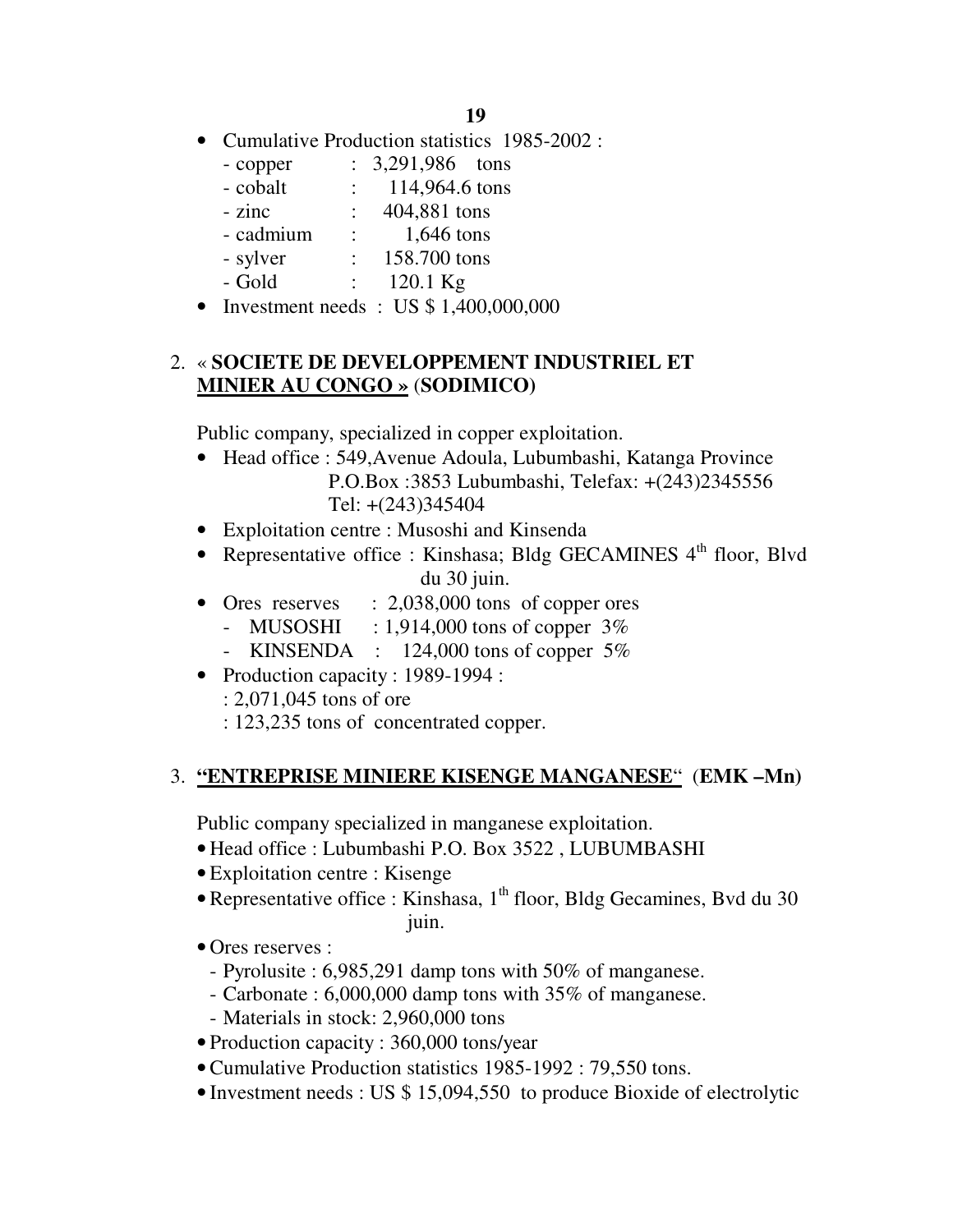- Cumulative Production statistics 1985-2002 :
  - copper : 3,291,986 tons
  - cobalt : 114,964.6 tons
  - zinc : 404,881 tons
  - cadmium : 1,646 tons
  - sylver : 158.700 tons
  - Gold : 120.1 Kg
- Investment needs : US $ 1,400,000,000

2. « **SOCIETE DE DEVELOPPEMENT INDUSTRIEL ET MINIER AU CONGO »** (**SODIMICO)**

Public company, specialized in copper exploitation.

- Head office : 549,Avenue Adoula, Lubumbashi, Katanga Province
  P.O.Box :3853 Lubumbashi, Telefax: +(243)2345556
  Tel: +(243)345404
- Exploitation centre : Musoshi and Kinsenda
- Representative office : Kinshasa; Bldg GECAMINES 4th floor, Blvd du 30 juin.
- Ores reserves : 2,038,000 tons of copper ores
  - MUSOSHI : 1,914,000 tons of copper 3%
  - KINSENDA : 124,000 tons of copper 5%
- Production capacity : 1989-1994 :
  : 2,071,045 tons of ore
  : 123,235 tons of concentrated copper.

3. **"ENTREPRISE MINIERE KISENGE MANGANESE"** (**EMK –Mn)**

Public company specialized in manganese exploitation.

- Head office : Lubumbashi P.O. Box 3522 , LUBUMBASHI
- Exploitation centre : Kisenge
- Representative office : Kinshasa, 1th floor, Bldg Gecamines, Bvd du 30 juin.
- Ores reserves :
  - Pyrolusite : 6,985,291 damp tons with 50% of manganese.
  - Carbonate : 6,000,000 damp tons with 35% of manganese.
  - Materials in stock: 2,960,000 tons
- Production capacity : 360,000 tons/year
- Cumulative Production statistics 1985-1992 : 79,550 tons.
- Investment needs : US $ 15,094,550 to produce Bioxide of electrolytic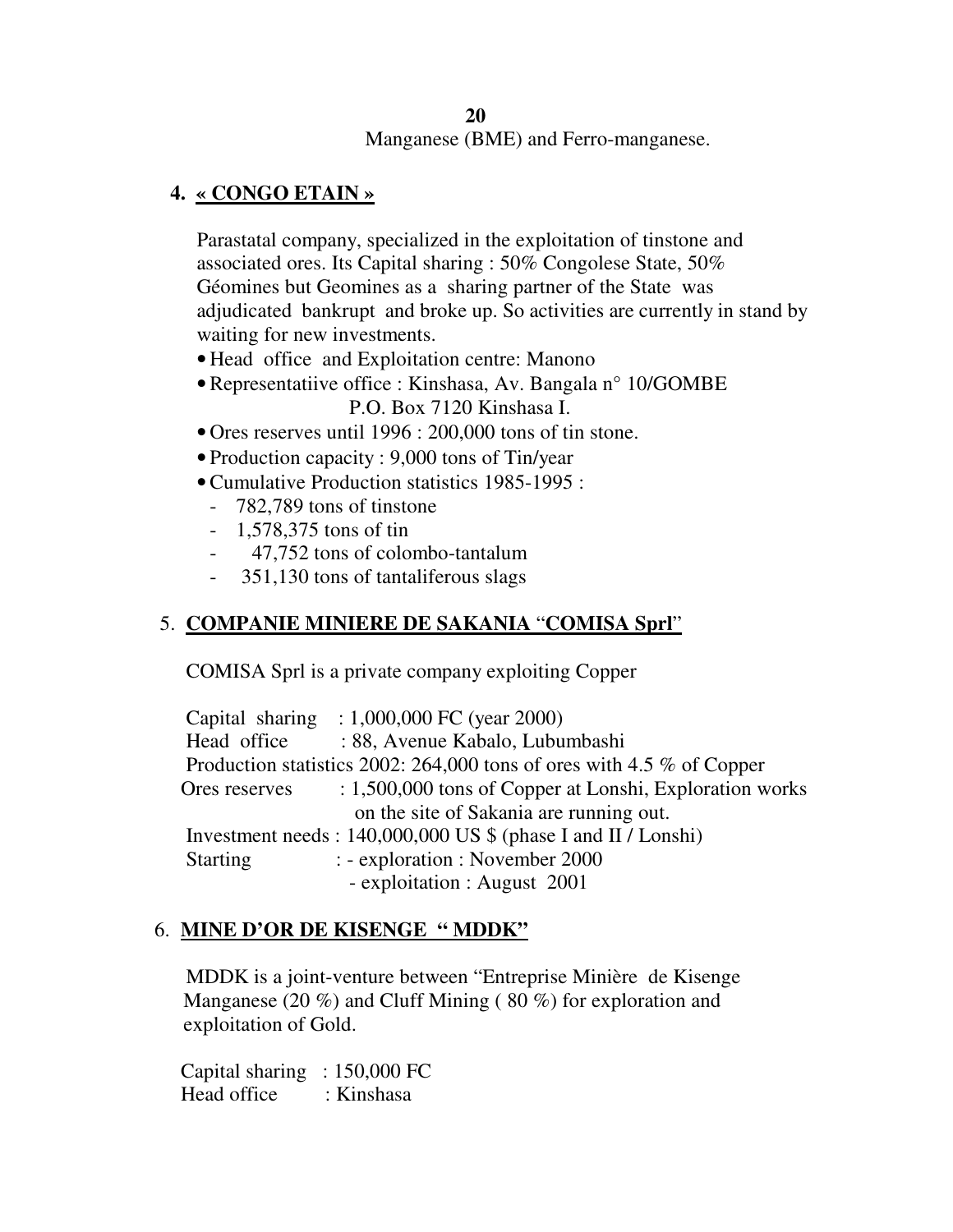Manganese (BME) and Ferro-manganese.

## 4. « CONGO ETAIN »

Parastatal company, specialized in the exploitation of tinstone and associated ores. Its Capital sharing : 50% Congolese State, 50% Géomines but Geomines as a sharing partner of the State was adjudicated bankrupt and broke up. So activities are currently in stand by waiting for new investments.

- Head office and Exploitation centre: Manono
- Representatiive office : Kinshasa, Av. Bangala n° 10/GOMBE
  P.O. Box 7120 Kinshasa I.
- Ores reserves until 1996 : 200,000 tons of tin stone.
- Production capacity : 9,000 tons of Tin/year
- Cumulative Production statistics 1985-1995 :
  - 782,789 tons of tinstone
  - 1,578,375 tons of tin
  - 47,752 tons of colombo-tantalum
  - 351,130 tons of tantaliferous slags

## 5. COMPANIE MINIERE DE SAKANIA "COMISA Sprl"

COMISA Sprl is a private company exploiting Copper

Capital sharing : 1,000,000 FC (year 2000)
Head office : 88, Avenue Kabalo, Lubumbashi
Production statistics 2002: 264,000 tons of ores with 4.5 % of Copper
Ores reserves : 1,500,000 tons of Copper at Lonshi, Exploration works on the site of Sakania are running out.
Investment needs : 140,000,000 US $ (phase I and II / Lonshi)
Starting : - exploration : November 2000
- exploitation : August 2001

## 6. MINE D'OR DE KISENGE " MDDK"

MDDK is a joint-venture between "Entreprise Minière de Kisenge Manganese (20 %) and Cluff Mining ( 80 %) for exploration and exploitation of Gold.

Capital sharing : 150,000 FC
Head office : Kinshasa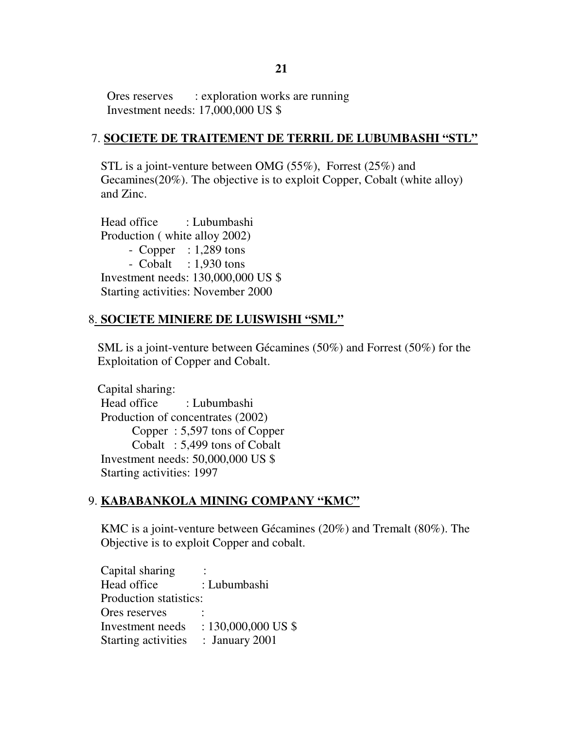Ores reserves : exploration works are running
Investment needs: 17,000,000 US $

## 7. **SOCIETE DE TRAITEMENT DE TERRIL DE LUBUMBASHI "STL"**

STL is a joint-venture between OMG (55%), Forrest (25%) and Gecamines(20%). The objective is to exploit Copper, Cobalt (white alloy) and Zinc.

Head office : Lubumbashi
Production ( white alloy 2002)

- Copper : 1,289 tons
- Cobalt : 1,930 tons

Investment needs: 130,000,000 US $
Starting activities: November 2000

## 8. **SOCIETE MINIERE DE LUISWISHI "SML"**

SML is a joint-venture between Gécamines (50%) and Forrest (50%) for the Exploitation of Copper and Cobalt.

Capital sharing:
Head office : Lubumbashi
Production of concentrates (2002)
Copper : 5,597 tons of Copper
Cobalt : 5,499 tons of Cobalt
Investment needs: 50,000,000 US $
Starting activities: 1997

## 9. **KABABANKOLA MINING COMPANY "KMC"**

KMC is a joint-venture between Gécamines (20%) and Tremalt (80%). The Objective is to exploit Copper and cobalt.

Capital sharing :
Head office : Lubumbashi
Production statistics:
Ores reserves :
Investment needs : 130,000,000 US $
Starting activities : January 2001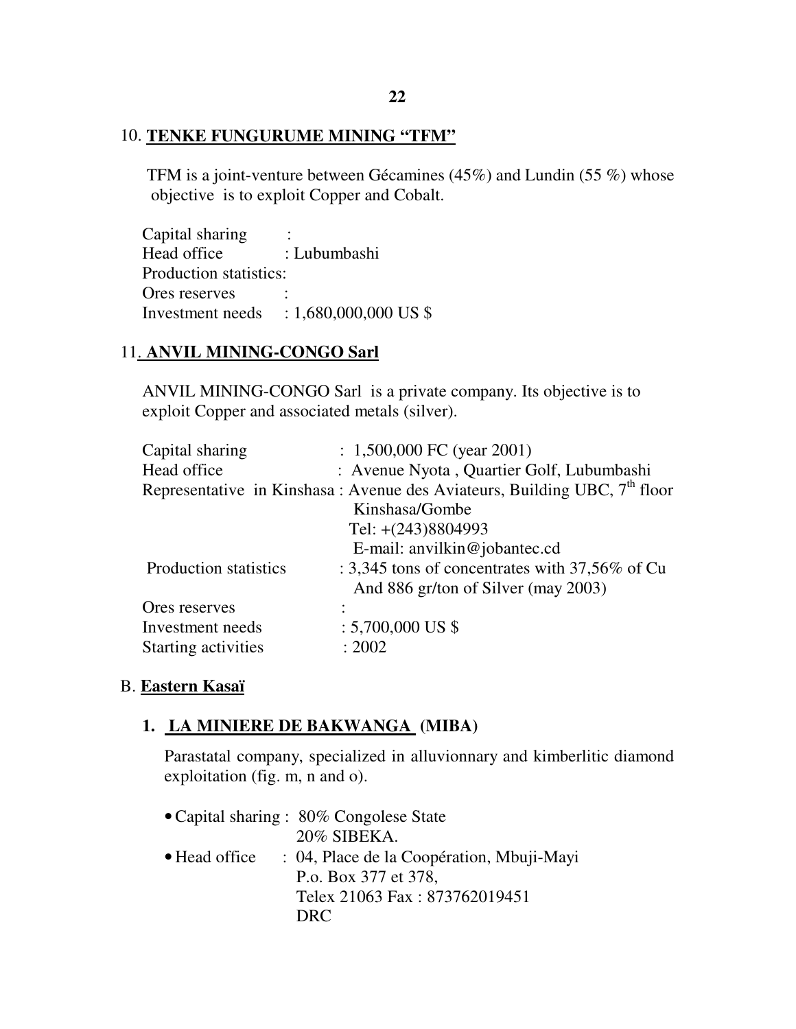## 10. TENKE FUNGURUME MINING "TFM"

TFM is a joint-venture between Gécamines (45%) and Lundin (55 %) whose objective is to exploit Copper and Cobalt.

Capital sharing :
Head office : Lubumbashi
Production statistics:
Ores reserves :
Investment needs : 1,680,000,000 US $

## 11. ANVIL MINING-CONGO Sarl

ANVIL MINING-CONGO Sarl is a private company. Its objective is to exploit Copper and associated metals (silver).

Capital sharing : 1,500,000 FC (year 2001)
Head office : Avenue Nyota , Quartier Golf, Lubumbashi
Representative in Kinshasa : Avenue des Aviateurs, Building UBC, 7th floor
Kinshasa/Gombe
Tel: +(243)8804993
E-mail: anvilkin@jobantec.cd
Production statistics : 3,345 tons of concentrates with 37,56% of Cu
And 886 gr/ton of Silver (may 2003)
Ores reserves :
Investment needs : 5,700,000 US $
Starting activities : 2002

# B. Eastern Kasaï

## 1. LA MINIERE DE BAKWANGA (MIBA)

Parastatal company, specialized in alluvionnary and kimberlitic diamond exploitation (fig. m, n and o).

- Capital sharing : 80% Congolese State
  20% SIBEKA.
- Head office : 04, Place de la Coopération, Mbuji-Mayi
  P.o. Box 377 et 378,
  Telex 21063 Fax : 873762019451
  DRC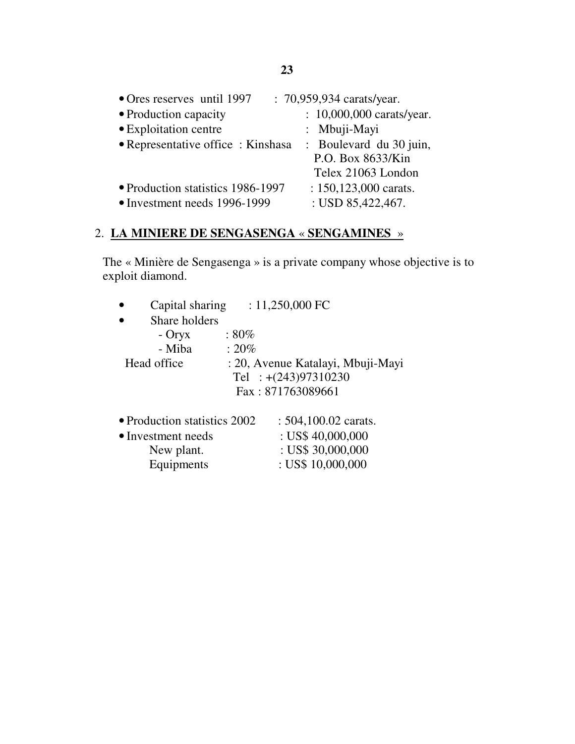- Ores reserves until 1997 : 70,959,934 carats/year.
- Production capacity : 10,000,000 carats/year.
- Exploitation centre : Mbuji-Mayi
- Representative office : Kinshasa : Boulevard du 30 juin,
  P.O. Box 8633/Kin
  Telex 21063 London
- Production statistics 1986-1997 : 150,123,000 carats.
- Investment needs 1996-1999 : USD 85,422,467.

## 2. LA MINIERE DE SENGASENGA « SENGAMINES »

The « Minière de Sengasenga » is a private company whose objective is to exploit diamond.

- Capital sharing : 11,250,000 FC
- Share holders
  - Oryx : 80%
  - Miba : 20%

Head office : 20, Avenue Katalayi, Mbuji-Mayi
Tel : +(243)97310230
Fax : 871763089661

- Production statistics 2002 : 504,100.02 carats.
- Investment needs : US$ 40,000,000
  New plant. : US$ 30,000,000
  Equipments : US$ 10,000,000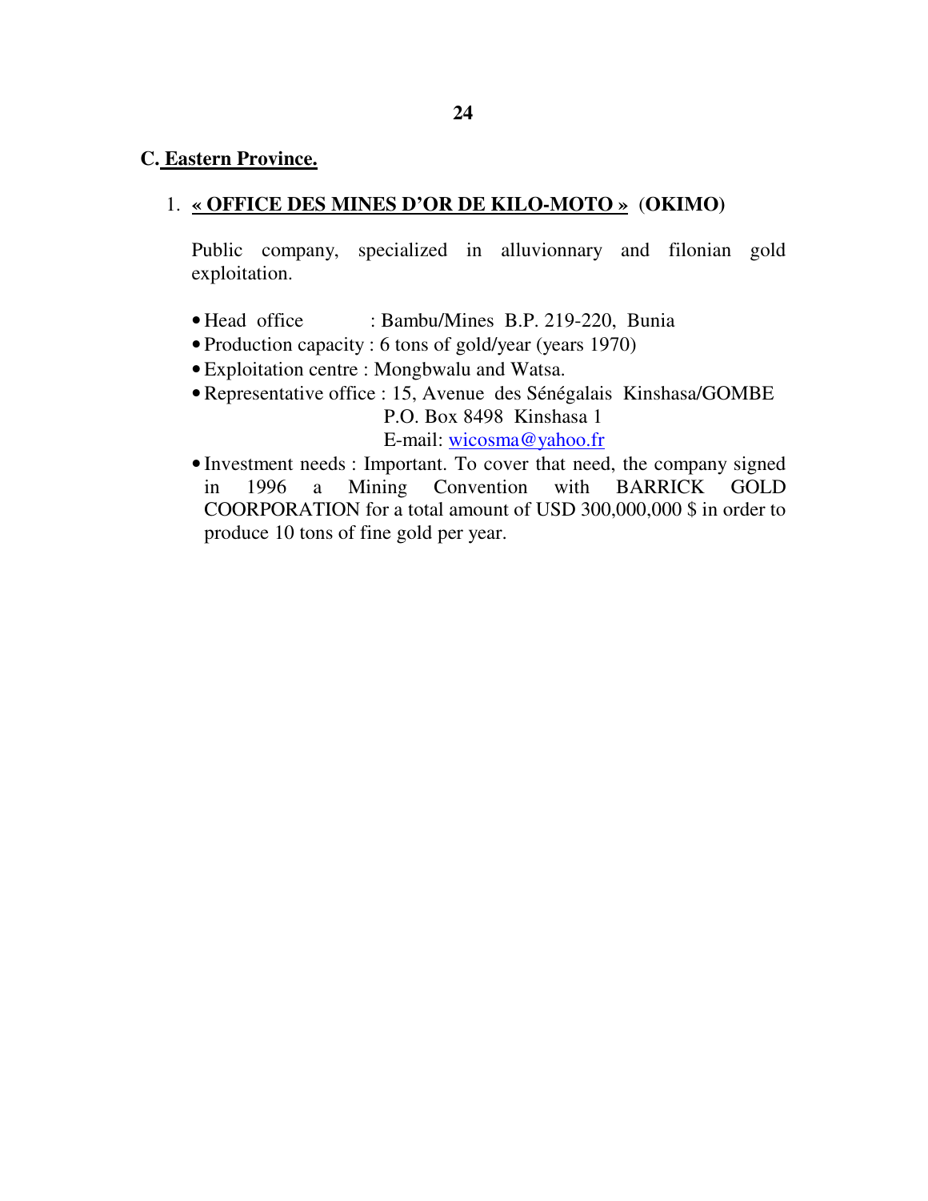## C. Eastern Province.

### 1. **« OFFICE DES MINES D'OR DE KILO-MOTO »** (OKIMO)

Public company, specialized in alluvionnary and filonian gold exploitation.

- Head office : Bambu/Mines B.P. 219-220, Bunia
- Production capacity : 6 tons of gold/year (years 1970)
- Exploitation centre : Mongbwalu and Watsa.
- Representative office : 15, Avenue des Sénégalais Kinshasa/GOMBE
  P.O. Box 8498 Kinshasa 1
  E-mail: wicosma@yahoo.fr
- Investment needs : Important. To cover that need, the company signed in 1996 a Mining Convention with BARRICK GOLD COORPORATION for a total amount of USD 300,000,000 $ in order to produce 10 tons of fine gold per year.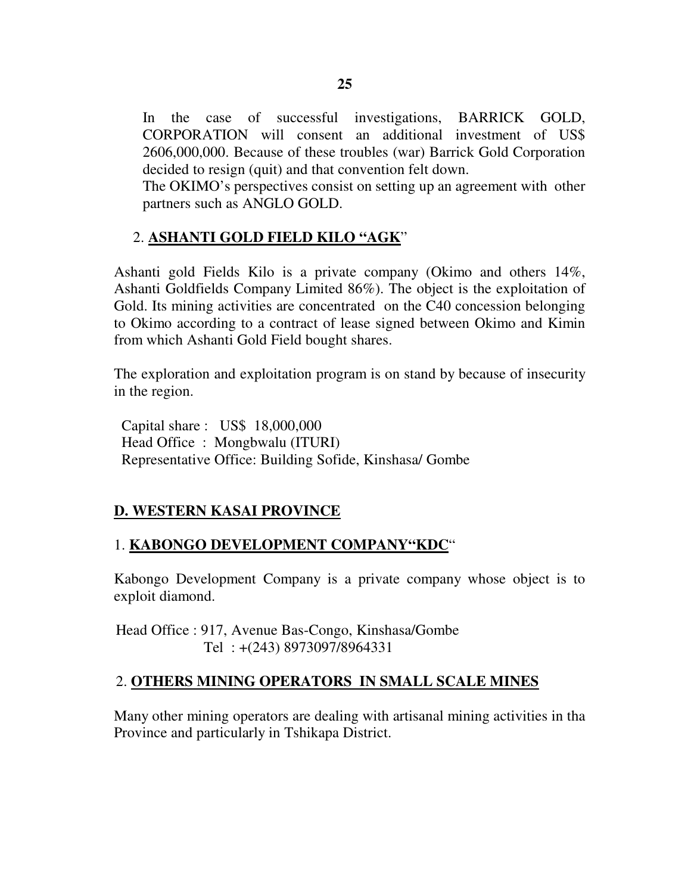In the case of successful investigations, BARRICK GOLD, CORPORATION will consent an additional investment of US$ 2606,000,000. Because of these troubles (war) Barrick Gold Corporation decided to resign (quit) and that convention felt down.
The OKIMO's perspectives consist on setting up an agreement with other partners such as ANGLO GOLD.

### 2. **ASHANTI GOLD FIELD KILO "AGK"**

Ashanti gold Fields Kilo is a private company (Okimo and others 14%, Ashanti Goldfields Company Limited 86%). The object is the exploitation of Gold. Its mining activities are concentrated on the C40 concession belonging to Okimo according to a contract of lease signed between Okimo and Kimin from which Ashanti Gold Field bought shares.

The exploration and exploitation program is on stand by because of insecurity in the region.

Capital share : US$ 18,000,000
Head Office : Mongbwalu (ITURI)
Representative Office: Building Sofide, Kinshasa/ Gombe

## D. WESTERN KASAI PROVINCE

### 1. **KABONGO DEVELOPMENT COMPANY "KDC"**

Kabongo Development Company is a private company whose object is to exploit diamond.

Head Office : 917, Avenue Bas-Congo, Kinshasa/Gombe
Tel : +(243) 8973097/8964331

### 2. **OTHERS MINING OPERATORS IN SMALL SCALE MINES**

Many other mining operators are dealing with artisanal mining activities in tha Province and particularly in Tshikapa District.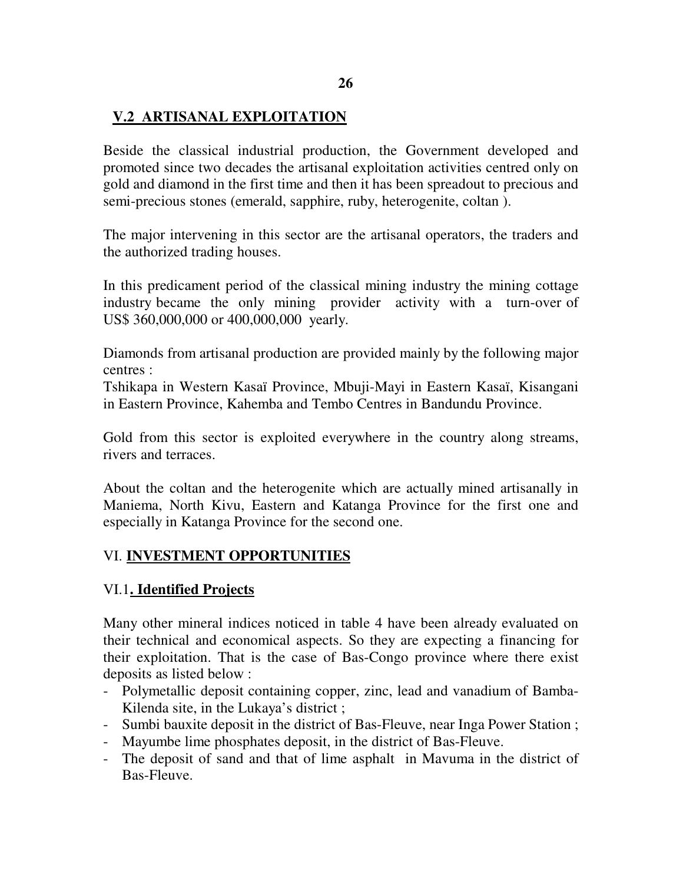## V.2 ARTISANAL EXPLOITATION

Beside the classical industrial production, the Government developed and promoted since two decades the artisanal exploitation activities centred only on gold and diamond in the first time and then it has been spreadout to precious and semi-precious stones (emerald, sapphire, ruby, heterogenite, coltan ).

The major intervening in this sector are the artisanal operators, the traders and the authorized trading houses.

In this predicament period of the classical mining industry the mining cottage industry became the only mining provider activity with a turn-over of US$ 360,000,000 or 400,000,000 yearly.

Diamonds from artisanal production are provided mainly by the following major centres :
Tshikapa in Western Kasaï Province, Mbuji-Mayi in Eastern Kasaï, Kisangani in Eastern Province, Kahemba and Tembo Centres in Bandundu Province.

Gold from this sector is exploited everywhere in the country along streams, rivers and terraces.

About the coltan and the heterogenite which are actually mined artisanally in Maniema, North Kivu, Eastern and Katanga Province for the first one and especially in Katanga Province for the second one.

# VI. INVESTMENT OPPORTUNITIES

## VI.1. Identified Projects

Many other mineral indices noticed in table 4 have been already evaluated on their technical and economical aspects. So they are expecting a financing for their exploitation. That is the case of Bas-Congo province where there exist deposits as listed below :

- Polymetallic deposit containing copper, zinc, lead and vanadium of Bamba-Kilenda site, in the Lukaya's district ;
- Sumbi bauxite deposit in the district of Bas-Fleuve, near Inga Power Station ;
- Mayumbe lime phosphates deposit, in the district of Bas-Fleuve.
- The deposit of sand and that of lime asphalt in Mavuma in the district of Bas-Fleuve.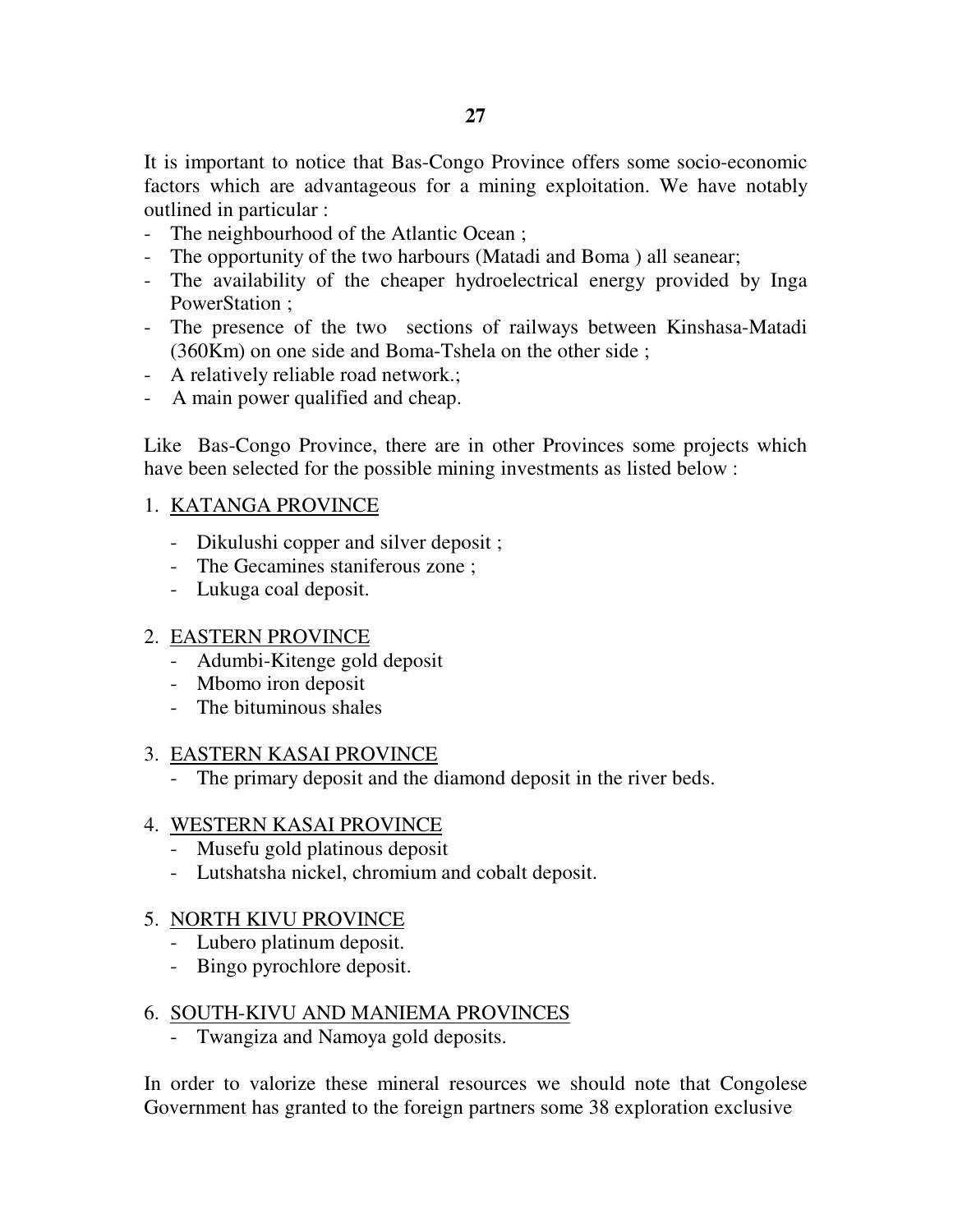It is important to notice that Bas-Congo Province offers some socio-economic factors which are advantageous for a mining exploitation. We have notably outlined in particular :

- The neighbourhood of the Atlantic Ocean ;
- The opportunity of the two harbours (Matadi and Boma ) all seanear;
- The availability of the cheaper hydroelectrical energy provided by Inga PowerStation ;
- The presence of the two sections of railways between Kinshasa-Matadi (360Km) on one side and Boma-Tshela on the other side ;
- A relatively reliable road network.;
- A main power qualified and cheap.

Like Bas-Congo Province, there are in other Provinces some projects which have been selected for the possible mining investments as listed below :

1. <u>KATANGA PROVINCE</u>
   - Dikulushi copper and silver deposit ;
   - The Gecamines staniferous zone ;
   - Lukuga coal deposit.

2. <u>EASTERN PROVINCE</u>
   - Adumbi-Kitenge gold deposit
   - Mbomo iron deposit
   - The bituminous shales

3. <u>EASTERN KASAI PROVINCE</u>
   - The primary deposit and the diamond deposit in the river beds.

4. <u>WESTERN KASAI PROVINCE</u>
   - Musefu gold platinous deposit
   - Lutshatsha nickel, chromium and cobalt deposit.

5. <u>NORTH KIVU PROVINCE</u>
   - Lubero platinum deposit.
   - Bingo pyrochlore deposit.

6. <u>SOUTH-KIVU AND MANIEMA PROVINCES</u>
   - Twangiza and Namoya gold deposits.

In order to valorize these mineral resources we should note that Congolese Government has granted to the foreign partners some 38 exploration exclusive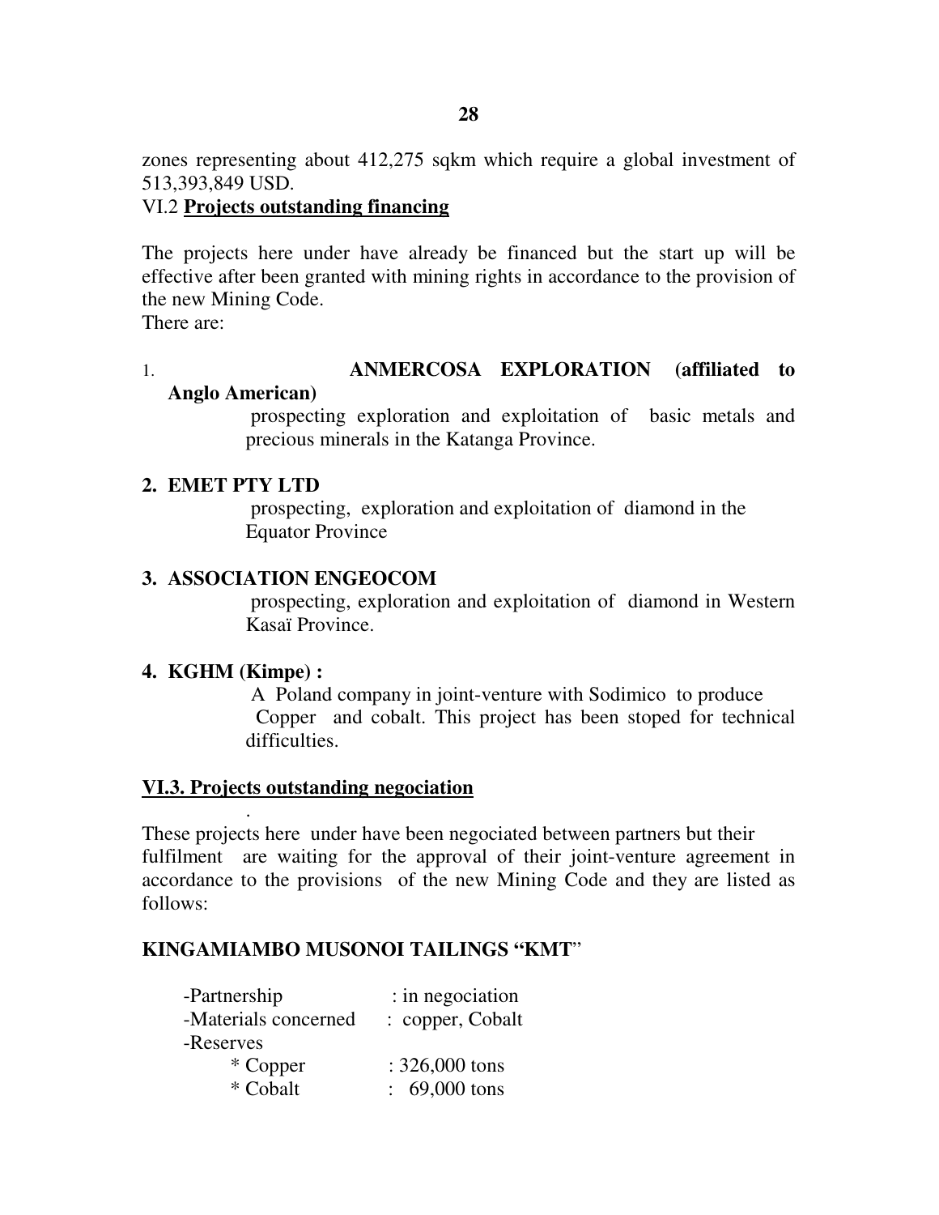zones representing about 412,275 sqkm which require a global investment of 513,393,849 USD.

## VI.2 **Projects outstanding financing**

The projects here under have already be financed but the start up will be effective after been granted with mining rights in accordance to the provision of the new Mining Code.

There are:

1. **ANMERCOSA EXPLORATION (affiliated to Anglo American)**

   prospecting exploration and exploitation of basic metals and precious minerals in the Katanga Province.

2. **EMET PTY LTD**

   prospecting, exploration and exploitation of diamond in the Equator Province

3. **ASSOCIATION ENGEOCOM**

   prospecting, exploration and exploitation of diamond in Western Kasaï Province.

4. **KGHM (Kimpe) :**

   A Poland company in joint-venture with Sodimico to produce Copper and cobalt. This project has been stoped for technical difficulties.

## VI.3. Projects outstanding negociation

.

These projects here under have been negociated between partners but their fulfilment are waiting for the approval of their joint-venture agreement in accordance to the provisions of the new Mining Code and they are listed as follows:

### KINGAMIAMBO MUSONOI TAILINGS "KMT"

-Partnership : in negociation
-Materials concerned : copper, Cobalt
-Reserves
  * Copper : 326,000 tons
  * Cobalt : 69,000 tons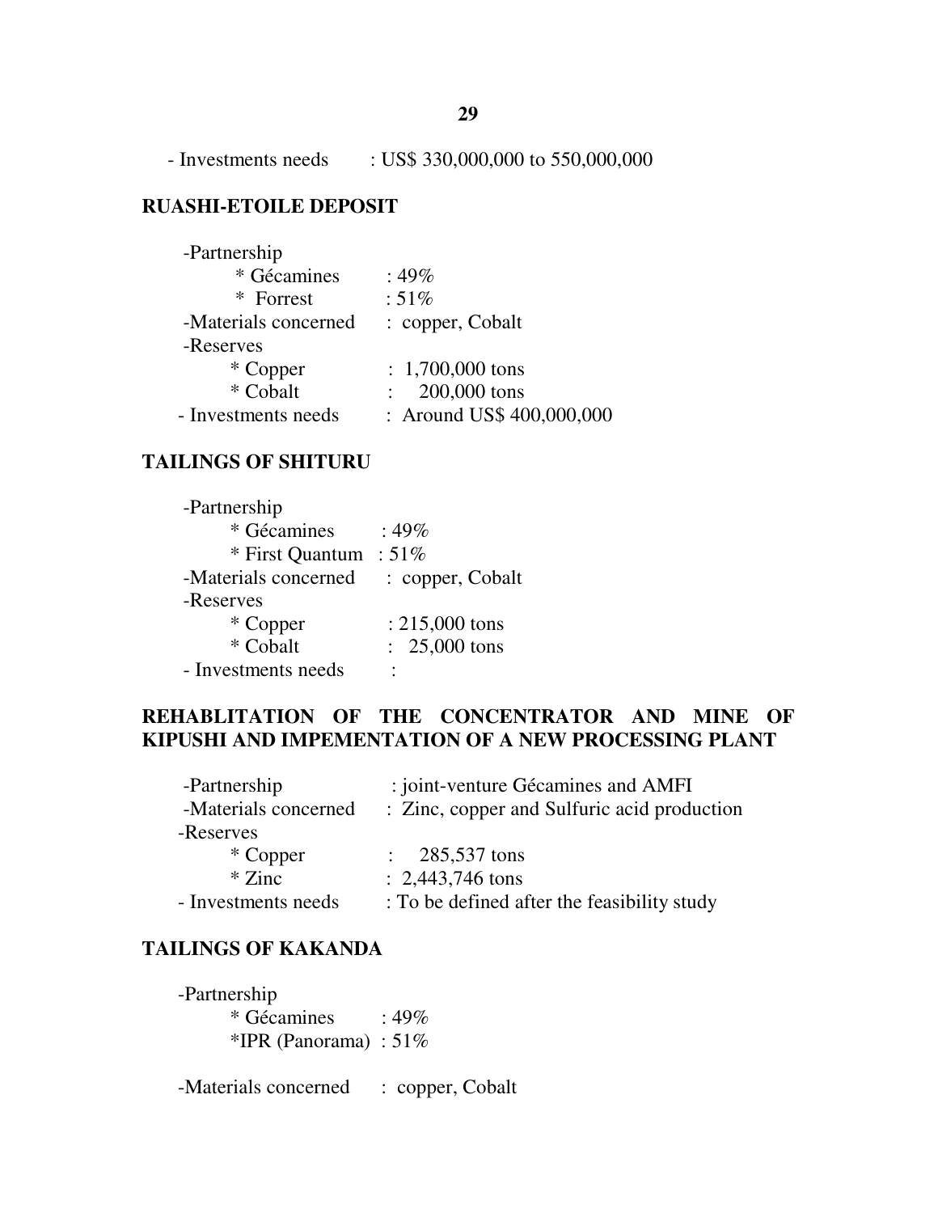- Investments needs : US$ 330,000,000 to 550,000,000

## RUASHI-ETOILE DEPOSIT

-Partnership
  * Gécamines : 49%
  * Forrest : 51%

-Materials concerned : copper, Cobalt

-Reserves
  * Copper : 1,700,000 tons
  * Cobalt : 200,000 tons

- Investments needs : Around US$ 400,000,000

## TAILINGS OF SHITURU

-Partnership
  * Gécamines : 49%
  * First Quantum : 51%

-Materials concerned : copper, Cobalt

-Reserves
  * Copper : 215,000 tons
  * Cobalt : 25,000 tons

- Investments needs :

## REHABLITATION OF THE CONCENTRATOR AND MINE OF KIPUSHI AND IMPEMENTATION OF A NEW PROCESSING PLANT

-Partnership : joint-venture Gécamines and AMFI

-Materials concerned : Zinc, copper and Sulfuric acid production

-Reserves
  * Copper : 285,537 tons
  * Zinc : 2,443,746 tons

- Investments needs : To be defined after the feasibility study

## TAILINGS OF KAKANDA

-Partnership
  * Gécamines : 49%
  *IPR (Panorama) : 51%

-Materials concerned : copper, Cobalt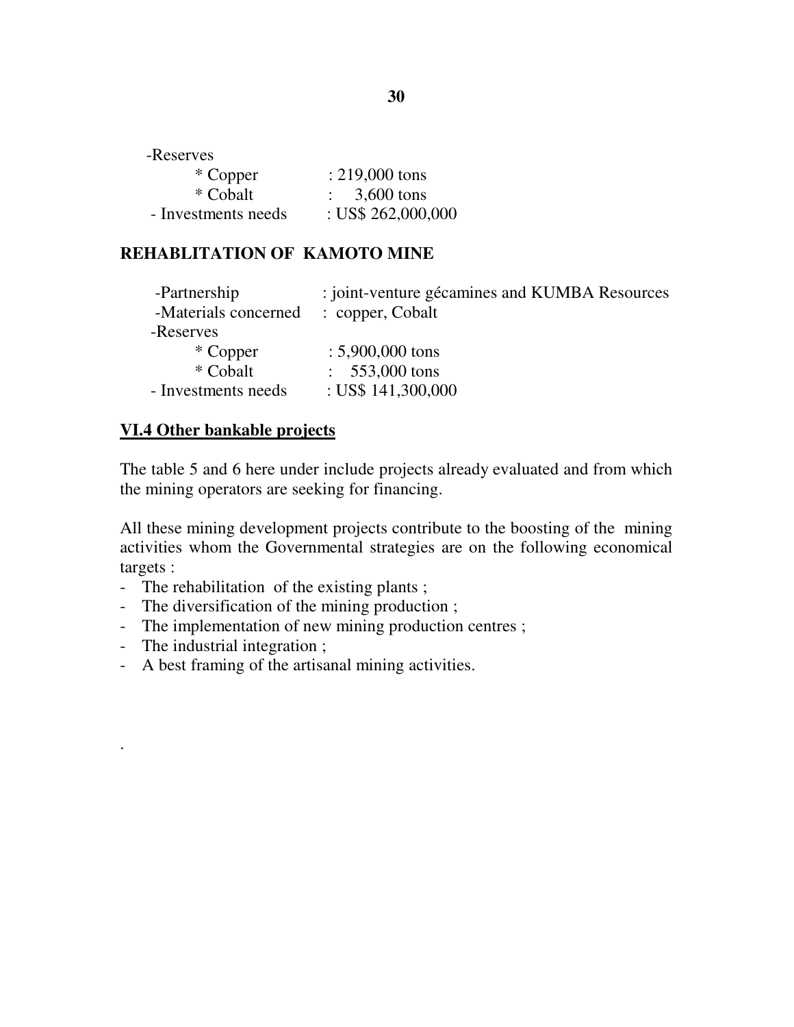-Reserves
  * Copper : 219,000 tons
  * Cobalt : 3,600 tons
- Investments needs : US$ 262,000,000

**REHABLITATION OF KAMOTO MINE**

-Partnership : joint-venture gécamines and KUMBA Resources
-Materials concerned : copper, Cobalt
-Reserves
  * Copper : 5,900,000 tons
  * Cobalt : 553,000 tons
- Investments needs : US$ 141,300,000

## VI.4 Other bankable projects

The table 5 and 6 here under include projects already evaluated and from which the mining operators are seeking for financing.

All these mining development projects contribute to the boosting of the mining activities whom the Governmental strategies are on the following economical targets :

- The rehabilitation of the existing plants ;
- The diversification of the mining production ;
- The implementation of new mining production centres ;
- The industrial integration ;
- A best framing of the artisanal mining activities.

.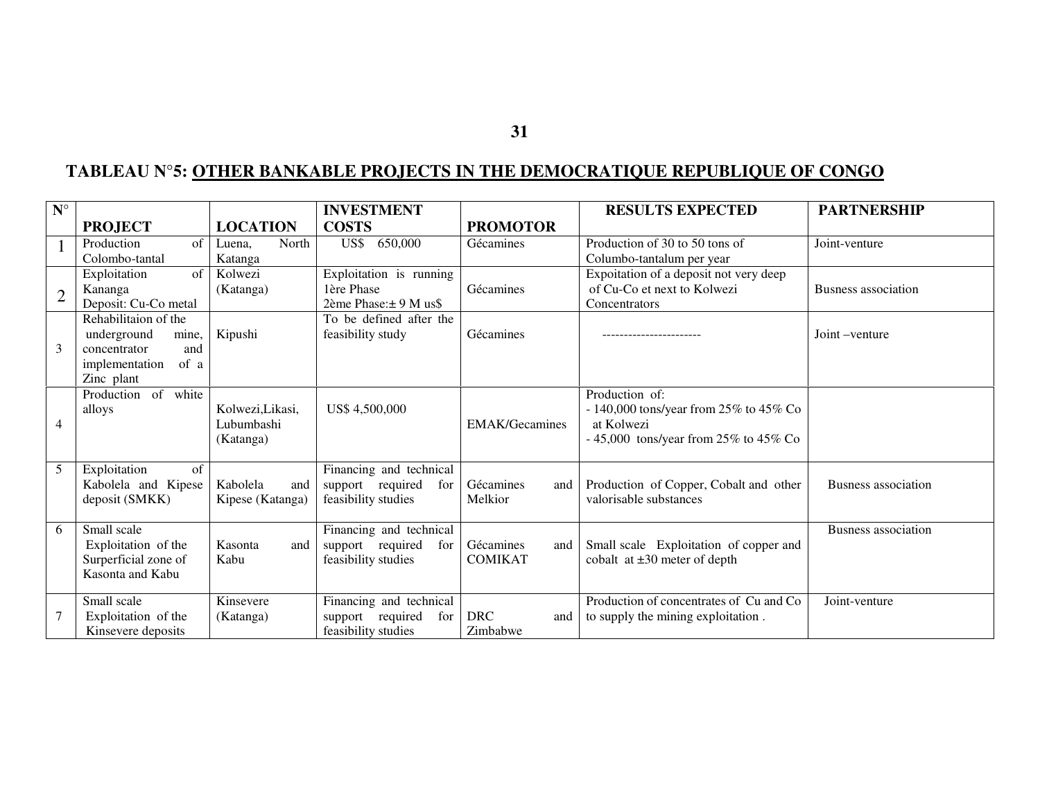## TABLEAU N°5: OTHER BANKABLE PROJECTS IN THE DEMOCRATIQUE REPUBLIQUE OF CONGO

| N° | PROJECT | LOCATION | INVESTMENT COSTS | PROMOTOR | RESULTS EXPECTED | PARTNERSHIP |
|---|---|---|---|---|---|---|
| 1 | Production of Colombo-tantal | Luena, North Katanga | US$ 650,000 | Gécamines | Production of 30 to 50 tons of Columbo-tantalum per year | Joint-venture |
| 2 | Exploitation of Kananga Deposit: Cu-Co metal | Kolwezi (Katanga) | Exploitation is running 1ère Phase 2ème Phase:± 9 M us$ | Gécamines | Expoitation of a deposit not very deep of Cu-Co et next to Kolwezi Concentrators | Busness association |
| 3 | Rehabilitaion of the underground mine, concentrator and implementation of a Zinc plant | Kipushi | To be defined after the feasibility study | Gécamines | ---------------------- | Joint –venture |
| 4 | Production of white alloys | Kolwezi,Likasi, Lubumbashi (Katanga) | US$ 4,500,000 | EMAK/Gecamines | Production of:<br>- 140,000 tons/year from 25% to 45% Co at Kolwezi<br>- 45,000 tons/year from 25% to 45% Co | |
| 5 | Exploitation of Kabolela and Kipese deposit (SMKK) | Kabolela and Kipese (Katanga) | Financing and technical support required for feasibility studies | Gécamines and Melkior | Production of Copper, Cobalt and other valorisable substances | Busness association |
| 6 | Small scale Exploitation of the Surperficial zone of Kasonta and Kabu | Kasonta and Kabu | Financing and technical support required for feasibility studies | Gécamines and COMIKAT | Small scale Exploitation of copper and cobalt at ±30 meter of depth | Busness association |
| 7 | Small scale Exploitation of the Kinsevere deposits | Kinsevere (Katanga) | Financing and technical support required for feasibility studies | DRC and Zimbabwe | Production of concentrates of Cu and Co to supply the mining exploitation . | Joint-venture |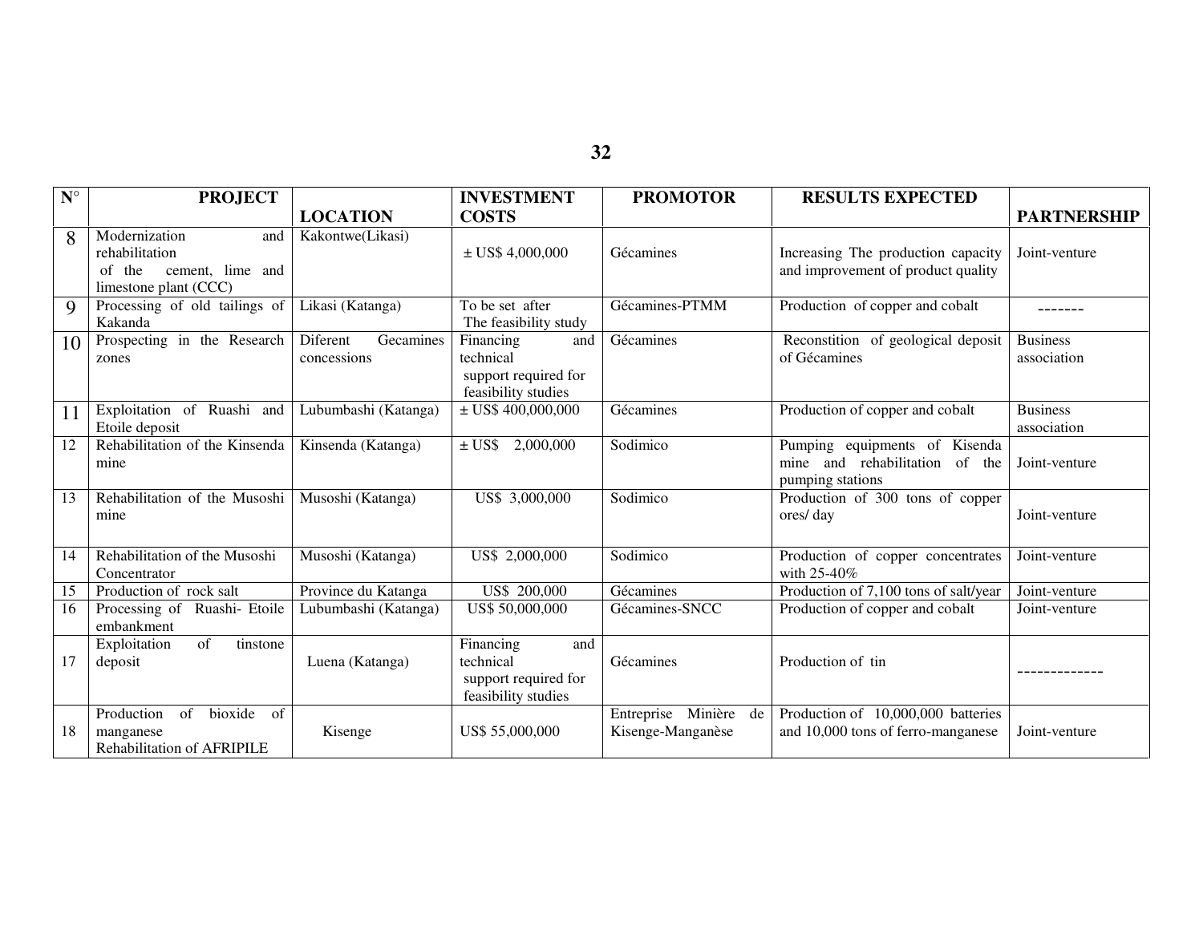| N° | PROJECT | LOCATION | INVESTMENT COSTS | PROMOTOR | RESULTS EXPECTED | PARTNERSHIP |
|---|---|---|---|---|---|---|
| 8 | Modernization and rehabilitation of the cement, lime and limestone plant (CCC) | Kakontwe(Likasi) | ± US$ 4,000,000 | Gécamines | Increasing The production capacity and improvement of product quality | Joint-venture |
| 9 | Processing of old tailings of Kakanda | Likasi (Katanga) | To be set after The feasibility study | Gécamines-PTMM | Production of copper and cobalt | ------- |
| 10 | Prospecting in the Research zones | Diferent Gecamines concessions | Financing and technical support required for feasibility studies | Gécamines | Reconstition of geological deposit of Gécamines | Business association |
| 11 | Exploitation of Ruashi and Etoile deposit | Lubumbashi (Katanga) | ± US$ 400,000,000 | Gécamines | Production of copper and cobalt | Business association |
| 12 | Rehabilitation of the Kinsenda mine | Kinsenda (Katanga) | ± US$ 2,000,000 | Sodimico | Pumping equipments of Kisenda mine and rehabilitation of the pumping stations | Joint-venture |
| 13 | Rehabilitation of the Musoshi mine | Musoshi (Katanga) | US$ 3,000,000 | Sodimico | Production of 300 tons of copper ores/ day | Joint-venture |
| 14 | Rehabilitation of the Musoshi Concentrator | Musoshi (Katanga) | US$ 2,000,000 | Sodimico | Production of copper concentrates with 25-40% | Joint-venture |
| 15 | Production of rock salt | Province du Katanga | US$ 200,000 | Gécamines | Production of 7,100 tons of salt/year | Joint-venture |
| 16 | Processing of Ruashi- Etoile embankment | Lubumbashi (Katanga) | US$ 50,000,000 | Gécamines-SNCC | Production of copper and cobalt | Joint-venture |
| 17 | Exploitation of tinstone deposit | Luena (Katanga) | Financing and technical support required for feasibility studies | Gécamines | Production of tin | ------------- |
| 18 | Production of bioxide of manganese Rehabilitation of AFRIPILE | Kisenge | US$ 55,000,000 | Entreprise Minière de Kisenge-Manganèse | Production of 10,000,000 batteries and 10,000 tons of ferro-manganese | Joint-venture |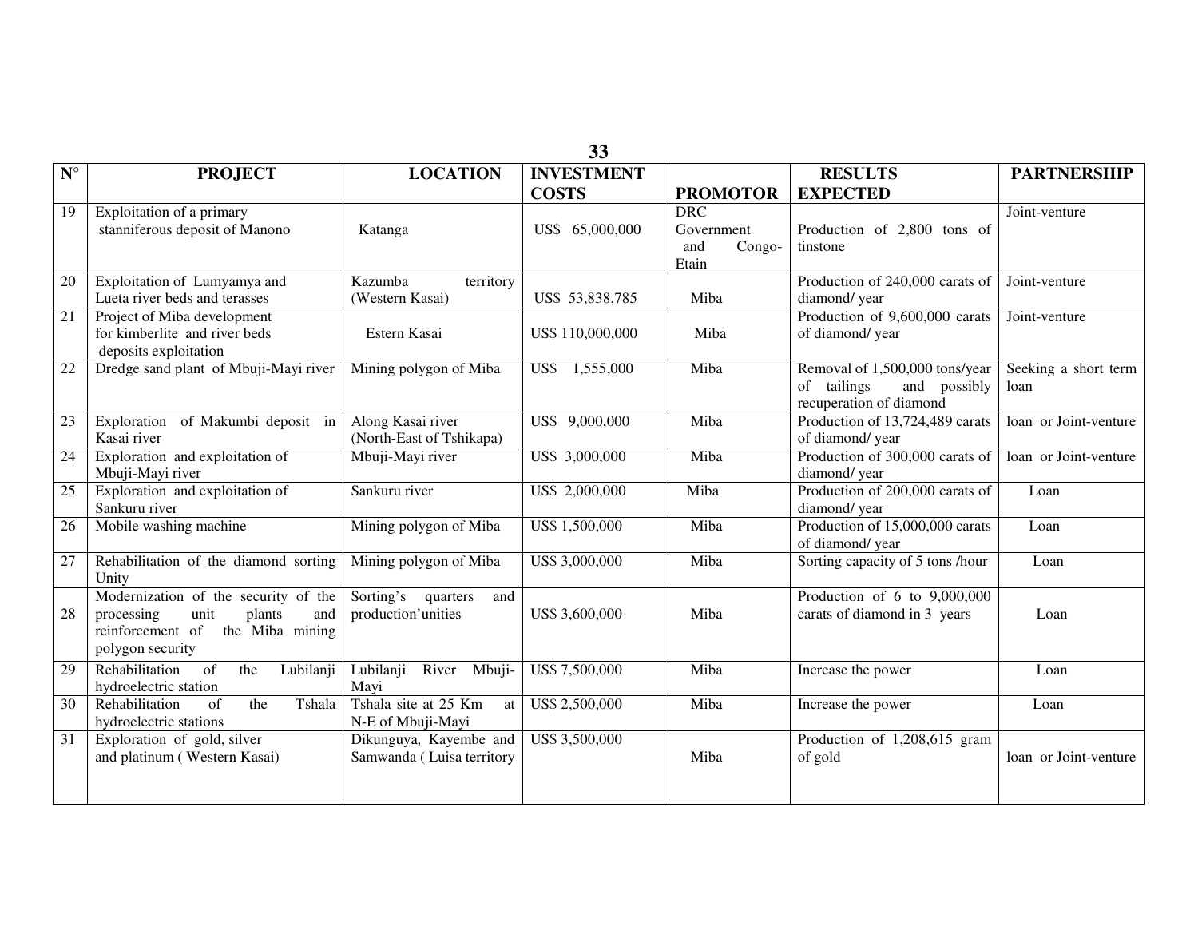| N° | PROJECT | LOCATION | INVESTMENT COSTS | PROMOTOR | RESULTS EXPECTED | PARTNERSHIP |
|---|---|---|---|---|---|---|
| 19 | Exploitation of a primary stanniferous deposit of Manono | Katanga | US$ 65,000,000 | DRC Government and Congo-Etain | Production of 2,800 tons of tinstone | Joint-venture |
| 20 | Exploitation of Lumyamya and Lueta river beds and terasses | Kazumba territory (Western Kasai) | US$ 53,838,785 | Miba | Production of 240,000 carats of diamond/ year | Joint-venture |
| 21 | Project of Miba development for kimberlite and river beds deposits exploitation | Estern Kasai | US$ 110,000,000 | Miba | Production of 9,600,000 carats of diamond/ year | Joint-venture |
| 22 | Dredge sand plant of Mbuji-Mayi river | Mining polygon of Miba | US$ 1,555,000 | Miba | Removal of 1,500,000 tons/year of tailings and possibly recuperation of diamond | Seeking a short term loan |
| 23 | Exploration of Makumbi deposit in Kasai river | Along Kasai river (North-East of Tshikapa) | US$ 9,000,000 | Miba | Production of 13,724,489 carats of diamond/ year | loan or Joint-venture |
| 24 | Exploration and exploitation of Mbuji-Mayi river | Mbuji-Mayi river | US$ 3,000,000 | Miba | Production of 300,000 carats of diamond/ year | loan or Joint-venture |
| 25 | Exploration and exploitation of Sankuru river | Sankuru river | US$ 2,000,000 | Miba | Production of 200,000 carats of diamond/ year | Loan |
| 26 | Mobile washing machine | Mining polygon of Miba | US$ 1,500,000 | Miba | Production of 15,000,000 carats of diamond/ year | Loan |
| 27 | Rehabilitation of the diamond sorting Unity | Mining polygon of Miba | US$ 3,000,000 | Miba | Sorting capacity of 5 tons /hour | Loan |
| 28 | Modernization of the security of the processing unit plants and reinforcement of the Miba mining polygon security | Sorting's quarters and production'unities | US$ 3,600,000 | Miba | Production of 6 to 9,000,000 carats of diamond in 3 years | Loan |
| 29 | Rehabilitation of the Lubilanji hydroelectric station | Lubilanji River Mbuji-Mayi | US$ 7,500,000 | Miba | Increase the power | Loan |
| 30 | Rehabilitation of the Tshala hydroelectric stations | Tshala site at 25 Km at N-E of Mbuji-Mayi | US$ 2,500,000 | Miba | Increase the power | Loan |
| 31 | Exploration of gold, silver and platinum ( Western Kasai) | Dikunguya, Kayembe and Samwanda ( Luisa territory | US$ 3,500,000 | Miba | Production of 1,208,615 gram of gold | loan or Joint-venture |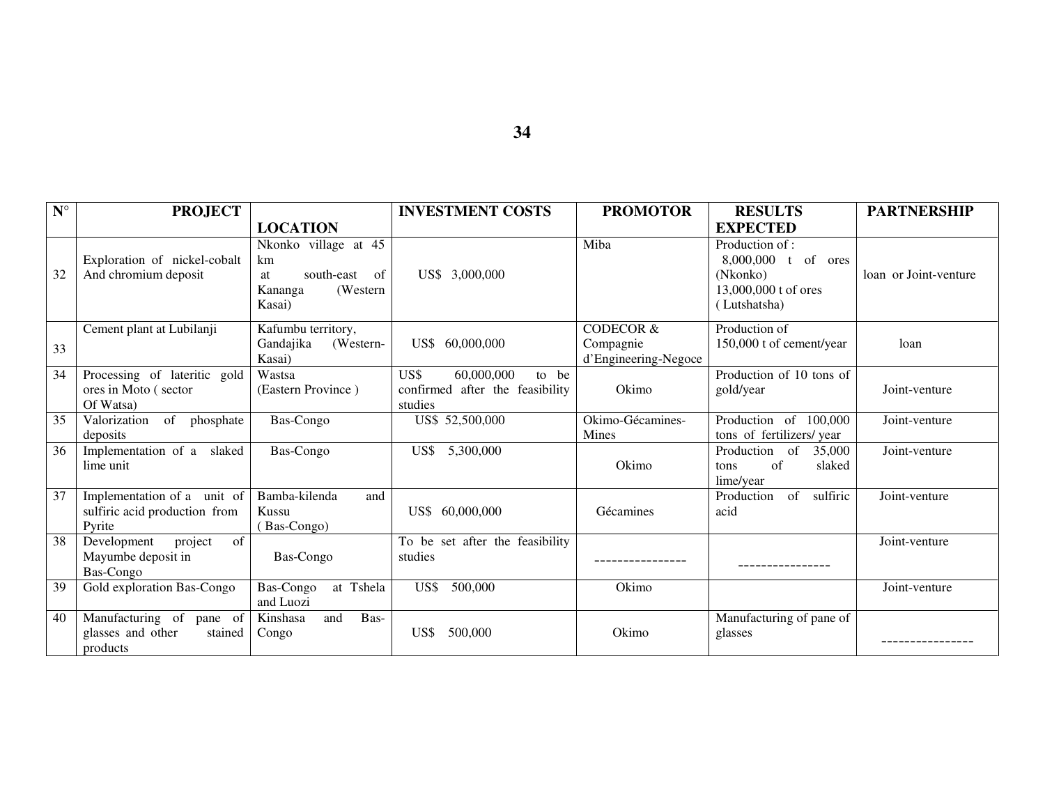| N° | PROJECT | LOCATION | INVESTMENT COSTS | PROMOTOR | RESULTS EXPECTED | PARTNERSHIP |
|---|---|---|---|---|---|---|
| 32 | Exploration of nickel-cobalt And chromium deposit | Nkonko village at 45 km at south-east of Kananga (Western Kasai) | US$ 3,000,000 | Miba | Production of : 8,000,000 t of ores (Nkonko) 13,000,000 t of ores ( Lutshatsha) | loan or Joint-venture |
| 33 | Cement plant at Lubilanji | Kafumbu territory, Gandajika (Western-Kasai) | US$ 60,000,000 | CODECOR & Compagnie d'Engineering-Negoce | Production of 150,000 t of cement/year | loan |
| 34 | Processing of lateritic gold ores in Moto ( sector Of Watsa) | Wastsa (Eastern Province ) | US$ 60,000,000 to be confirmed after the feasibility studies | Okimo | Production of 10 tons of gold/year | Joint-venture |
| 35 | Valorization of phosphate deposits | Bas-Congo | US$ 52,500,000 | Okimo-Gécamines-Mines | Production of 100,000 tons of fertilizers/ year | Joint-venture |
| 36 | Implementation of a slaked lime unit | Bas-Congo | US$ 5,300,000 | Okimo | Production of 35,000 tons of slaked lime/year | Joint-venture |
| 37 | Implementation of a unit of sulfiric acid production from Pyrite | Bamba-kilenda and Kussu ( Bas-Congo) | US$ 60,000,000 | Gécamines | Production of sulfiric acid | Joint-venture |
| 38 | Development project of Mayumbe deposit in Bas-Congo | Bas-Congo | To be set after the feasibility studies | ---------------- | ---------------- | Joint-venture |
| 39 | Gold exploration Bas-Congo | Bas-Congo at Tshela and Luozi | US$ 500,000 | Okimo | | Joint-venture |
| 40 | Manufacturing of pane of glasses and other stained products | Kinshasa and Bas-Congo | US$ 500,000 | Okimo | Manufacturing of pane of glasses | ---------------- |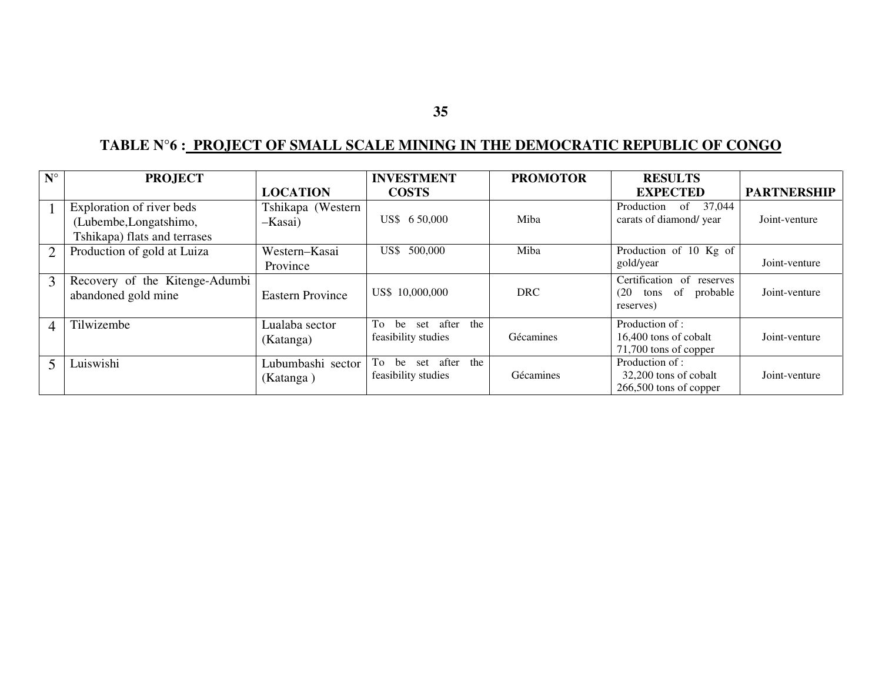## TABLE N°6 : PROJECT OF SMALL SCALE MINING IN THE DEMOCRATIC REPUBLIC OF CONGO

| N° | PROJECT | LOCATION | INVESTMENT COSTS | PROMOTOR | RESULTS EXPECTED | PARTNERSHIP |
|---|---|---|---|---|---|---|
| 1 | Exploration of river beds (Lubembe,Longatshimo, Tshikapa) flats and terrases | Tshikapa (Western –Kasai) | US$ 6 50,000 | Miba | Production of 37,044 carats of diamond/ year | Joint-venture |
| 2 | Production of gold at Luiza | Western–Kasai Province | US$ 500,000 | Miba | Production of 10 Kg of gold/year | Joint-venture |
| 3 | Recovery of the Kitenge-Adumbi abandoned gold mine | Eastern Province | US$ 10,000,000 | DRC | Certification of reserves (20 tons of probable reserves) | Joint-venture |
| 4 | Tilwizembe | Lualaba sector (Katanga) | To be set after the feasibility studies | Gécamines | Production of : 16,400 tons of cobalt 71,700 tons of copper | Joint-venture |
| 5 | Luiswishi | Lubumbashi sector (Katanga ) | To be set after the feasibility studies | Gécamines | Production of : 32,200 tons of cobalt 266,500 tons of copper | Joint-venture |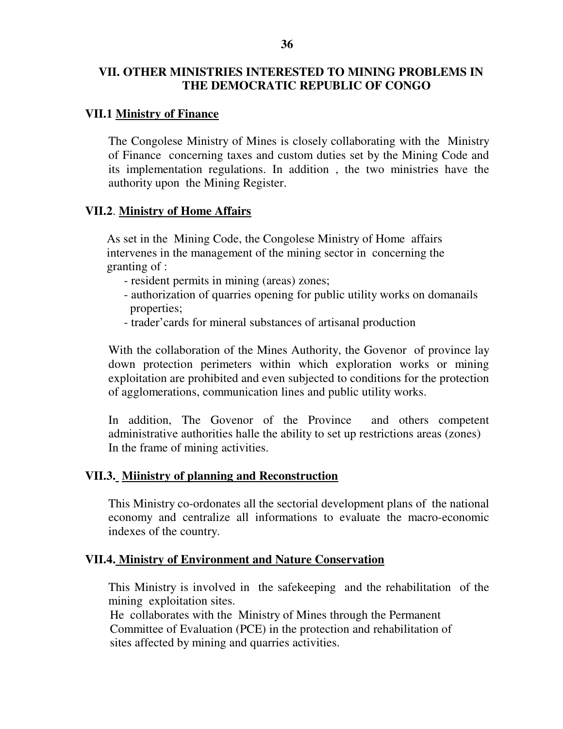## VII. OTHER MINISTRIES INTERESTED TO MINING PROBLEMS IN THE DEMOCRATIC REPUBLIC OF CONGO

### VII.1 Ministry of Finance

The Congolese Ministry of Mines is closely collaborating with the Ministry of Finance concerning taxes and custom duties set by the Mining Code and its implementation regulations. In addition , the two ministries have the authority upon the Mining Register.

### VII.2. Ministry of Home Affairs

As set in the Mining Code, the Congolese Ministry of Home affairs intervenes in the management of the mining sector in concerning the granting of :

- resident permits in mining (areas) zones;
- authorization of quarries opening for public utility works on domanails properties;
- trader'cards for mineral substances of artisanal production

With the collaboration of the Mines Authority, the Govenor of province lay down protection perimeters within which exploration works or mining exploitation are prohibited and even subjected to conditions for the protection of agglomerations, communication lines and public utility works.

In addition, The Govenor of the Province and others competent administrative authorities halle the ability to set up restrictions areas (zones) In the frame of mining activities.

### VII.3. Miinistry of planning and Reconstruction

This Ministry co-ordonates all the sectorial development plans of the national economy and centralize all informations to evaluate the macro-economic indexes of the country.

### VII.4. Ministry of Environment and Nature Conservation

This Ministry is involved in the safekeeping and the rehabilitation of the mining exploitation sites.
He collaborates with the Ministry of Mines through the Permanent Committee of Evaluation (PCE) in the protection and rehabilitation of sites affected by mining and quarries activities.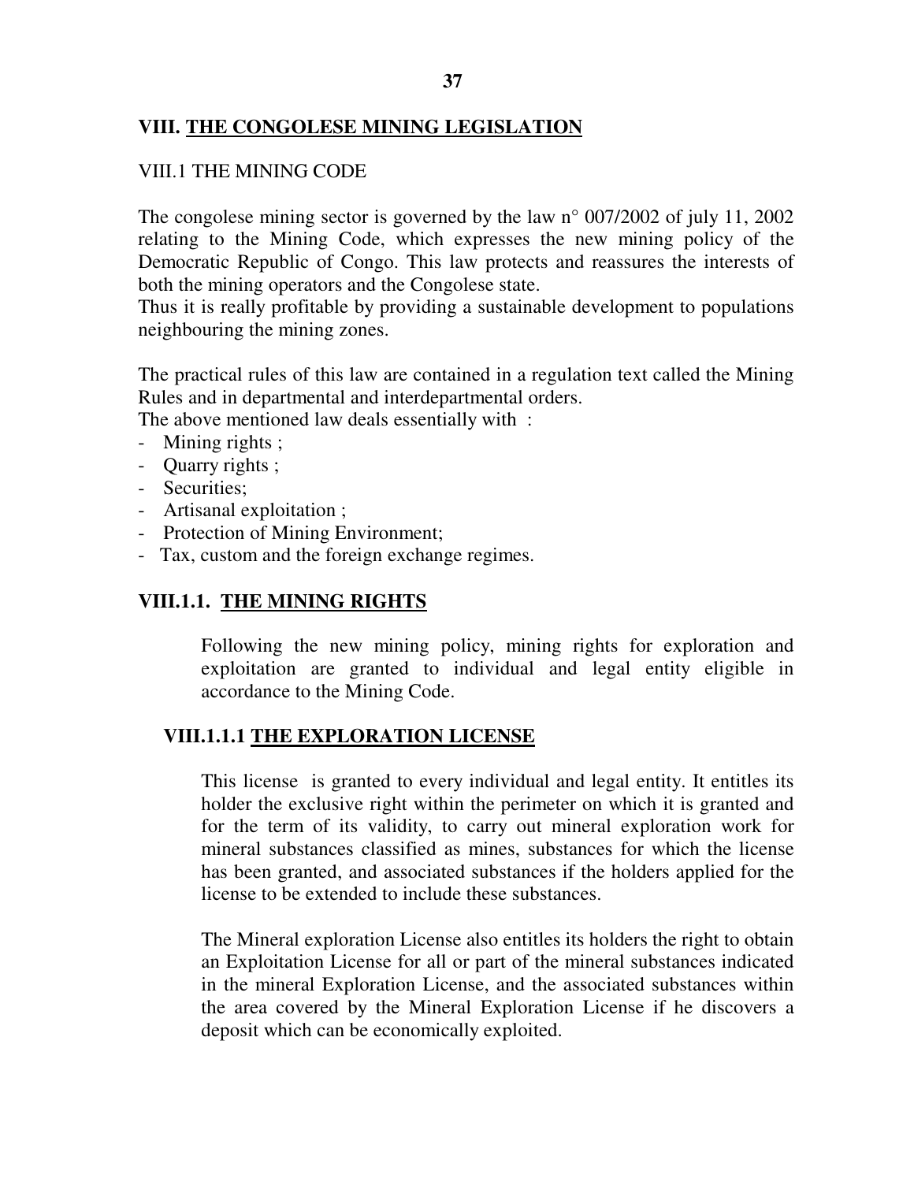## VIII. <u>THE CONGOLESE MINING LEGISLATION</u>

VIII.1 THE MINING CODE

The congolese mining sector is governed by the law n° 007/2002 of july 11, 2002 relating to the Mining Code, which expresses the new mining policy of the Democratic Republic of Congo. This law protects and reassures the interests of both the mining operators and the Congolese state.
Thus it is really profitable by providing a sustainable development to populations neighbouring the mining zones.

The practical rules of this law are contained in a regulation text called the Mining Rules and in departmental and interdepartmental orders.
The above mentioned law deals essentially with :

- Mining rights ;
- Quarry rights ;
- Securities;
- Artisanal exploitation ;
- Protection of Mining Environment;
- Tax, custom and the foreign exchange regimes.

### VIII.1.1. <u>THE MINING RIGHTS</u>

Following the new mining policy, mining rights for exploration and exploitation are granted to individual and legal entity eligible in accordance to the Mining Code.

#### VIII.1.1.1 <u>THE EXPLORATION LICENSE</u>

This license is granted to every individual and legal entity. It entitles its holder the exclusive right within the perimeter on which it is granted and for the term of its validity, to carry out mineral exploration work for mineral substances classified as mines, substances for which the license has been granted, and associated substances if the holders applied for the license to be extended to include these substances.

The Mineral exploration License also entitles its holders the right to obtain an Exploitation License for all or part of the mineral substances indicated in the mineral Exploration License, and the associated substances within the area covered by the Mineral Exploration License if he discovers a deposit which can be economically exploited.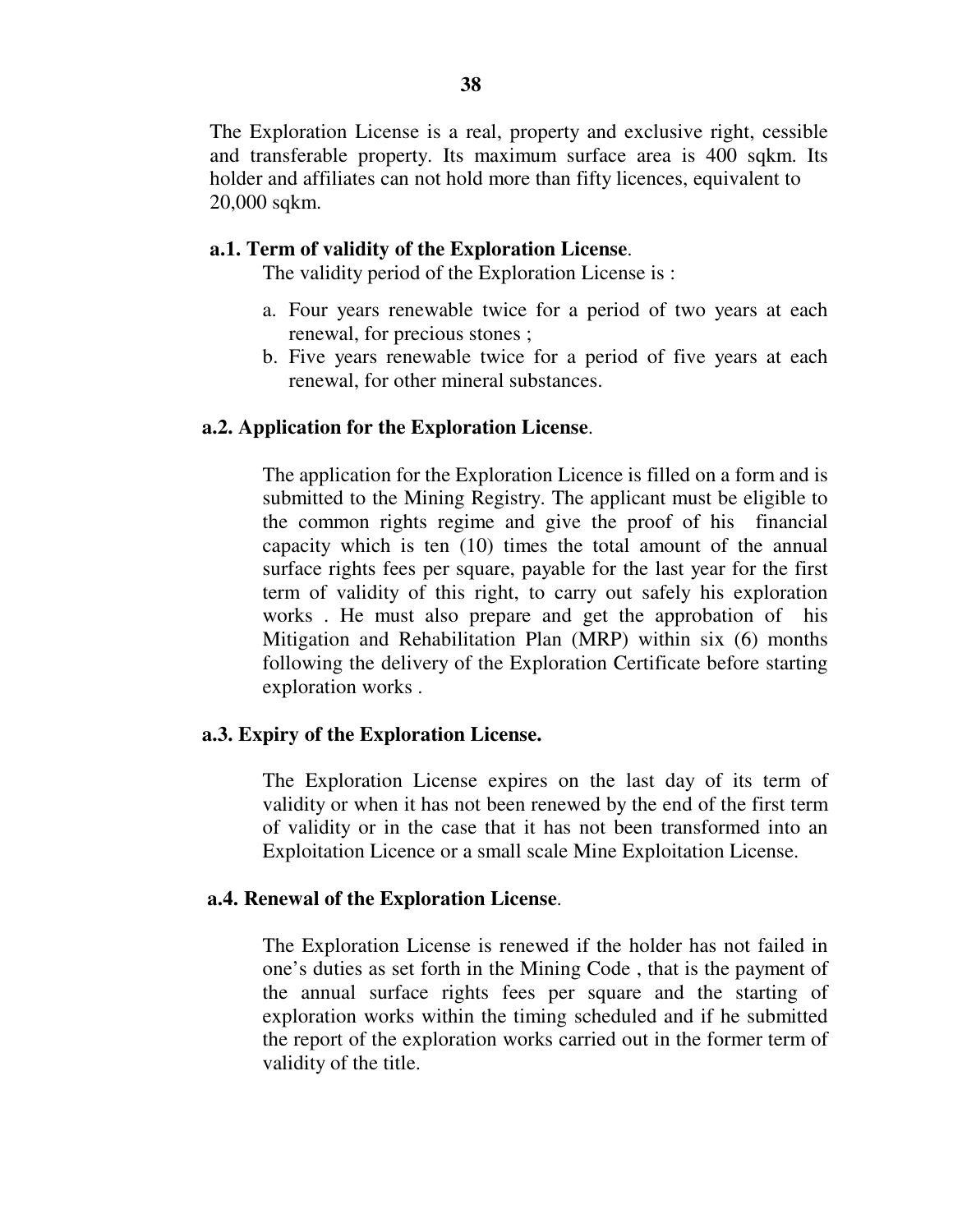The Exploration License is a real, property and exclusive right, cessible and transferable property. Its maximum surface area is 400 sqkm. Its holder and affiliates can not hold more than fifty licences, equivalent to 20,000 sqkm.

**a.1. Term of validity of the Exploration License**.

The validity period of the Exploration License is :

a. Four years renewable twice for a period of two years at each renewal, for precious stones ;
b. Five years renewable twice for a period of five years at each renewal, for other mineral substances.

**a.2. Application for the Exploration License**.

The application for the Exploration Licence is filled on a form and is submitted to the Mining Registry. The applicant must be eligible to the common rights regime and give the proof of his financial capacity which is ten (10) times the total amount of the annual surface rights fees per square, payable for the last year for the first term of validity of this right, to carry out safely his exploration works . He must also prepare and get the approbation of his Mitigation and Rehabilitation Plan (MRP) within six (6) months following the delivery of the Exploration Certificate before starting exploration works .

**a.3. Expiry of the Exploration License.**

The Exploration License expires on the last day of its term of validity or when it has not been renewed by the end of the first term of validity or in the case that it has not been transformed into an Exploitation Licence or a small scale Mine Exploitation License.

**a.4. Renewal of the Exploration License**.

The Exploration License is renewed if the holder has not failed in one's duties as set forth in the Mining Code , that is the payment of the annual surface rights fees per square and the starting of exploration works within the timing scheduled and if he submitted the report of the exploration works carried out in the former term of validity of the title.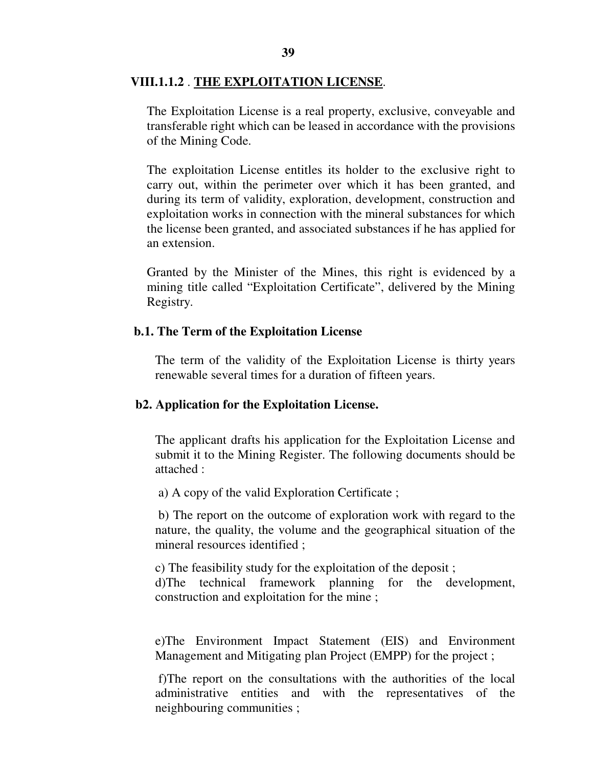## VIII.1.1.2 . THE EXPLOITATION LICENSE.

The Exploitation License is a real property, exclusive, conveyable and transferable right which can be leased in accordance with the provisions of the Mining Code.

The exploitation License entitles its holder to the exclusive right to carry out, within the perimeter over which it has been granted, and during its term of validity, exploration, development, construction and exploitation works in connection with the mineral substances for which the license been granted, and associated substances if he has applied for an extension.

Granted by the Minister of the Mines, this right is evidenced by a mining title called "Exploitation Certificate", delivered by the Mining Registry.

### b.1. The Term of the Exploitation License

The term of the validity of the Exploitation License is thirty years renewable several times for a duration of fifteen years.

### b2. Application for the Exploitation License.

The applicant drafts his application for the Exploitation License and submit it to the Mining Register. The following documents should be attached :

a) A copy of the valid Exploration Certificate ;

b) The report on the outcome of exploration work with regard to the nature, the quality, the volume and the geographical situation of the mineral resources identified ;

c) The feasibility study for the exploitation of the deposit ;

d)The technical framework planning for the development, construction and exploitation for the mine ;

e)The Environment Impact Statement (EIS) and Environment Management and Mitigating plan Project (EMPP) for the project ;

f)The report on the consultations with the authorities of the local administrative entities and with the representatives of the neighbouring communities ;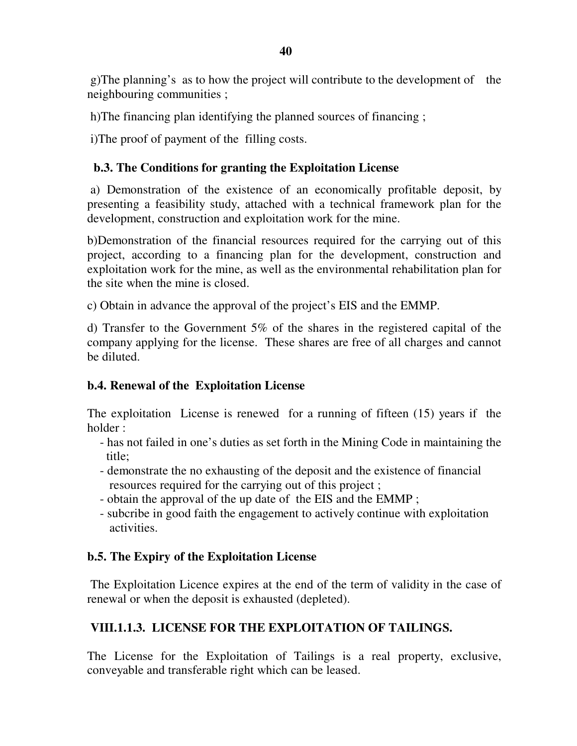g)The planning's as to how the project will contribute to the development of the neighbouring communities ;

h)The financing plan identifying the planned sources of financing ;

i)The proof of payment of the filling costs.

### b.3. The Conditions for granting the Exploitation License

a) Demonstration of the existence of an economically profitable deposit, by presenting a feasibility study, attached with a technical framework plan for the development, construction and exploitation work for the mine.

b)Demonstration of the financial resources required for the carrying out of this project, according to a financing plan for the development, construction and exploitation work for the mine, as well as the environmental rehabilitation plan for the site when the mine is closed.

c) Obtain in advance the approval of the project's EIS and the EMMP.

d) Transfer to the Government 5% of the shares in the registered capital of the company applying for the license. These shares are free of all charges and cannot be diluted.

### b.4. Renewal of the Exploitation License

The exploitation License is renewed for a running of fifteen (15) years if the holder :

- has not failed in one's duties as set forth in the Mining Code in maintaining the title;
- demonstrate the no exhausting of the deposit and the existence of financial resources required for the carrying out of this project ;
- obtain the approval of the up date of the EIS and the EMMP ;
- subcribe in good faith the engagement to actively continue with exploitation activities.

### b.5. The Expiry of the Exploitation License

The Exploitation Licence expires at the end of the term of validity in the case of renewal or when the deposit is exhausted (depleted).

## VIII.1.1.3. LICENSE FOR THE EXPLOITATION OF TAILINGS.

The License for the Exploitation of Tailings is a real property, exclusive, conveyable and transferable right which can be leased.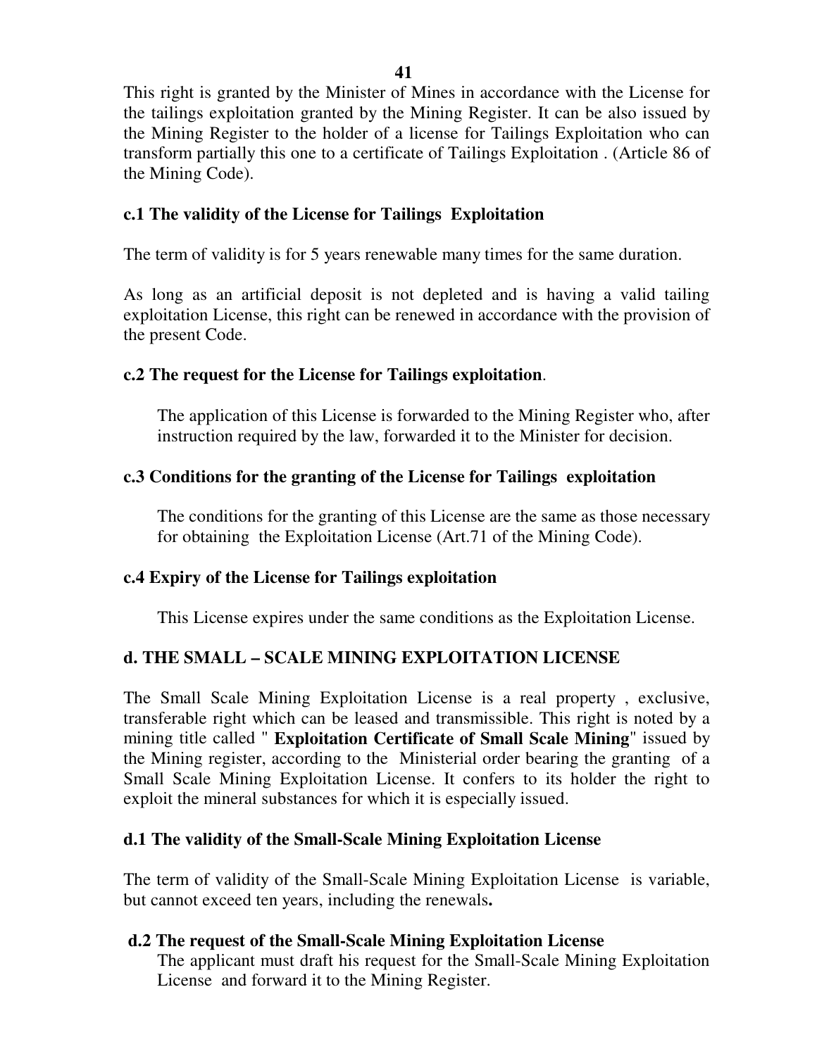This right is granted by the Minister of Mines in accordance with the License for the tailings exploitation granted by the Mining Register. It can be also issued by the Mining Register to the holder of a license for Tailings Exploitation who can transform partially this one to a certificate of Tailings Exploitation . (Article 86 of the Mining Code).

**c.1 The validity of the License for Tailings Exploitation**

The term of validity is for 5 years renewable many times for the same duration.

As long as an artificial deposit is not depleted and is having a valid tailing exploitation License, this right can be renewed in accordance with the provision of the present Code.

**c.2 The request for the License for Tailings exploitation**.

The application of this License is forwarded to the Mining Register who, after instruction required by the law, forwarded it to the Minister for decision.

**c.3 Conditions for the granting of the License for Tailings exploitation**

The conditions for the granting of this License are the same as those necessary for obtaining the Exploitation License (Art.71 of the Mining Code).

**c.4 Expiry of the License for Tailings exploitation**

This License expires under the same conditions as the Exploitation License.

**d. THE SMALL – SCALE MINING EXPLOITATION LICENSE**

The Small Scale Mining Exploitation License is a real property , exclusive, transferable right which can be leased and transmissible. This right is noted by a mining title called " **Exploitation Certificate of Small Scale Mining**" issued by the Mining register, according to the Ministerial order bearing the granting of a Small Scale Mining Exploitation License. It confers to its holder the right to exploit the mineral substances for which it is especially issued.

**d.1 The validity of the Small-Scale Mining Exploitation License**

The term of validity of the Small-Scale Mining Exploitation License is variable, but cannot exceed ten years, including the renewals**.**

**d.2 The request of the Small-Scale Mining Exploitation License**

The applicant must draft his request for the Small-Scale Mining Exploitation License and forward it to the Mining Register.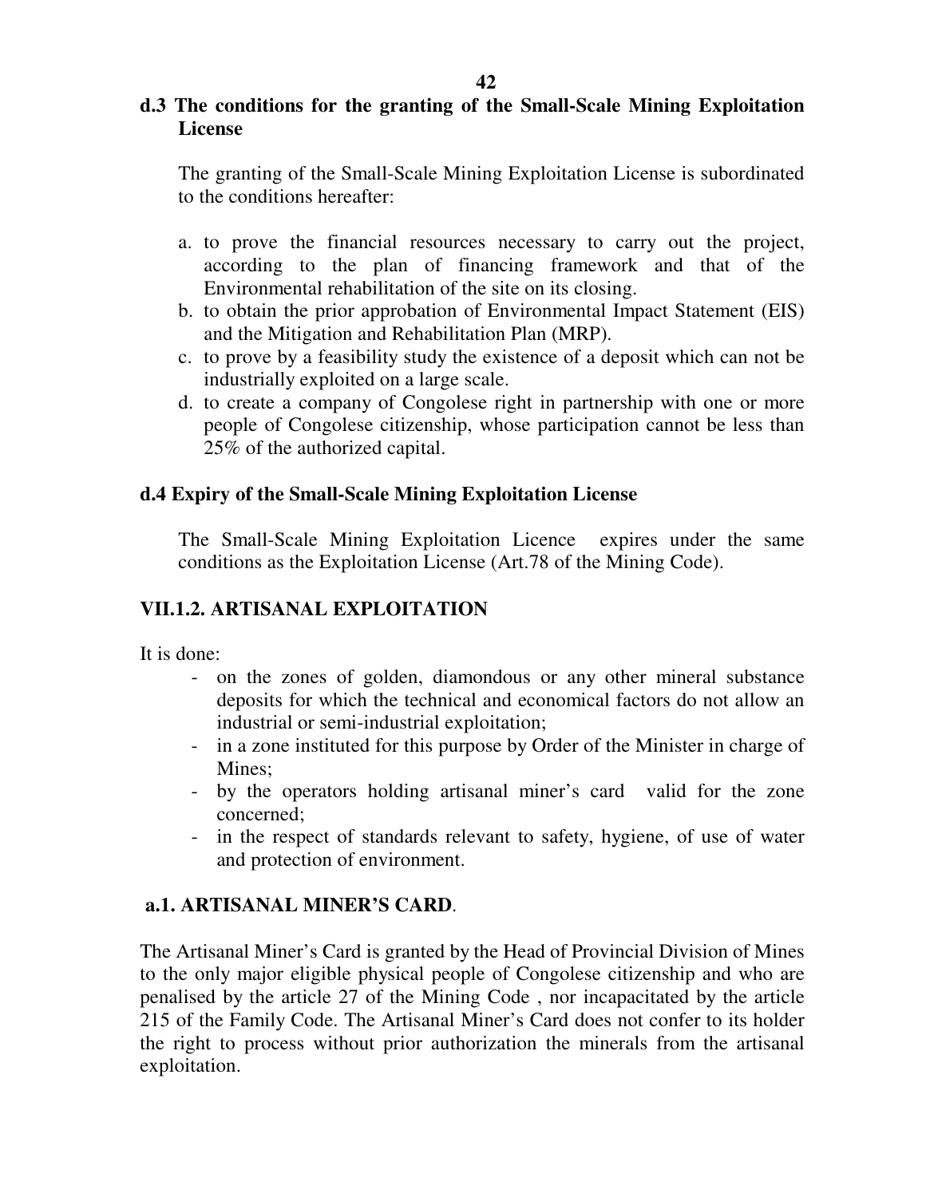### d.3 The conditions for the granting of the Small-Scale Mining Exploitation License

The granting of the Small-Scale Mining Exploitation License is subordinated to the conditions hereafter:

a. to prove the financial resources necessary to carry out the project, according to the plan of financing framework and that of the Environmental rehabilitation of the site on its closing.
b. to obtain the prior approbation of Environmental Impact Statement (EIS) and the Mitigation and Rehabilitation Plan (MRP).
c. to prove by a feasibility study the existence of a deposit which can not be industrially exploited on a large scale.
d. to create a company of Congolese right in partnership with one or more people of Congolese citizenship, whose participation cannot be less than 25% of the authorized capital.

### d.4 Expiry of the Small-Scale Mining Exploitation License

The Small-Scale Mining Exploitation Licence expires under the same conditions as the Exploitation License (Art.78 of the Mining Code).

## VII.1.2. ARTISANAL EXPLOITATION

It is done:

- on the zones of golden, diamondous or any other mineral substance deposits for which the technical and economical factors do not allow an industrial or semi-industrial exploitation;
- in a zone instituted for this purpose by Order of the Minister in charge of Mines;
- by the operators holding artisanal miner's card valid for the zone concerned;
- in the respect of standards relevant to safety, hygiene, of use of water and protection of environment.

### a.1. ARTISANAL MINER'S CARD.

The Artisanal Miner's Card is granted by the Head of Provincial Division of Mines to the only major eligible physical people of Congolese citizenship and who are penalised by the article 27 of the Mining Code , nor incapacitated by the article 215 of the Family Code. The Artisanal Miner's Card does not confer to its holder the right to process without prior authorization the minerals from the artisanal exploitation.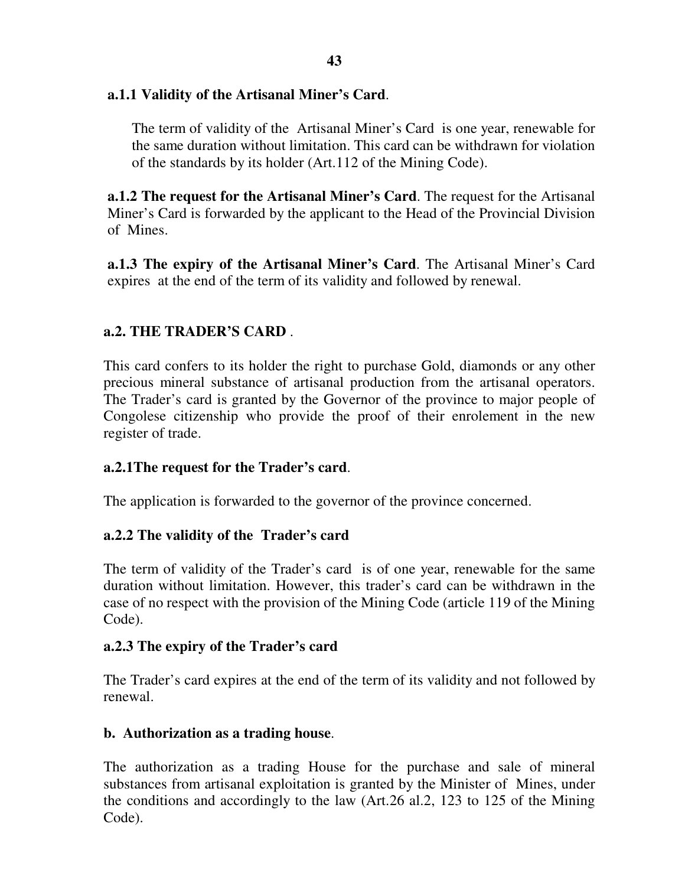**a.1.1 Validity of the Artisanal Miner's Card**.

The term of validity of the Artisanal Miner's Card is one year, renewable for the same duration without limitation. This card can be withdrawn for violation of the standards by its holder (Art.112 of the Mining Code).

**a.1.2 The request for the Artisanal Miner's Card**. The request for the Artisanal Miner's Card is forwarded by the applicant to the Head of the Provincial Division of Mines.

**a.1.3 The expiry of the Artisanal Miner's Card**. The Artisanal Miner's Card expires at the end of the term of its validity and followed by renewal.

**a.2. THE TRADER'S CARD** .

This card confers to its holder the right to purchase Gold, diamonds or any other precious mineral substance of artisanal production from the artisanal operators. The Trader's card is granted by the Governor of the province to major people of Congolese citizenship who provide the proof of their enrolement in the new register of trade.

**a.2.1The request for the Trader's card**.

The application is forwarded to the governor of the province concerned.

**a.2.2 The validity of the Trader's card**

The term of validity of the Trader's card is of one year, renewable for the same duration without limitation. However, this trader's card can be withdrawn in the case of no respect with the provision of the Mining Code (article 119 of the Mining Code).

**a.2.3 The expiry of the Trader's card**

The Trader's card expires at the end of the term of its validity and not followed by renewal.

**b. Authorization as a trading house**.

The authorization as a trading House for the purchase and sale of mineral substances from artisanal exploitation is granted by the Minister of Mines, under the conditions and accordingly to the law (Art.26 al.2, 123 to 125 of the Mining Code).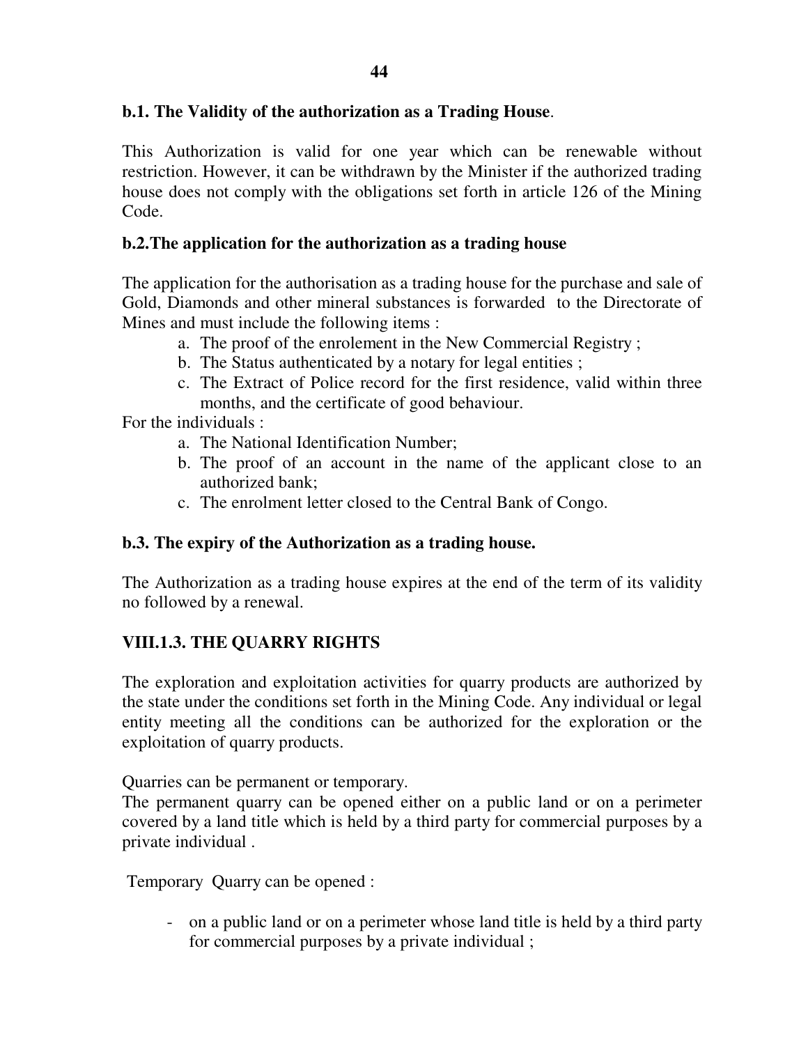### b.1. The Validity of the authorization as a Trading House.

This Authorization is valid for one year which can be renewable without restriction. However, it can be withdrawn by the Minister if the authorized trading house does not comply with the obligations set forth in article 126 of the Mining Code.

### b.2.The application for the authorization as a trading house

The application for the authorisation as a trading house for the purchase and sale of Gold, Diamonds and other mineral substances is forwarded to the Directorate of Mines and must include the following items :

a. The proof of the enrolement in the New Commercial Registry ;
b. The Status authenticated by a notary for legal entities ;
c. The Extract of Police record for the first residence, valid within three months, and the certificate of good behaviour.

For the individuals :

a. The National Identification Number;
b. The proof of an account in the name of the applicant close to an authorized bank;
c. The enrolment letter closed to the Central Bank of Congo.

### b.3. The expiry of the Authorization as a trading house.

The Authorization as a trading house expires at the end of the term of its validity no followed by a renewal.

## VIII.1.3. THE QUARRY RIGHTS

The exploration and exploitation activities for quarry products are authorized by the state under the conditions set forth in the Mining Code. Any individual or legal entity meeting all the conditions can be authorized for the exploration or the exploitation of quarry products.

Quarries can be permanent or temporary.

The permanent quarry can be opened either on a public land or on a perimeter covered by a land title which is held by a third party for commercial purposes by a private individual .

Temporary Quarry can be opened :

- on a public land or on a perimeter whose land title is held by a third party for commercial purposes by a private individual ;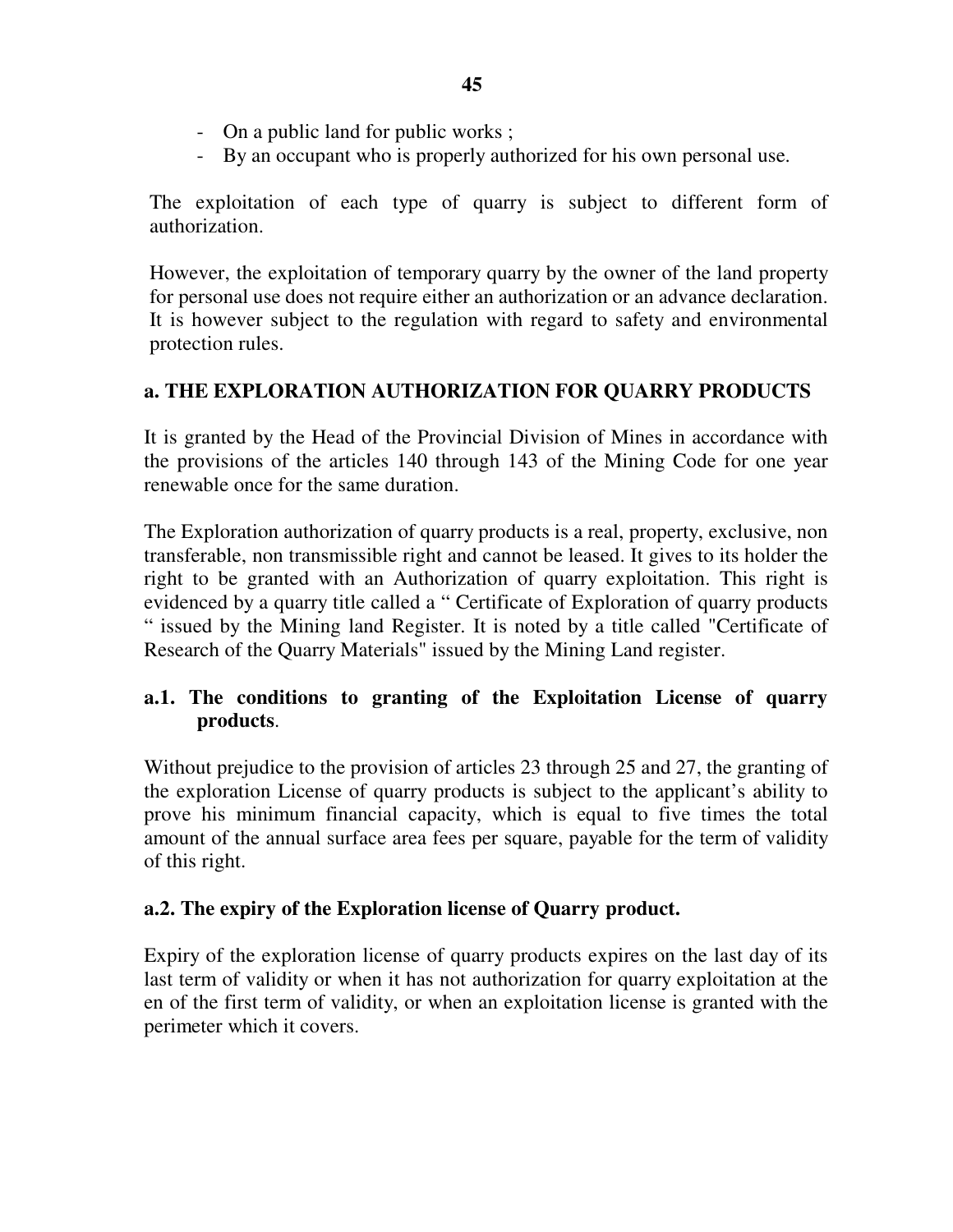- On a public land for public works ;
- By an occupant who is properly authorized for his own personal use.

The exploitation of each type of quarry is subject to different form of authorization.

However, the exploitation of temporary quarry by the owner of the land property for personal use does not require either an authorization or an advance declaration. It is however subject to the regulation with regard to safety and environmental protection rules.

## a. THE EXPLORATION AUTHORIZATION FOR QUARRY PRODUCTS

It is granted by the Head of the Provincial Division of Mines in accordance with the provisions of the articles 140 through 143 of the Mining Code for one year renewable once for the same duration.

The Exploration authorization of quarry products is a real, property, exclusive, non transferable, non transmissible right and cannot be leased. It gives to its holder the right to be granted with an Authorization of quarry exploitation. This right is evidenced by a quarry title called a " Certificate of Exploration of quarry products " issued by the Mining land Register. It is noted by a title called "Certificate of Research of the Quarry Materials" issued by the Mining Land register.

### a.1. The conditions to granting of the Exploitation License of quarry products.

Without prejudice to the provision of articles 23 through 25 and 27, the granting of the exploration License of quarry products is subject to the applicant's ability to prove his minimum financial capacity, which is equal to five times the total amount of the annual surface area fees per square, payable for the term of validity of this right.

### a.2. The expiry of the Exploration license of Quarry product.

Expiry of the exploration license of quarry products expires on the last day of its last term of validity or when it has not authorization for quarry exploitation at the en of the first term of validity, or when an exploitation license is granted with the perimeter which it covers.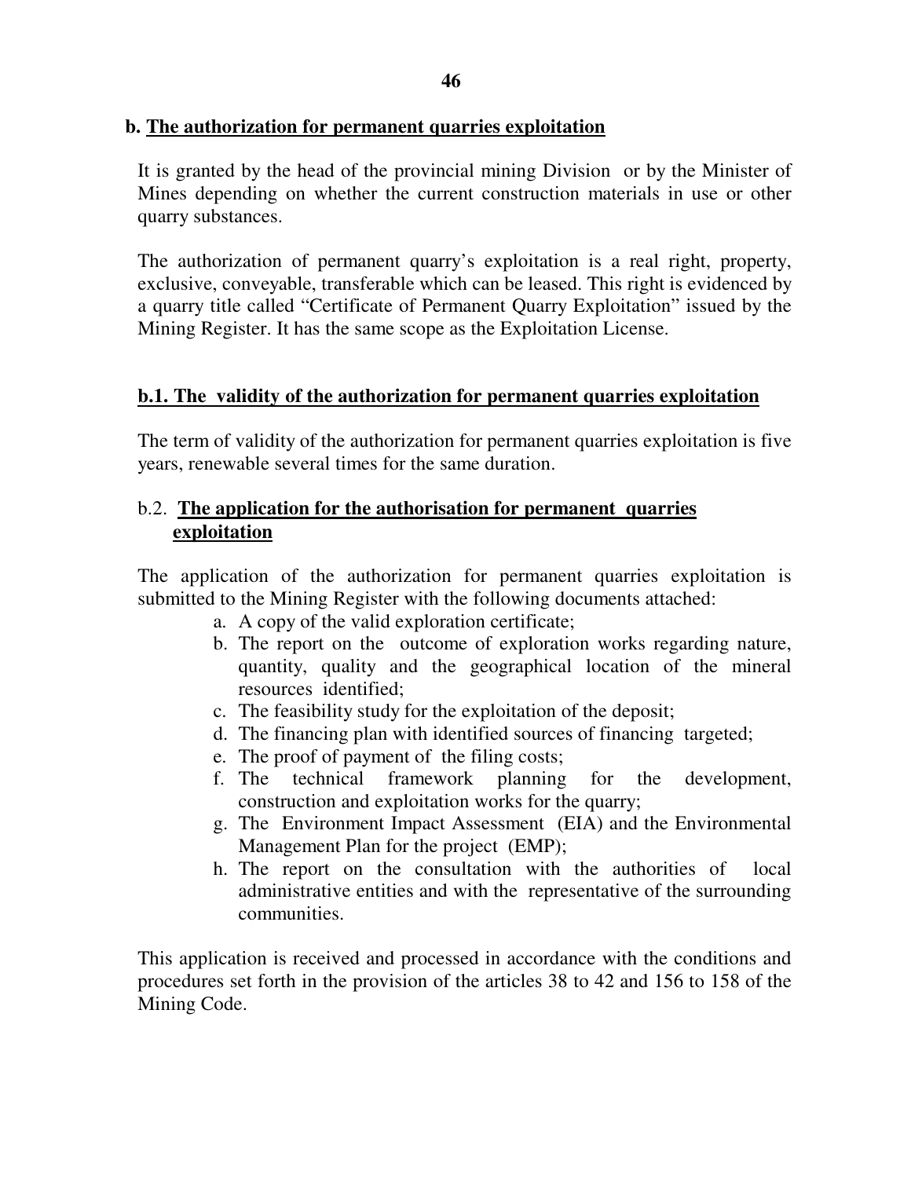## b. The authorization for permanent quarries exploitation

It is granted by the head of the provincial mining Division or by the Minister of Mines depending on whether the current construction materials in use or other quarry substances.

The authorization of permanent quarry's exploitation is a real right, property, exclusive, conveyable, transferable which can be leased. This right is evidenced by a quarry title called "Certificate of Permanent Quarry Exploitation" issued by the Mining Register. It has the same scope as the Exploitation License.

### b.1. The validity of the authorization for permanent quarries exploitation

The term of validity of the authorization for permanent quarries exploitation is five years, renewable several times for the same duration.

### b.2. The application for the authorisation for permanent quarries exploitation

The application of the authorization for permanent quarries exploitation is submitted to the Mining Register with the following documents attached:

a. A copy of the valid exploration certificate;
b. The report on the outcome of exploration works regarding nature, quantity, quality and the geographical location of the mineral resources identified;
c. The feasibility study for the exploitation of the deposit;
d. The financing plan with identified sources of financing targeted;
e. The proof of payment of the filing costs;
f. The technical framework planning for the development, construction and exploitation works for the quarry;
g. The Environment Impact Assessment (EIA) and the Environmental Management Plan for the project (EMP);
h. The report on the consultation with the authorities of local administrative entities and with the representative of the surrounding communities.

This application is received and processed in accordance with the conditions and procedures set forth in the provision of the articles 38 to 42 and 156 to 158 of the Mining Code.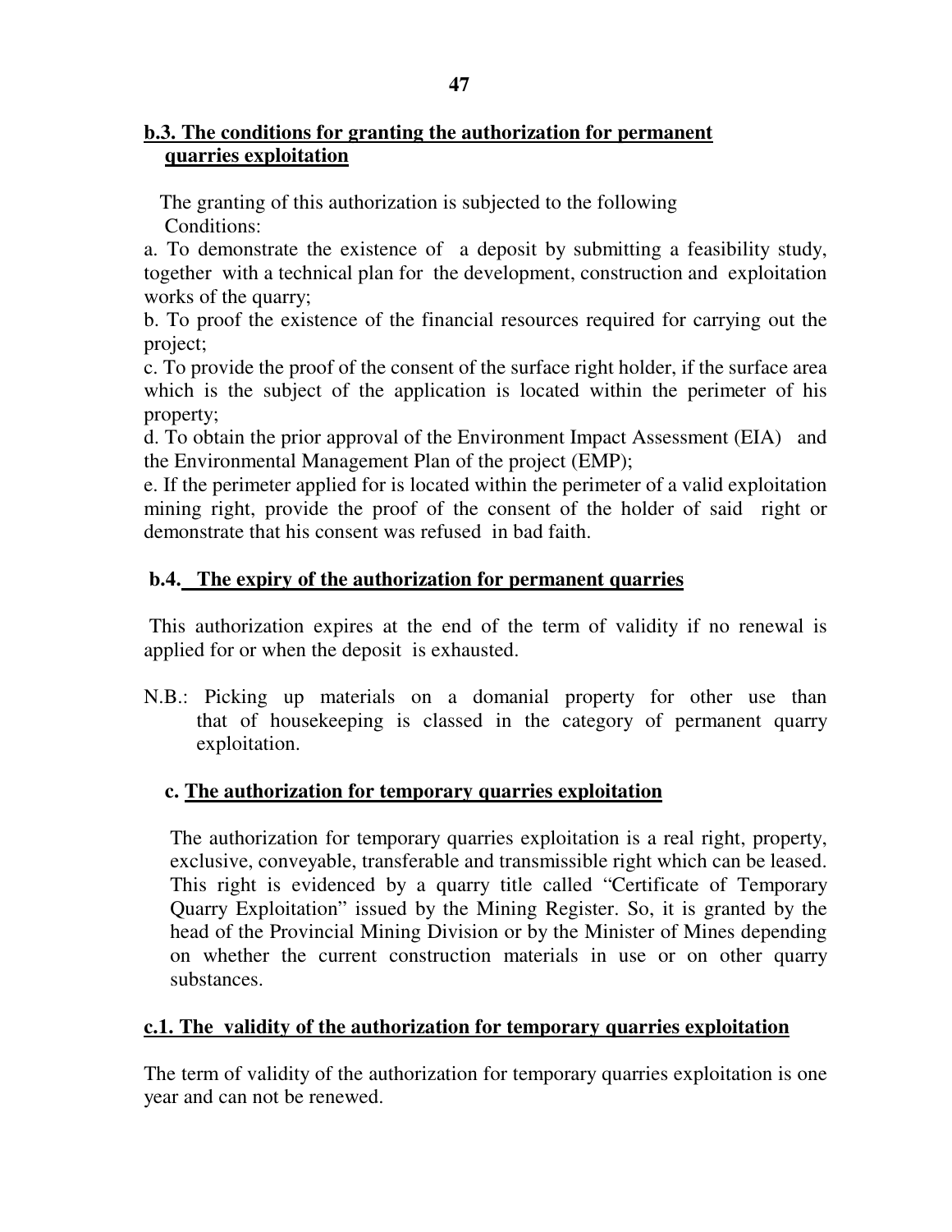### b.3. The conditions for granting the authorization for permanent quarries exploitation

The granting of this authorization is subjected to the following Conditions:

a. To demonstrate the existence of a deposit by submitting a feasibility study, together with a technical plan for the development, construction and exploitation works of the quarry;

b. To proof the existence of the financial resources required for carrying out the project;

c. To provide the proof of the consent of the surface right holder, if the surface area which is the subject of the application is located within the perimeter of his property;

d. To obtain the prior approval of the Environment Impact Assessment (EIA) and the Environmental Management Plan of the project (EMP);

e. If the perimeter applied for is located within the perimeter of a valid exploitation mining right, provide the proof of the consent of the holder of said right or demonstrate that his consent was refused in bad faith.

### b.4. The expiry of the authorization for permanent quarries

This authorization expires at the end of the term of validity if no renewal is applied for or when the deposit is exhausted.

N.B.: Picking up materials on a domanial property for other use than that of housekeeping is classed in the category of permanent quarry exploitation.

### c. The authorization for temporary quarries exploitation

The authorization for temporary quarries exploitation is a real right, property, exclusive, conveyable, transferable and transmissible right which can be leased. This right is evidenced by a quarry title called "Certificate of Temporary Quarry Exploitation" issued by the Mining Register. So, it is granted by the head of the Provincial Mining Division or by the Minister of Mines depending on whether the current construction materials in use or on other quarry substances.

### c.1. The validity of the authorization for temporary quarries exploitation

The term of validity of the authorization for temporary quarries exploitation is one year and can not be renewed.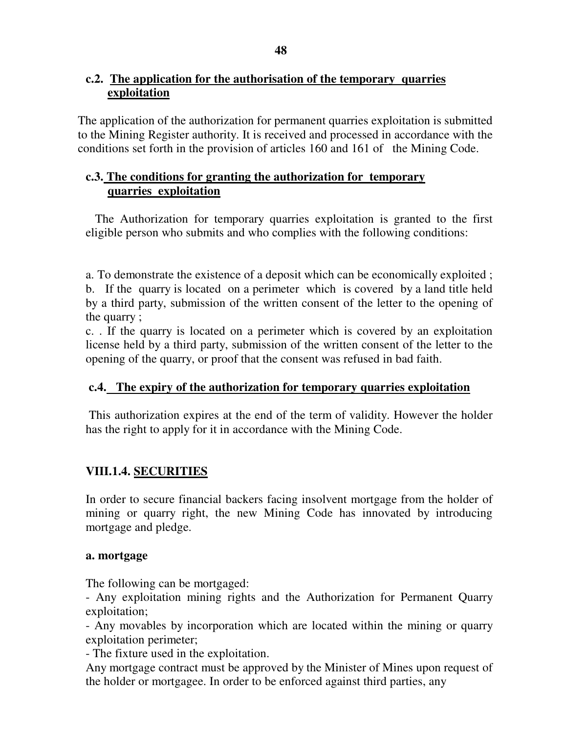### c.2. The application for the authorisation of the temporary quarries exploitation

The application of the authorization for permanent quarries exploitation is submitted to the Mining Register authority. It is received and processed in accordance with the conditions set forth in the provision of articles 160 and 161 of the Mining Code.

### c.3. The conditions for granting the authorization for temporary quarries exploitation

The Authorization for temporary quarries exploitation is granted to the first eligible person who submits and who complies with the following conditions:

a. To demonstrate the existence of a deposit which can be economically exploited ;
b. If the quarry is located on a perimeter which is covered by a land title held by a third party, submission of the written consent of the letter to the opening of the quarry ;
c. . If the quarry is located on a perimeter which is covered by an exploitation license held by a third party, submission of the written consent of the letter to the opening of the quarry, or proof that the consent was refused in bad faith.

### c.4. The expiry of the authorization for temporary quarries exploitation

This authorization expires at the end of the term of validity. However the holder has the right to apply for it in accordance with the Mining Code.

## VIII.1.4. SECURITIES

In order to secure financial backers facing insolvent mortgage from the holder of mining or quarry right, the new Mining Code has innovated by introducing mortgage and pledge.

**a. mortgage**

The following can be mortgaged:
- Any exploitation mining rights and the Authorization for Permanent Quarry exploitation;
- Any movables by incorporation which are located within the mining or quarry exploitation perimeter;
- The fixture used in the exploitation.

Any mortgage contract must be approved by the Minister of Mines upon request of the holder or mortgagee. In order to be enforced against third parties, any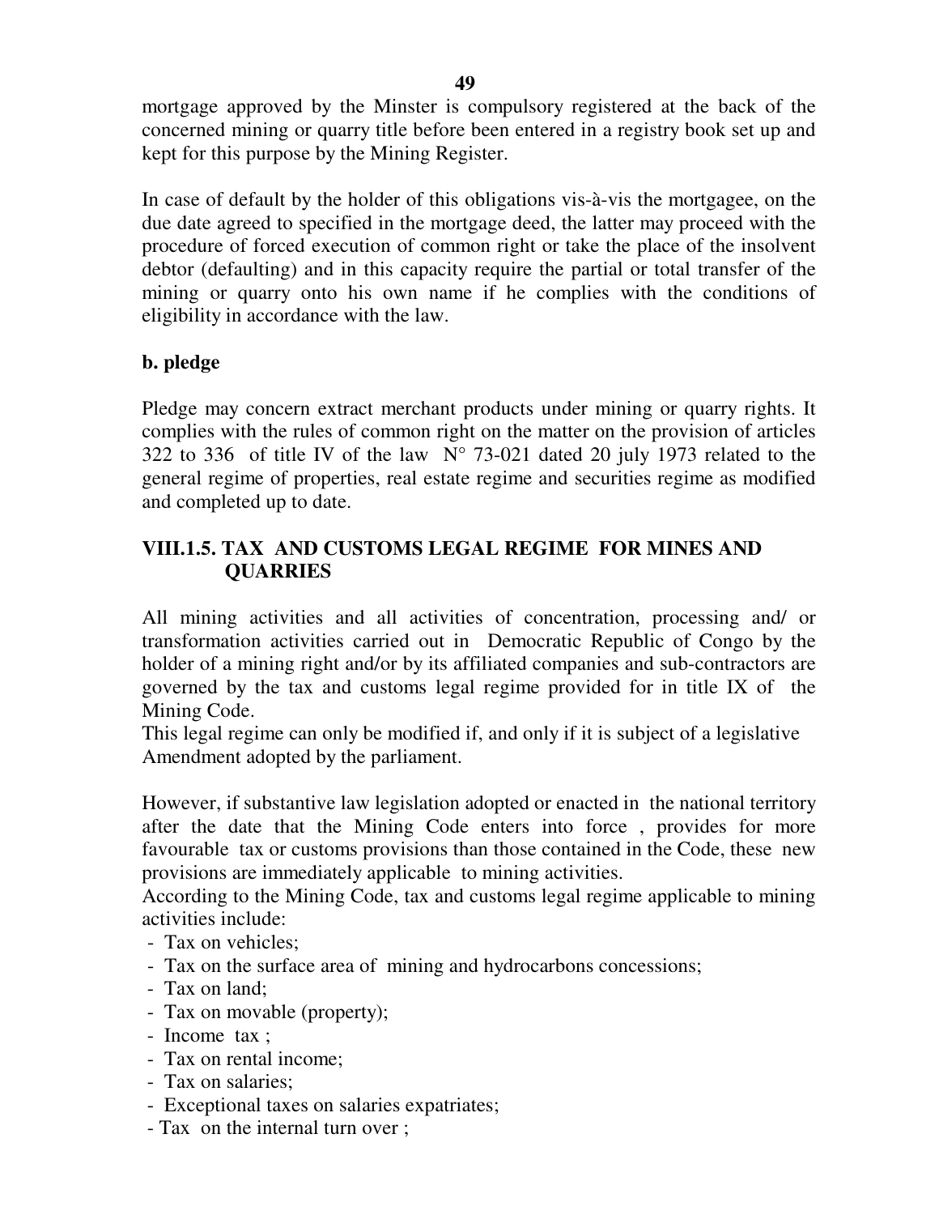mortgage approved by the Minster is compulsory registered at the back of the concerned mining or quarry title before been entered in a registry book set up and kept for this purpose by the Mining Register.

In case of default by the holder of this obligations vis-à-vis the mortgagee, on the due date agreed to specified in the mortgage deed, the latter may proceed with the procedure of forced execution of common right or take the place of the insolvent debtor (defaulting) and in this capacity require the partial or total transfer of the mining or quarry onto his own name if he complies with the conditions of eligibility in accordance with the law.

**b. pledge**

Pledge may concern extract merchant products under mining or quarry rights. It complies with the rules of common right on the matter on the provision of articles 322 to 336 of title IV of the law N° 73-021 dated 20 july 1973 related to the general regime of properties, real estate regime and securities regime as modified and completed up to date.

### VIII.1.5. TAX AND CUSTOMS LEGAL REGIME FOR MINES AND QUARRIES

All mining activities and all activities of concentration, processing and/ or transformation activities carried out in Democratic Republic of Congo by the holder of a mining right and/or by its affiliated companies and sub-contractors are governed by the tax and customs legal regime provided for in title IX of the Mining Code.
This legal regime can only be modified if, and only if it is subject of a legislative Amendment adopted by the parliament.

However, if substantive law legislation adopted or enacted in the national territory after the date that the Mining Code enters into force , provides for more favourable tax or customs provisions than those contained in the Code, these new provisions are immediately applicable to mining activities.
According to the Mining Code, tax and customs legal regime applicable to mining activities include:

- Tax on vehicles;
- Tax on the surface area of mining and hydrocarbons concessions;
- Tax on land;
- Tax on movable (property);
- Income tax ;
- Tax on rental income;
- Tax on salaries;
- Exceptional taxes on salaries expatriates;
- Tax on the internal turn over ;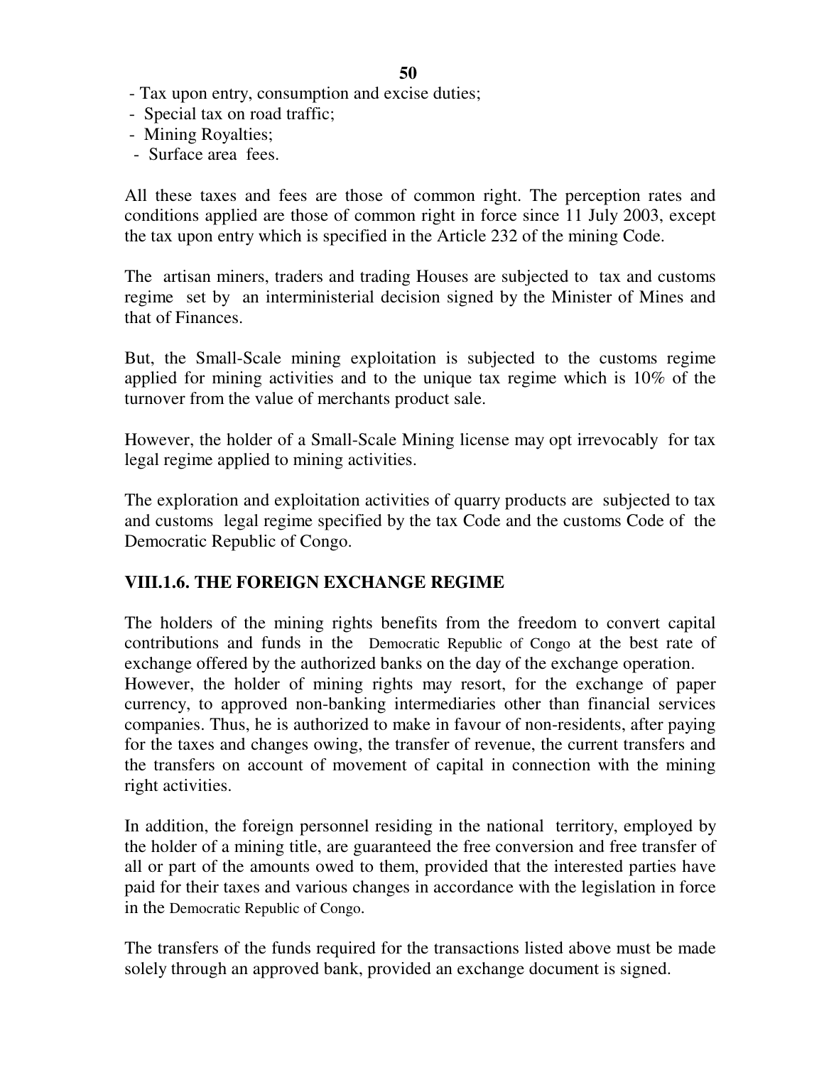- Tax upon entry, consumption and excise duties;
- Special tax on road traffic;
- Mining Royalties;
- Surface area fees.

All these taxes and fees are those of common right. The perception rates and conditions applied are those of common right in force since 11 July 2003, except the tax upon entry which is specified in the Article 232 of the mining Code.

The artisan miners, traders and trading Houses are subjected to tax and customs regime set by an interministerial decision signed by the Minister of Mines and that of Finances.

But, the Small-Scale mining exploitation is subjected to the customs regime applied for mining activities and to the unique tax regime which is 10% of the turnover from the value of merchants product sale.

However, the holder of a Small-Scale Mining license may opt irrevocably for tax legal regime applied to mining activities.

The exploration and exploitation activities of quarry products are subjected to tax and customs legal regime specified by the tax Code and the customs Code of the Democratic Republic of Congo.

### VIII.1.6. THE FOREIGN EXCHANGE REGIME

The holders of the mining rights benefits from the freedom to convert capital contributions and funds in the Democratic Republic of Congo at the best rate of exchange offered by the authorized banks on the day of the exchange operation.
However, the holder of mining rights may resort, for the exchange of paper currency, to approved non-banking intermediaries other than financial services companies. Thus, he is authorized to make in favour of non-residents, after paying for the taxes and changes owing, the transfer of revenue, the current transfers and the transfers on account of movement of capital in connection with the mining right activities.

In addition, the foreign personnel residing in the national territory, employed by the holder of a mining title, are guaranteed the free conversion and free transfer of all or part of the amounts owed to them, provided that the interested parties have paid for their taxes and various changes in accordance with the legislation in force in the Democratic Republic of Congo.

The transfers of the funds required for the transactions listed above must be made solely through an approved bank, provided an exchange document is signed.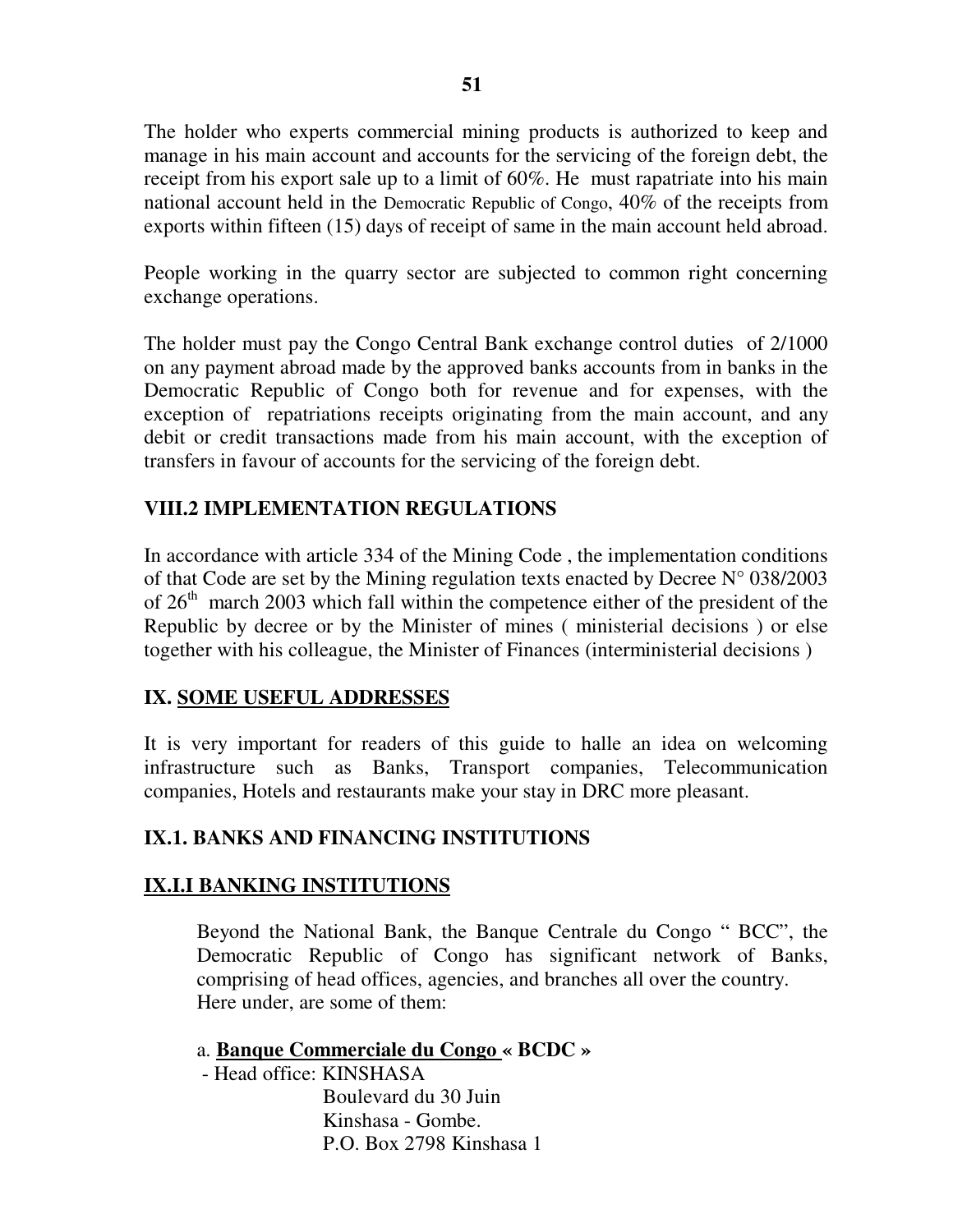The holder who experts commercial mining products is authorized to keep and manage in his main account and accounts for the servicing of the foreign debt, the receipt from his export sale up to a limit of 60%. He must rapatriate into his main national account held in the Democratic Republic of Congo, 40% of the receipts from exports within fifteen (15) days of receipt of same in the main account held abroad.

People working in the quarry sector are subjected to common right concerning exchange operations.

The holder must pay the Congo Central Bank exchange control duties of 2/1000 on any payment abroad made by the approved banks accounts from in banks in the Democratic Republic of Congo both for revenue and for expenses, with the exception of repatriations receipts originating from the main account, and any debit or credit transactions made from his main account, with the exception of transfers in favour of accounts for the servicing of the foreign debt.

### VIII.2 IMPLEMENTATION REGULATIONS

In accordance with article 334 of the Mining Code , the implementation conditions of that Code are set by the Mining regulation texts enacted by Decree N° 038/2003 of 26th march 2003 which fall within the competence either of the president of the Republic by decree or by the Minister of mines ( ministerial decisions ) or else together with his colleague, the Minister of Finances (interministerial decisions )

## IX. SOME USEFUL ADDRESSES

It is very important for readers of this guide to halle an idea on welcoming infrastructure such as Banks, Transport companies, Telecommunication companies, Hotels and restaurants make your stay in DRC more pleasant.

### IX.1. BANKS AND FINANCING INSTITUTIONS

#### IX.I.I BANKING INSTITUTIONS

Beyond the National Bank, the Banque Centrale du Congo " BCC", the Democratic Republic of Congo has significant network of Banks, comprising of head offices, agencies, and branches all over the country.
Here under, are some of them:

a. **Banque Commerciale du Congo « BCDC »**

- Head office: KINSHASA
  Boulevard du 30 Juin
  Kinshasa - Gombe.
  P.O. Box 2798 Kinshasa 1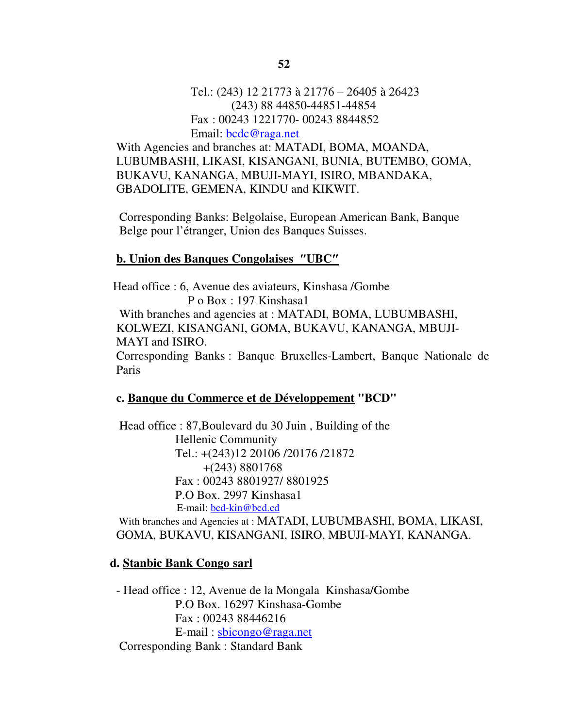Tel.: (243) 12 21773 à 21776 – 26405 à 26423
(243) 88 44850-44851-44854
Fax : 00243 1221770- 00243 8844852
Email: bcdc@raga.net

With Agencies and branches at: MATADI, BOMA, MOANDA, LUBUMBASHI, LIKASI, KISANGANI, BUNIA, BUTEMBO, GOMA, BUKAVU, KANANGA, MBUJI-MAYI, ISIRO, MBANDAKA, GBADOLITE, GEMENA, KINDU and KIKWIT.

Corresponding Banks: Belgolaise, European American Bank, Banque Belge pour l'étranger, Union des Banques Suisses.

**b. Union des Banques Congolaises "UBC"**

Head office : 6, Avenue des aviateurs, Kinshasa /Gombe
P o Box : 197 Kinshasa1

With branches and agencies at : MATADI, BOMA, LUBUMBASHI, KOLWEZI, KISANGANI, GOMA, BUKAVU, KANANGA, MBUJI-MAYI and ISIRO.

Corresponding Banks : Banque Bruxelles-Lambert, Banque Nationale de Paris

**c. Banque du Commerce et de Développement "BCD"**

Head office : 87,Boulevard du 30 Juin , Building of the Hellenic Community
Tel.: +(243)12 20106 /20176 /21872
+(243) 8801768
Fax : 00243 8801927/ 8801925
P.O Box. 2997 Kinshasa1
E-mail: bcd-kin@bcd.cd

With branches and Agencies at : MATADI, LUBUMBASHI, BOMA, LIKASI, GOMA, BUKAVU, KISANGANI, ISIRO, MBUJI-MAYI, KANANGA.

**d. Stanbic Bank Congo sarl**

- Head office : 12, Avenue de la Mongala Kinshasa/Gombe
P.O Box. 16297 Kinshasa-Gombe
Fax : 00243 88446216
E-mail : sbicongo@raga.net

Corresponding Bank : Standard Bank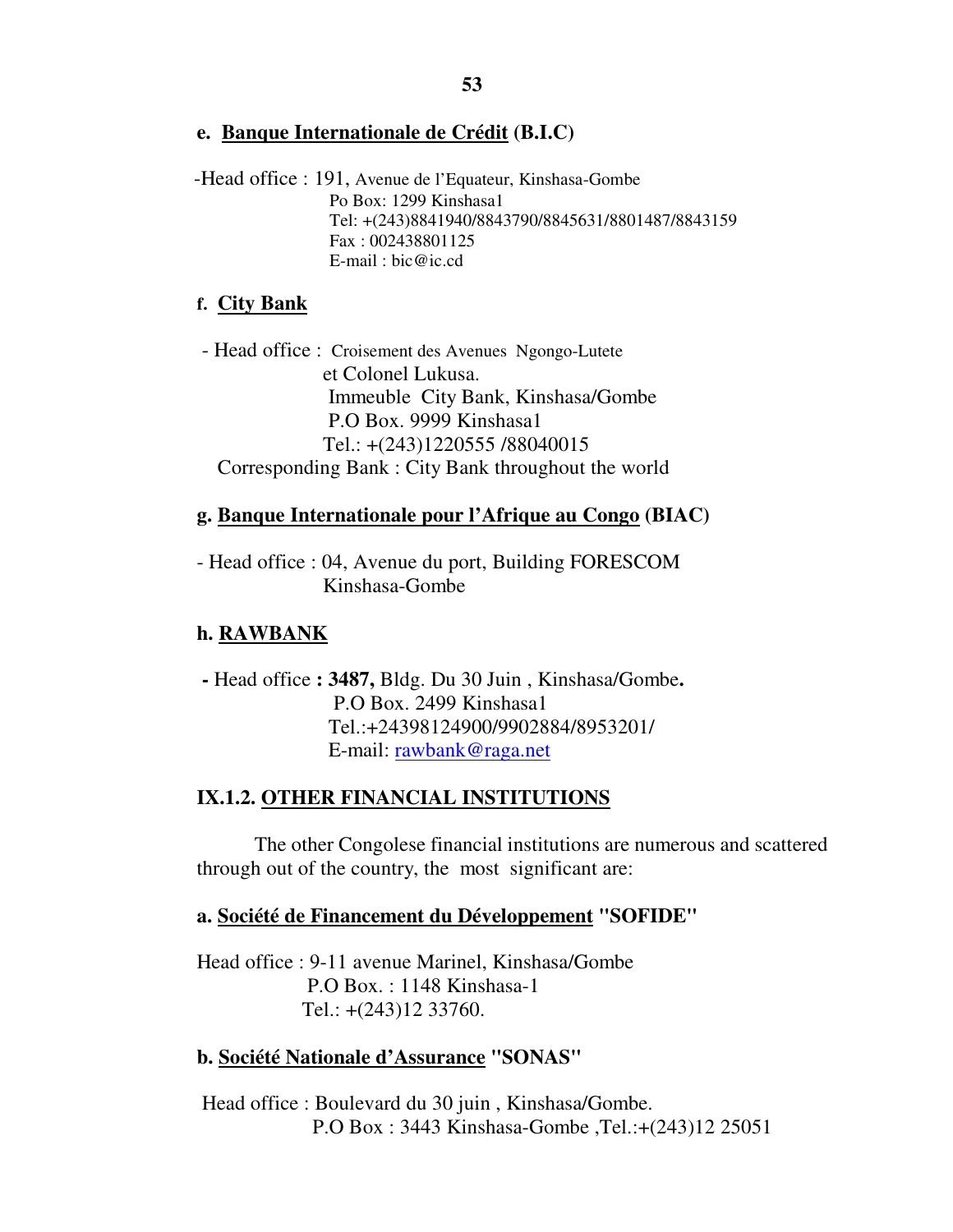**e. Banque Internationale de Crédit (B.I.C)**

-Head office : 191, Avenue de l'Equateur, Kinshasa-Gombe
Po Box: 1299 Kinshasa1
Tel: +(243)8841940/8843790/8845631/8801487/8843159
Fax : 002438801125
E-mail : bic@ic.cd

**f. City Bank**

- Head office : Croisement des Avenues Ngongo-Lutete
et Colonel Lukusa.
Immeuble City Bank, Kinshasa/Gombe
P.O Box. 9999 Kinshasa1
Tel.: +(243)1220555 /88040015

Corresponding Bank : City Bank throughout the world

**g. Banque Internationale pour l'Afrique au Congo (BIAC)**

- Head office : 04, Avenue du port, Building FORESCOM
Kinshasa-Gombe

**h. RAWBANK**

**-** Head office **: 3487,** Bldg. Du 30 Juin , Kinshasa/Gombe**.**
P.O Box. 2499 Kinshasa1
Tel.:+24398124900/9902884/8953201/
E-mail: rawbank@raga.net

**IX.1.2. OTHER FINANCIAL INSTITUTIONS**

The other Congolese financial institutions are numerous and scattered through out of the country, the most significant are:

**a. Société de Financement du Développement "SOFIDE"**

Head office : 9-11 avenue Marinel, Kinshasa/Gombe
P.O Box. : 1148 Kinshasa-1
Tel.: +(243)12 33760.

**b. Société Nationale d'Assurance "SONAS"**

Head office : Boulevard du 30 juin , Kinshasa/Gombe.
P.O Box : 3443 Kinshasa-Gombe ,Tel.:+(243)12 25051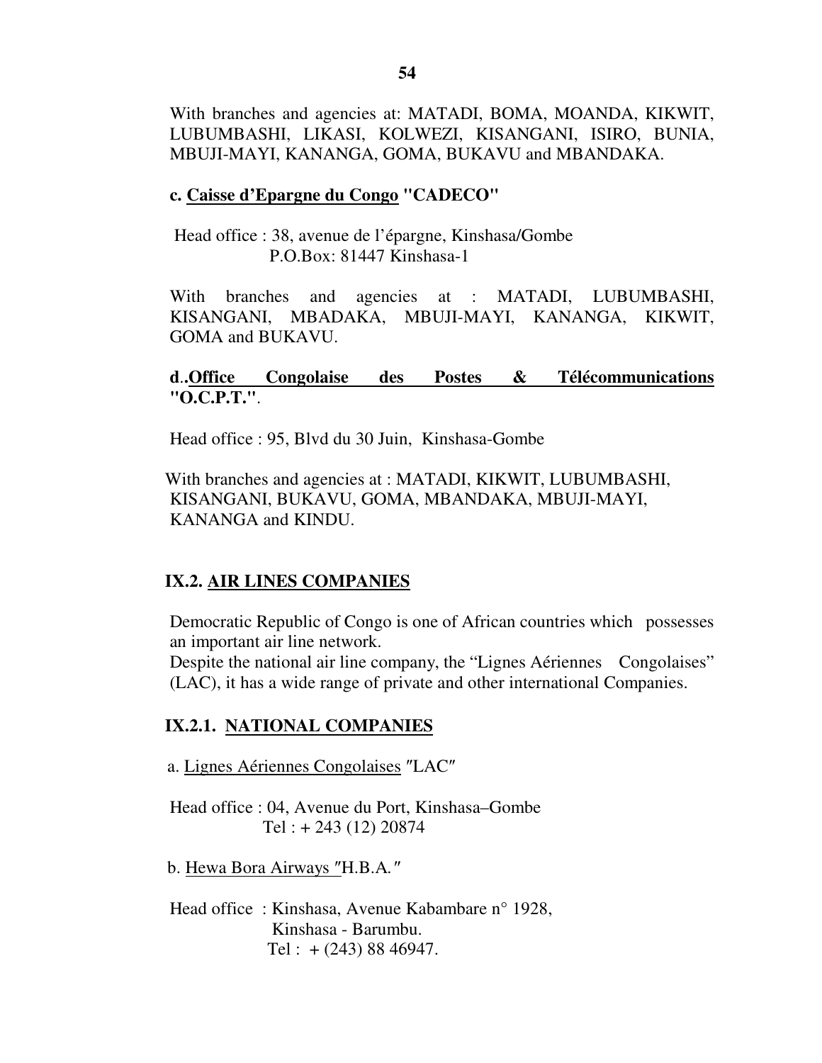With branches and agencies at: MATADI, BOMA, MOANDA, KIKWIT, LUBUMBASHI, LIKASI, KOLWEZI, KISANGANI, ISIRO, BUNIA, MBUJI-MAYI, KANANGA, GOMA, BUKAVU and MBANDAKA.

**c. <u>Caisse d'Epargne du Congo</u> "CADECO"**

Head office : 38, avenue de l'épargne, Kinshasa/Gombe
P.O.Box: 81447 Kinshasa-1

With branches and agencies at : MATADI, LUBUMBASHI, KISANGANI, MBADAKA, MBUJI-MAYI, KANANGA, KIKWIT, GOMA and BUKAVU.

**d..<u>Office Congolaise des Postes & Télécommunications</u> "O.C.P.T."**.

Head office : 95, Blvd du 30 Juin, Kinshasa-Gombe

With branches and agencies at : MATADI, KIKWIT, LUBUMBASHI, KISANGANI, BUKAVU, GOMA, MBANDAKA, MBUJI-MAYI, KANANGA and KINDU.

## IX.2. AIR LINES COMPANIES

Democratic Republic of Congo is one of African countries which possesses an important air line network.
Despite the national air line company, the "Lignes Aériennes Congolaises" (LAC), it has a wide range of private and other international Companies.

### IX.2.1. NATIONAL COMPANIES

a. <u>Lignes Aériennes Congolaises</u> ″LAC″

Head office : 04, Avenue du Port, Kinshasa–Gombe
Tel : + 243 (12) 20874

b. <u>Hewa Bora Airways</u> ″H.B.A.″

Head office : Kinshasa, Avenue Kabambare n° 1928,
Kinshasa - Barumbu.
Tel : + (243) 88 46947.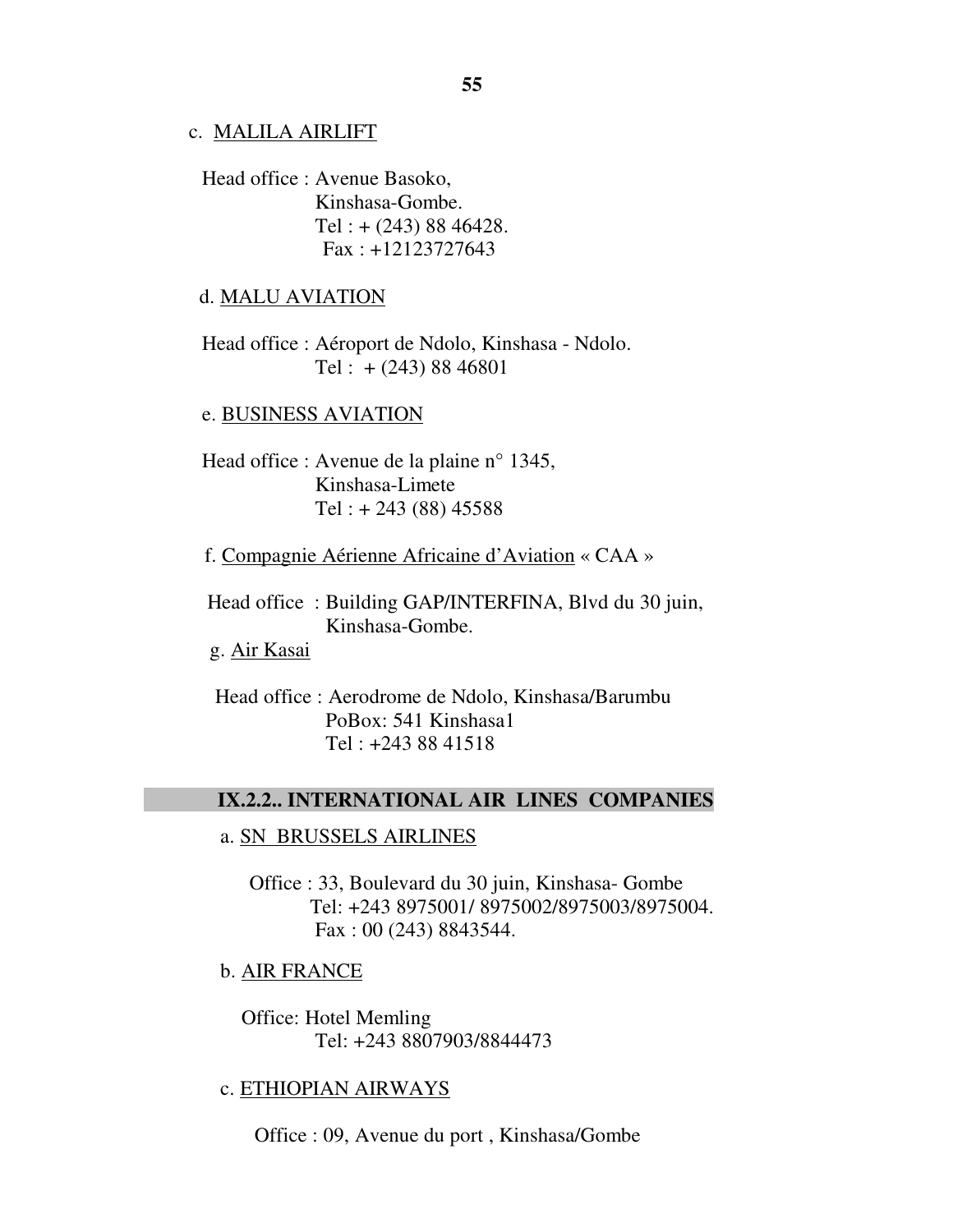c. <u>MALILA AIRLIFT</u>

Head office : Avenue Basoko,
Kinshasa-Gombe.
Tel : + (243) 88 46428.
Fax : +12123727643

d. <u>MALU AVIATION</u>

Head office : Aéroport de Ndolo, Kinshasa - Ndolo.
Tel : + (243) 88 46801

e. <u>BUSINESS AVIATION</u>

Head office : Avenue de la plaine n° 1345,
Kinshasa-Limete
Tel : + 243 (88) 45588

f. <u>Compagnie Aérienne Africaine d'Aviation</u> « CAA »

Head office : Building GAP/INTERFINA, Blvd du 30 juin,
Kinshasa-Gombe.

g. <u>Air Kasai</u>

Head office : Aerodrome de Ndolo, Kinshasa/Barumbu
PoBox: 541 Kinshasa1
Tel : +243 88 41518

### IX.2.2.. INTERNATIONAL AIR LINES COMPANIES

a. <u>SN BRUSSELS AIRLINES</u>

Office : 33, Boulevard du 30 juin, Kinshasa- Gombe
Tel: +243 8975001/ 8975002/8975003/8975004.
Fax : 00 (243) 8843544.

b. <u>AIR FRANCE</u>

Office: Hotel Memling
Tel: +243 8807903/8844473

c. <u>ETHIOPIAN AIRWAYS</u>

Office : 09, Avenue du port , Kinshasa/Gombe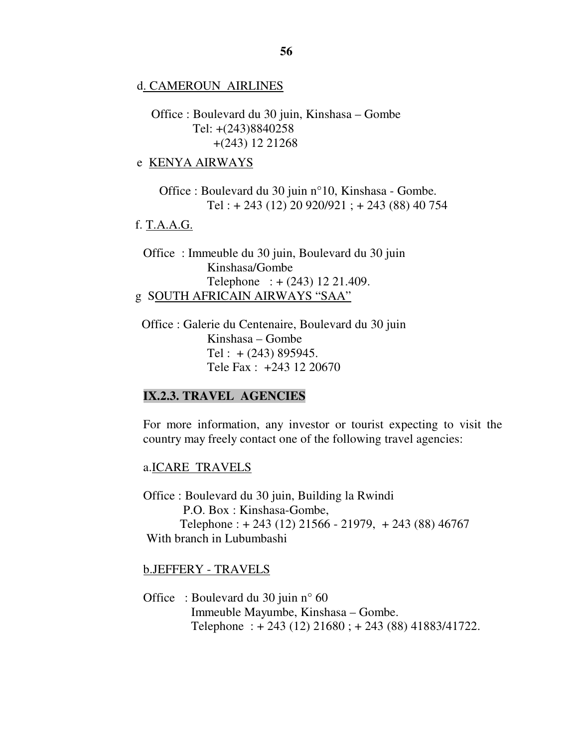d. CAMEROUN AIRLINES

Office : Boulevard du 30 juin, Kinshasa – Gombe
Tel: +(243)8840258
+(243) 12 21268

e KENYA AIRWAYS

Office : Boulevard du 30 juin n°10, Kinshasa - Gombe.
Tel : + 243 (12) 20 920/921 ; + 243 (88) 40 754

f. T.A.A.G.

Office : Immeuble du 30 juin, Boulevard du 30 juin
Kinshasa/Gombe
Telephone : + (243) 12 21.409.

g SOUTH AFRICAIN AIRWAYS "SAA"

Office : Galerie du Centenaire, Boulevard du 30 juin
Kinshasa – Gombe
Tel : + (243) 895945.
Tele Fax : +243 12 20670

### IX.2.3. TRAVEL AGENCIES

For more information, any investor or tourist expecting to visit the country may freely contact one of the following travel agencies:

a.ICARE TRAVELS

Office : Boulevard du 30 juin, Building la Rwindi
P.O. Box : Kinshasa-Gombe,
Telephone : + 243 (12) 21566 - 21979, + 243 (88) 46767
With branch in Lubumbashi

b.JEFFERY - TRAVELS

Office : Boulevard du 30 juin n° 60
Immeuble Mayumbe, Kinshasa – Gombe.
Telephone : + 243 (12) 21680 ; + 243 (88) 41883/41722.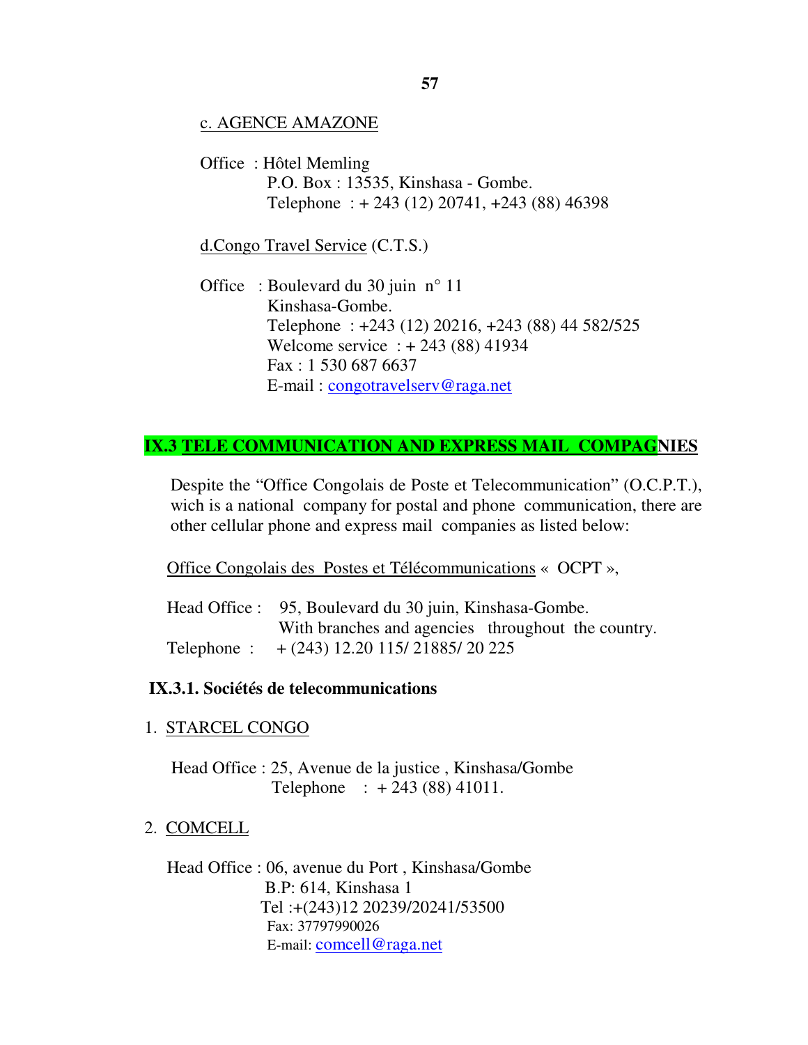c. AGENCE AMAZONE

Office : Hôtel Memling
P.O. Box : 13535, Kinshasa - Gombe.
Telephone : + 243 (12) 20741, +243 (88) 46398

d.Congo Travel Service (C.T.S.)

Office : Boulevard du 30 juin n° 11
Kinshasa-Gombe.
Telephone : +243 (12) 20216, +243 (88) 44 582/525
Welcome service : + 243 (88) 41934
Fax : 1 530 687 6637
E-mail : congotravelserv@raga.net

## IX.3 TELE COMMUNICATION AND EXPRESS MAIL COMPAGNIES

Despite the "Office Congolais de Poste et Telecommunication" (O.C.P.T.), wich is a national company for postal and phone communication, there are other cellular phone and express mail companies as listed below:

Office Congolais des Postes et Télécommunications « OCPT »,

Head Office : 95, Boulevard du 30 juin, Kinshasa-Gombe.
With branches and agencies throughout the country.
Telephone : + (243) 12.20 115/ 21885/ 20 225

### IX.3.1. Sociétés de telecommunications

1. STARCEL CONGO

Head Office : 25, Avenue de la justice , Kinshasa/Gombe
Telephone : + 243 (88) 41011.

2. COMCELL

Head Office : 06, avenue du Port , Kinshasa/Gombe
B.P: 614, Kinshasa 1
Tel :+(243)12 20239/20241/53500
Fax: 37797990026
E-mail: comcell@raga.net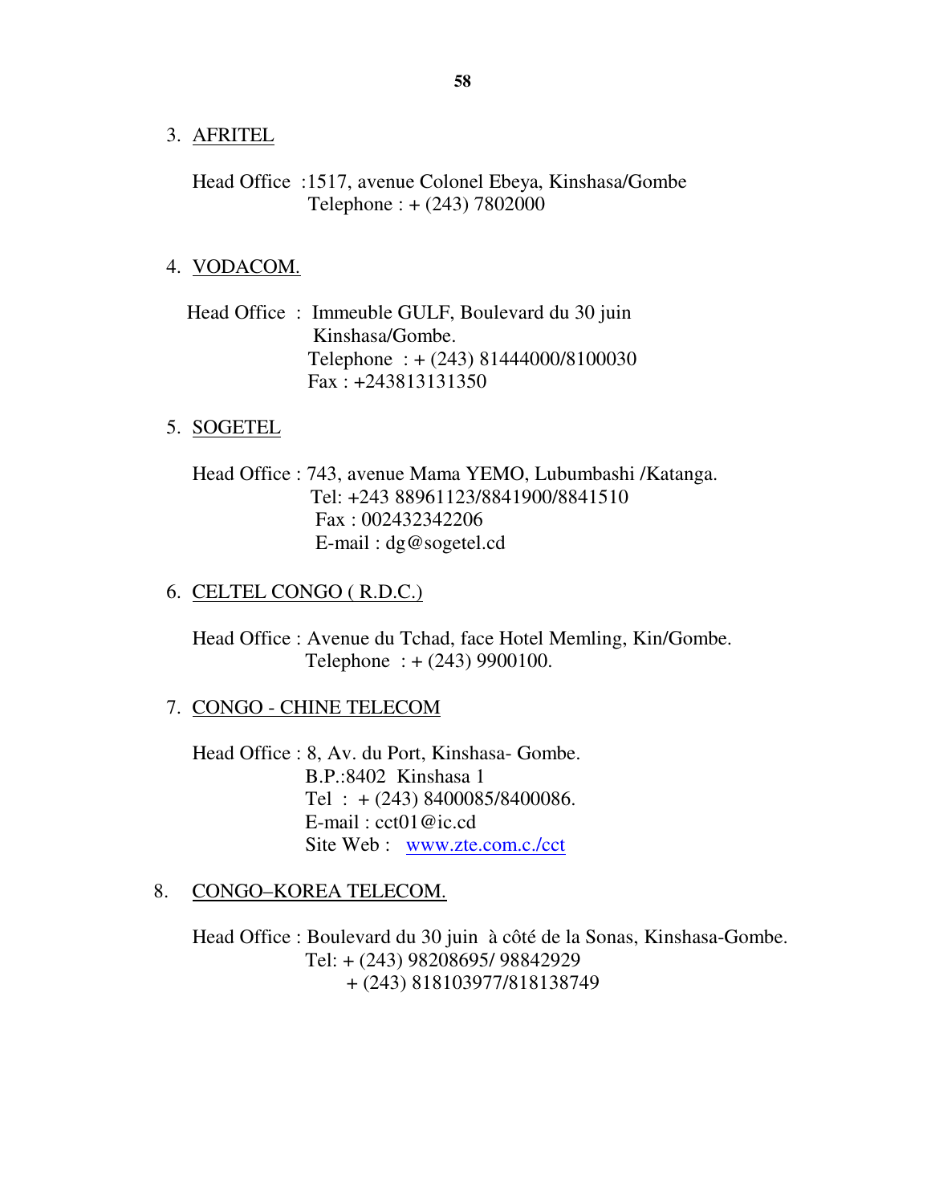3. <u>AFRITEL</u>

   Head Office : 1517, avenue Colonel Ebeya, Kinshasa/Gombe
   Telephone : + (243) 7802000

4. <u>VODACOM.</u>

   Head Office : Immeuble GULF, Boulevard du 30 juin Kinshasa/Gombe.
   Telephone : + (243) 81444000/8100030
   Fax : +243813131350

5. <u>SOGETEL</u>

   Head Office : 743, avenue Mama YEMO, Lubumbashi /Katanga.
   Tel: +243 88961123/8841900/8841510
   Fax : 002432342206
   E-mail : dg@sogetel.cd

6. <u>CELTEL CONGO ( R.D.C.)</u>

   Head Office : Avenue du Tchad, face Hotel Memling, Kin/Gombe.
   Telephone : + (243) 9900100.

7. <u>CONGO - CHINE TELECOM</u>

   Head Office : 8, Av. du Port, Kinshasa- Gombe.
   B.P.:8402 Kinshasa 1
   Tel : + (243) 8400085/8400086.
   E-mail : cct01@ic.cd
   Site Web : www.zte.com.c./cct

8. <u>CONGO–KOREA TELECOM.</u>

   Head Office : Boulevard du 30 juin à côté de la Sonas, Kinshasa-Gombe.
   Tel: + (243) 98208695/ 98842929
   + (243) 818103977/818138749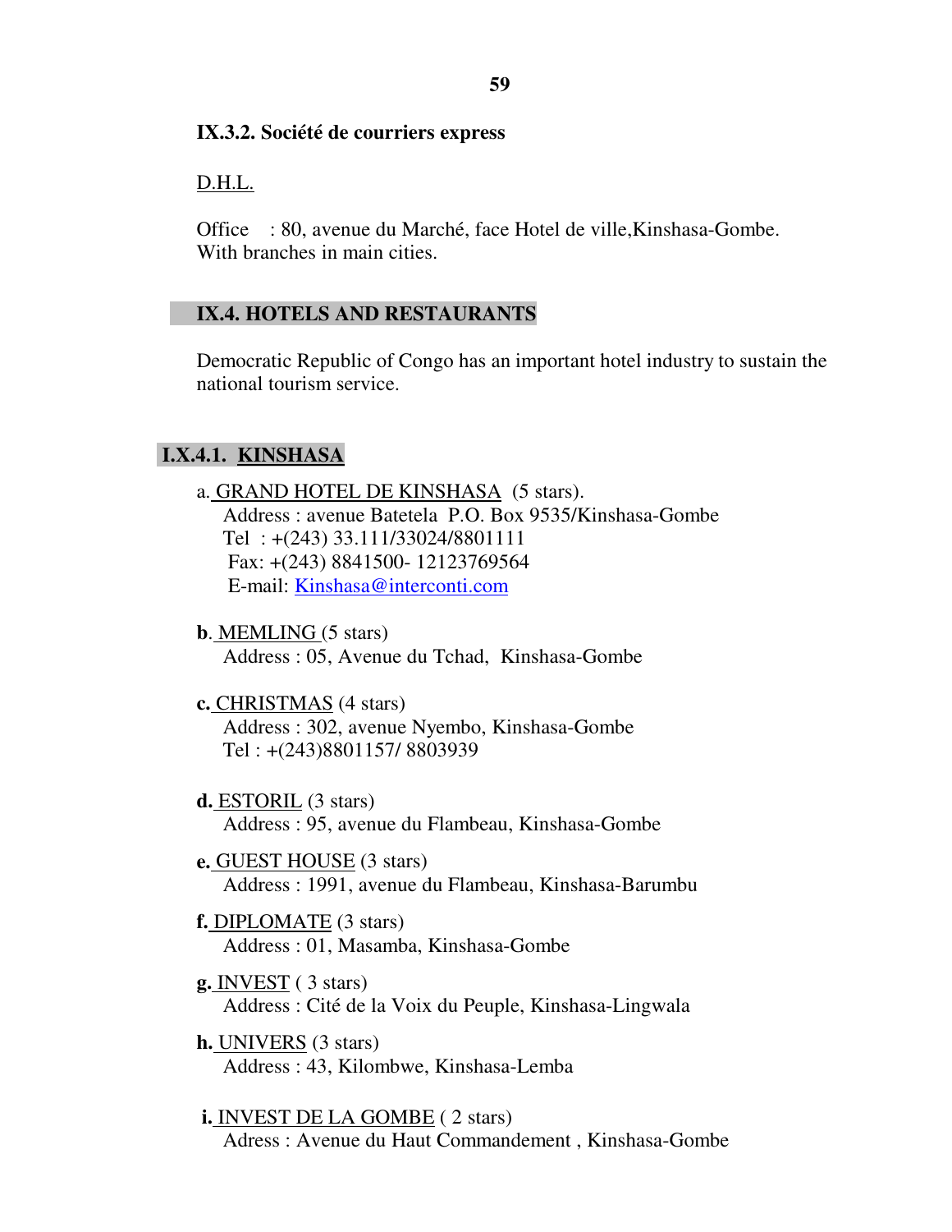### IX.3.2. Société de courriers express

D.H.L.

Office : 80, avenue du Marché, face Hotel de ville,Kinshasa-Gombe.
With branches in main cities.

## IX.4. HOTELS AND RESTAURANTS

Democratic Republic of Congo has an important hotel industry to sustain the national tourism service.

### I.X.4.1. KINSHASA

a. GRAND HOTEL DE KINSHASA (5 stars).
Address : avenue Batetela P.O. Box 9535/Kinshasa-Gombe
Tel : +(243) 33.111/33024/8801111
Fax: +(243) 8841500- 12123769564
E-mail: Kinshasa@interconti.com

**b**. MEMLING (5 stars)
Address : 05, Avenue du Tchad, Kinshasa-Gombe

**c.** CHRISTMAS (4 stars)
Address : 302, avenue Nyembo, Kinshasa-Gombe
Tel : +(243)8801157/ 8803939

**d.** ESTORIL (3 stars)
Address : 95, avenue du Flambeau, Kinshasa-Gombe

**e.** GUEST HOUSE (3 stars)
Address : 1991, avenue du Flambeau, Kinshasa-Barumbu

**f.** DIPLOMATE (3 stars)
Address : 01, Masamba, Kinshasa-Gombe

**g.** INVEST ( 3 stars)
Address : Cité de la Voix du Peuple, Kinshasa-Lingwala

**h.** UNIVERS (3 stars)
Address : 43, Kilombwe, Kinshasa-Lemba

**i.** INVEST DE LA GOMBE ( 2 stars)
Adress : Avenue du Haut Commandement , Kinshasa-Gombe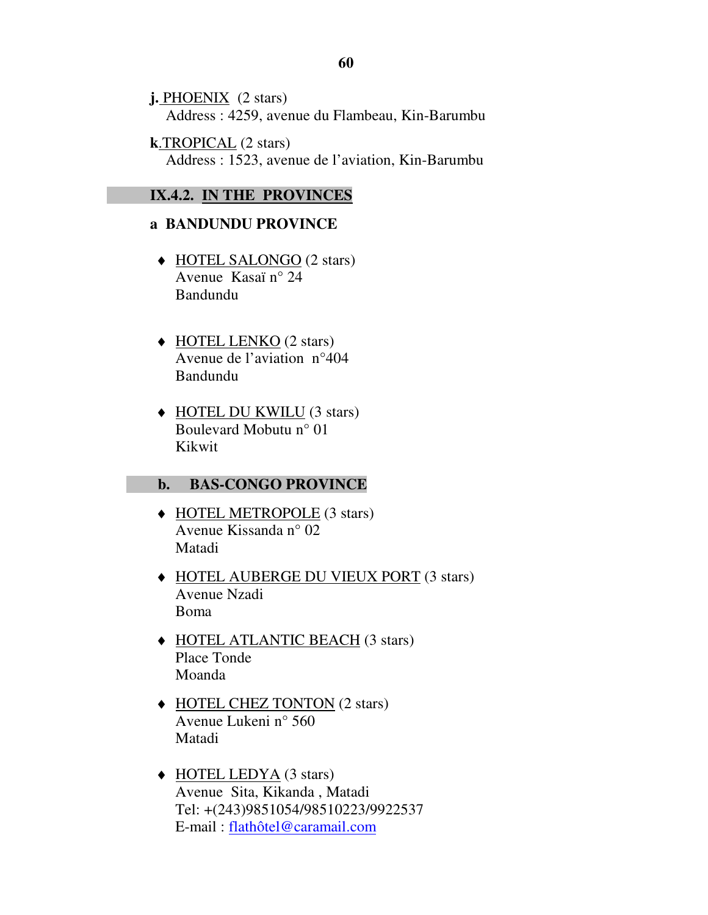**j.** PHOENIX (2 stars)
Address : 4259, avenue du Flambeau, Kin-Barumbu

**k**.TROPICAL (2 stars)
Address : 1523, avenue de l'aviation, Kin-Barumbu

## IX.4.2. IN THE PROVINCES

### a BANDUNDU PROVINCE

- HOTEL SALONGO (2 stars)
  Avenue Kasaï n° 24
  Bandundu

- HOTEL LENKO (2 stars)
  Avenue de l'aviation n°404
  Bandundu

- HOTEL DU KWILU (3 stars)
  Boulevard Mobutu n° 01
  Kikwit

### b. BAS-CONGO PROVINCE

- HOTEL METROPOLE (3 stars)
  Avenue Kissanda n° 02
  Matadi

- HOTEL AUBERGE DU VIEUX PORT (3 stars)
  Avenue Nzadi
  Boma

- HOTEL ATLANTIC BEACH (3 stars)
  Place Tonde
  Moanda

- HOTEL CHEZ TONTON (2 stars)
  Avenue Lukeni n° 560
  Matadi

- HOTEL LEDYA (3 stars)
  Avenue Sita, Kikanda , Matadi
  Tel: +(243)9851054/98510223/9922537
  E-mail : flathôtel@caramail.com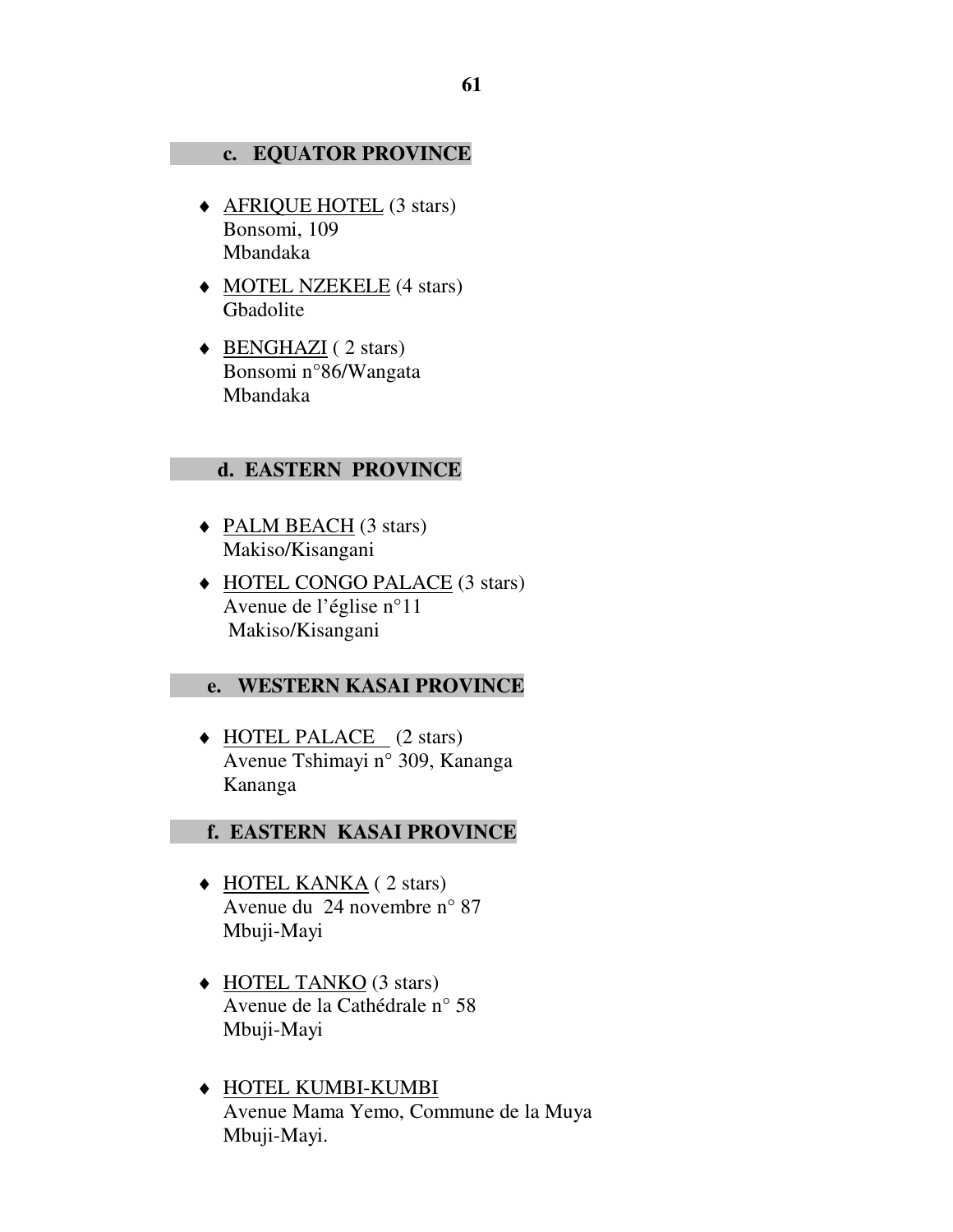### c. EQUATOR PROVINCE

- AFRIQUE HOTEL (3 stars)
  Bonsomi, 109
  Mbandaka

- MOTEL NZEKELE (4 stars)
  Gbadolite

- BENGHAZI ( 2 stars)
  Bonsomi n°86/Wangata
  Mbandaka

### d. EASTERN PROVINCE

- PALM BEACH (3 stars)
  Makiso/Kisangani

- HOTEL CONGO PALACE (3 stars)
  Avenue de l'église n°11
  Makiso/Kisangani

### e. WESTERN KASAI PROVINCE

- HOTEL PALACE (2 stars)
  Avenue Tshimayi n° 309, Kananga
  Kananga

### f. EASTERN KASAI PROVINCE

- HOTEL KANKA ( 2 stars)
  Avenue du 24 novembre n° 87
  Mbuji-Mayi

- HOTEL TANKO (3 stars)
  Avenue de la Cathédrale n° 58
  Mbuji-Mayi

- HOTEL KUMBI-KUMBI
  Avenue Mama Yemo, Commune de la Muya
  Mbuji-Mayi.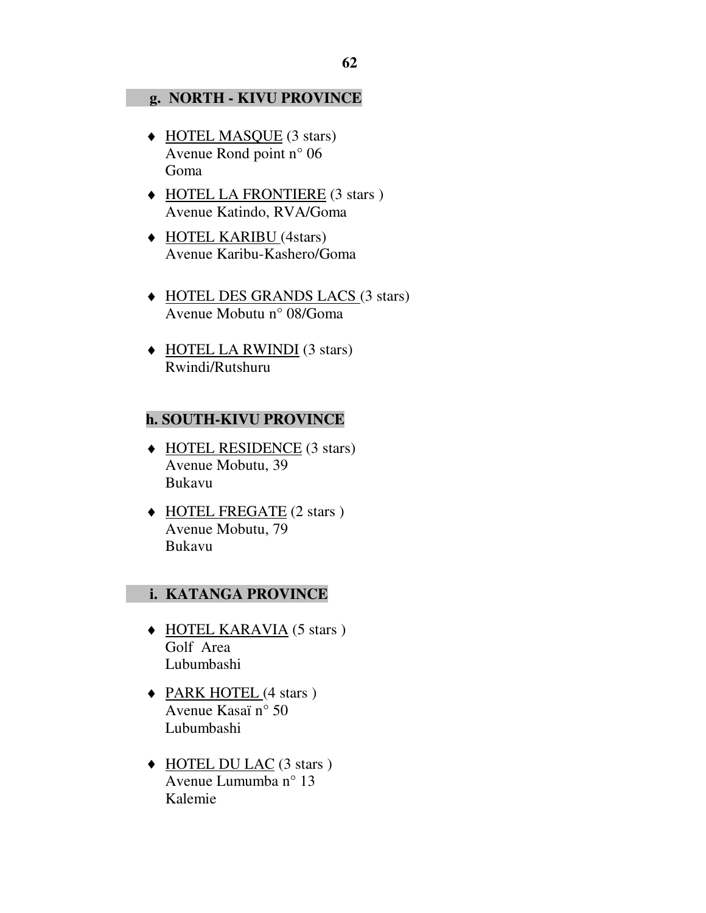## g. NORTH - KIVU PROVINCE

- HOTEL MASQUE (3 stars)
  Avenue Rond point n° 06
  Goma
- HOTEL LA FRONTIERE (3 stars )
  Avenue Katindo, RVA/Goma
- HOTEL KARIBU (4stars)
  Avenue Karibu-Kashero/Goma
- HOTEL DES GRANDS LACS (3 stars)
  Avenue Mobutu n° 08/Goma
- HOTEL LA RWINDI (3 stars)
  Rwindi/Rutshuru

## h. SOUTH-KIVU PROVINCE

- HOTEL RESIDENCE (3 stars)
  Avenue Mobutu, 39
  Bukavu
- HOTEL FREGATE (2 stars )
  Avenue Mobutu, 79
  Bukavu

## i. KATANGA PROVINCE

- HOTEL KARAVIA (5 stars )
  Golf Area
  Lubumbashi
- PARK HOTEL (4 stars )
  Avenue Kasaï n° 50
  Lubumbashi
- HOTEL DU LAC (3 stars )
  Avenue Lumumba n° 13
  Kalemie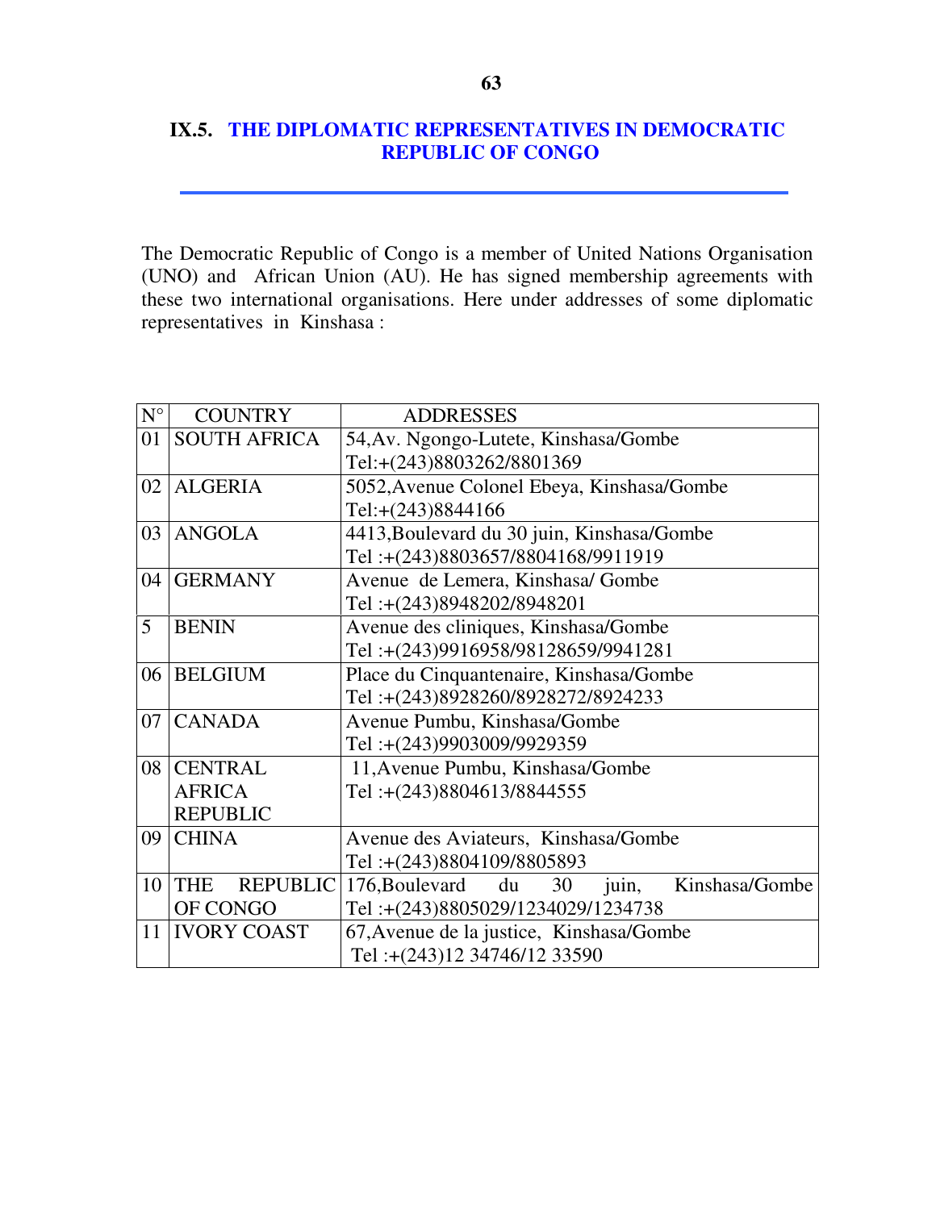## IX.5. THE DIPLOMATIC REPRESENTATIVES IN DEMOCRATIC REPUBLIC OF CONGO

The Democratic Republic of Congo is a member of United Nations Organisation (UNO) and African Union (AU). He has signed membership agreements with these two international organisations. Here under addresses of some diplomatic representatives in Kinshasa :

| N° | COUNTRY | ADDRESSES |
|---|---|---|
| 01 | SOUTH AFRICA | 54,Av. Ngongo-Lutete, Kinshasa/Gombe<br>Tel:+(243)8803262/8801369 |
| 02 | ALGERIA | 5052,Avenue Colonel Ebeya, Kinshasa/Gombe<br>Tel:+(243)8844166 |
| 03 | ANGOLA | 4413,Boulevard du 30 juin, Kinshasa/Gombe<br>Tel :+(243)8803657/8804168/9911919 |
| 04 | GERMANY | Avenue de Lemera, Kinshasa/ Gombe<br>Tel :+(243)8948202/8948201 |
| 5 | BENIN | Avenue des cliniques, Kinshasa/Gombe<br>Tel :+(243)9916958/98128659/9941281 |
| 06 | BELGIUM | Place du Cinquantenaire, Kinshasa/Gombe<br>Tel :+(243)8928260/8928272/8924233 |
| 07 | CANADA | Avenue Pumbu, Kinshasa/Gombe<br>Tel :+(243)9903009/9929359 |
| 08 | CENTRAL AFRICA REPUBLIC | 11,Avenue Pumbu, Kinshasa/Gombe<br>Tel :+(243)8804613/8844555 |
| 09 | CHINA | Avenue des Aviateurs, Kinshasa/Gombe<br>Tel :+(243)8804109/8805893 |
| 10 | THE REPUBLIC OF CONGO | 176,Boulevard du 30 juin, Kinshasa/Gombe<br>Tel :+(243)8805029/1234029/1234738 |
| 11 | IVORY COAST | 67,Avenue de la justice, Kinshasa/Gombe<br>Tel :+(243)12 34746/12 33590 |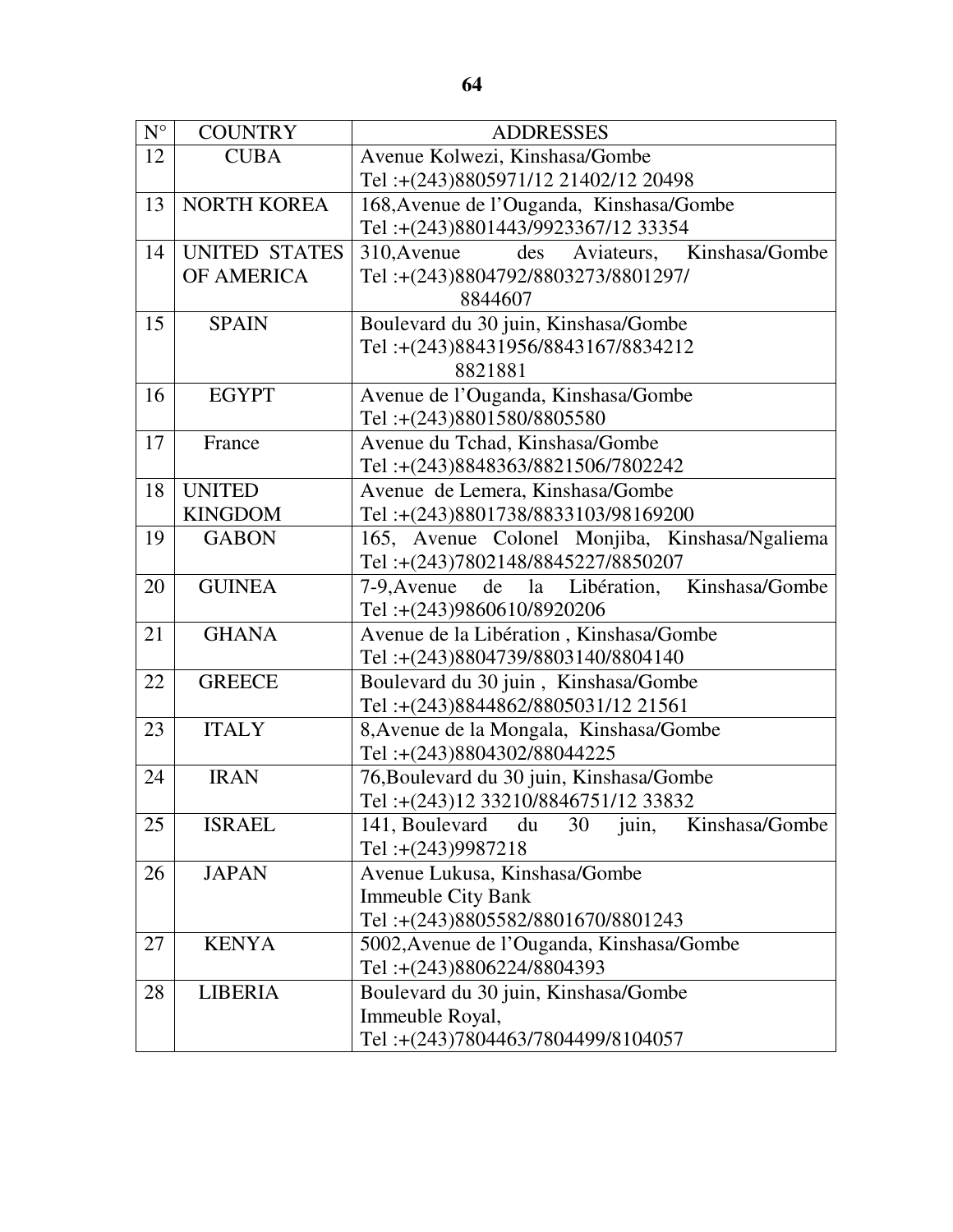| N° | COUNTRY | ADDRESSES |
|---|---|---|
| 12 | CUBA | Avenue Kolwezi, Kinshasa/Gombe<br>Tel :+(243)8805971/12 21402/12 20498 |
| 13 | NORTH KOREA | 168,Avenue de l'Ouganda, Kinshasa/Gombe<br>Tel :+(243)8801443/9923367/12 33354 |
| 14 | UNITED STATES OF AMERICA | 310,Avenue des Aviateurs, Kinshasa/Gombe<br>Tel :+(243)8804792/8803273/8801297/ 8844607 |
| 15 | SPAIN | Boulevard du 30 juin, Kinshasa/Gombe<br>Tel :+(243)88431956/8843167/8834212 8821881 |
| 16 | EGYPT | Avenue de l'Ouganda, Kinshasa/Gombe<br>Tel :+(243)8801580/8805580 |
| 17 | France | Avenue du Tchad, Kinshasa/Gombe<br>Tel :+(243)8848363/8821506/7802242 |
| 18 | UNITED KINGDOM | Avenue de Lemera, Kinshasa/Gombe<br>Tel :+(243)8801738/8833103/98169200 |
| 19 | GABON | 165, Avenue Colonel Monjiba, Kinshasa/Ngaliema<br>Tel :+(243)7802148/8845227/8850207 |
| 20 | GUINEA | 7-9,Avenue de la Libération, Kinshasa/Gombe<br>Tel :+(243)9860610/8920206 |
| 21 | GHANA | Avenue de la Libération , Kinshasa/Gombe<br>Tel :+(243)8804739/8803140/8804140 |
| 22 | GREECE | Boulevard du 30 juin , Kinshasa/Gombe<br>Tel :+(243)8844862/8805031/12 21561 |
| 23 | ITALY | 8,Avenue de la Mongala, Kinshasa/Gombe<br>Tel :+(243)8804302/88044225 |
| 24 | IRAN | 76,Boulevard du 30 juin, Kinshasa/Gombe<br>Tel :+(243)12 33210/8846751/12 33832 |
| 25 | ISRAEL | 141, Boulevard du 30 juin, Kinshasa/Gombe<br>Tel :+(243)9987218 |
| 26 | JAPAN | Avenue Lukusa, Kinshasa/Gombe<br>Immeuble City Bank<br>Tel :+(243)8805582/8801670/8801243 |
| 27 | KENYA | 5002,Avenue de l'Ouganda, Kinshasa/Gombe<br>Tel :+(243)8806224/8804393 |
| 28 | LIBERIA | Boulevard du 30 juin, Kinshasa/Gombe<br>Immeuble Royal,<br>Tel :+(243)7804463/7804499/8104057 |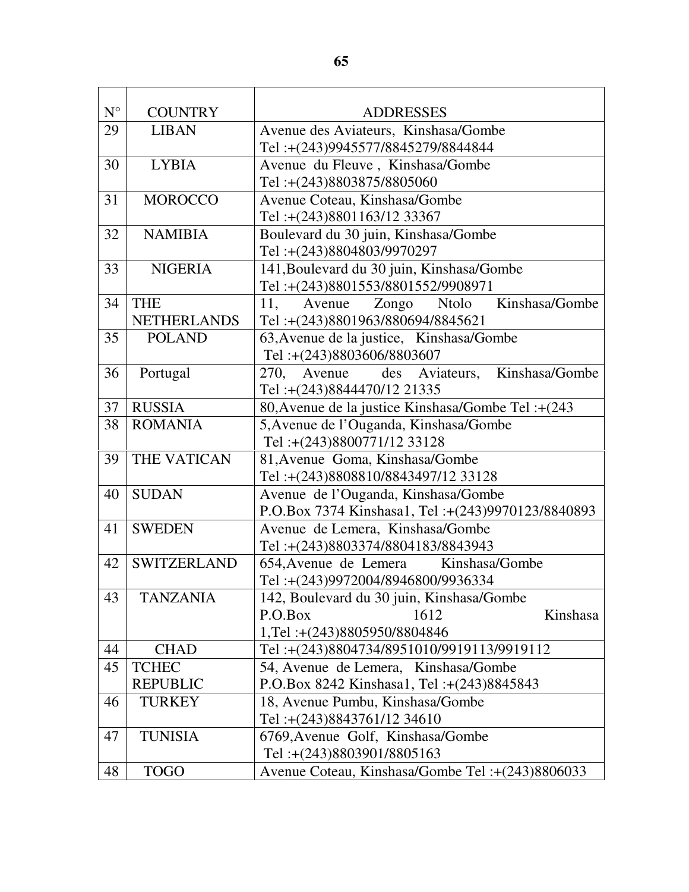| N° | COUNTRY | ADDRESSES |
|---|---|---|
| 29 | LIBAN | Avenue des Aviateurs, Kinshasa/Gombe Tel :+(243)9945577/8845279/8844844 |
| 30 | LYBIA | Avenue du Fleuve , Kinshasa/Gombe Tel :+(243)8803875/8805060 |
| 31 | MOROCCO | Avenue Coteau, Kinshasa/Gombe Tel :+(243)8801163/12 33367 |
| 32 | NAMIBIA | Boulevard du 30 juin, Kinshasa/Gombe Tel :+(243)8804803/9970297 |
| 33 | NIGERIA | 141,Boulevard du 30 juin, Kinshasa/Gombe Tel :+(243)8801553/8801552/9908971 |
| 34 | THE NETHERLANDS | 11, Avenue Zongo Ntolo Kinshasa/Gombe Tel :+(243)8801963/880694/8845621 |
| 35 | POLAND | 63,Avenue de la justice, Kinshasa/Gombe Tel :+(243)8803606/8803607 |
| 36 | Portugal | 270, Avenue des Aviateurs, Kinshasa/Gombe Tel :+(243)8844470/12 21335 |
| 37 | RUSSIA | 80,Avenue de la justice Kinshasa/Gombe Tel :+(243 |
| 38 | ROMANIA | 5,Avenue de l'Ouganda, Kinshasa/Gombe Tel :+(243)8800771/12 33128 |
| 39 | THE VATICAN | 81,Avenue Goma, Kinshasa/Gombe Tel :+(243)8808810/8843497/12 33128 |
| 40 | SUDAN | Avenue de l'Ouganda, Kinshasa/Gombe P.O.Box 7374 Kinshasa1, Tel :+(243)9970123/8840893 |
| 41 | SWEDEN | Avenue de Lemera, Kinshasa/Gombe Tel :+(243)8803374/8804183/8843943 |
| 42 | SWITZERLAND | 654,Avenue de Lemera Kinshasa/Gombe Tel :+(243)9972004/8946800/9936334 |
| 43 | TANZANIA | 142, Boulevard du 30 juin, Kinshasa/Gombe P.O.Box 1612 Kinshasa 1,Tel :+(243)8805950/8804846 |
| 44 | CHAD | Tel :+(243)8804734/8951010/9919113/9919112 |
| 45 | TCHEC REPUBLIC | 54, Avenue de Lemera, Kinshasa/Gombe P.O.Box 8242 Kinshasa1, Tel :+(243)8845843 |
| 46 | TURKEY | 18, Avenue Pumbu, Kinshasa/Gombe Tel :+(243)8843761/12 34610 |
| 47 | TUNISIA | 6769,Avenue Golf, Kinshasa/Gombe Tel :+(243)8803901/8805163 |
| 48 | TOGO | Avenue Coteau, Kinshasa/Gombe Tel :+(243)8806033 |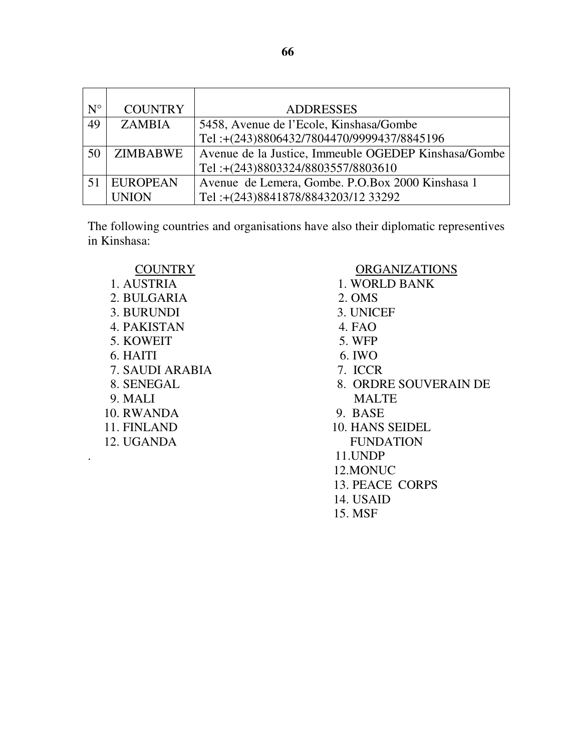| N° | COUNTRY | ADDRESSES |
|---|---|---|
| 49 | ZAMBIA | 5458, Avenue de l'Ecole, Kinshasa/Gombe<br>Tel :+(243)8806432/7804470/9999437/8845196 |
| 50 | ZIMBABWE | Avenue de la Justice, Immeuble OGEDEP Kinshasa/Gombe<br>Tel :+(243)8803324/8803557/8803610 |
| 51 | EUROPEAN UNION | Avenue de Lemera, Gombe. P.O.Box 2000 Kinshasa 1<br>Tel :+(243)8841878/8843203/12 33292 |

The following countries and organisations have also their diplomatic representives in Kinshasa:

COUNTRY

1. AUSTRIA
2. BULGARIA
3. BURUNDI
4. PAKISTAN
5. KOWEIT
6. HAITI
7. SAUDI ARABIA
8. SENEGAL
9. MALI
10. RWANDA
11. FINLAND
12. UGANDA

ORGANIZATIONS

1. WORLD BANK
2. OMS
3. UNICEF
4. FAO
5. WFP
6. IWO
7. ICCR
8. ORDRE SOUVERAIN DE MALTE
9. BASE
10. HANS SEIDEL FUNDATION
11. UNDP
12. MONUC
13. PEACE CORPS
14. USAID
15. MSF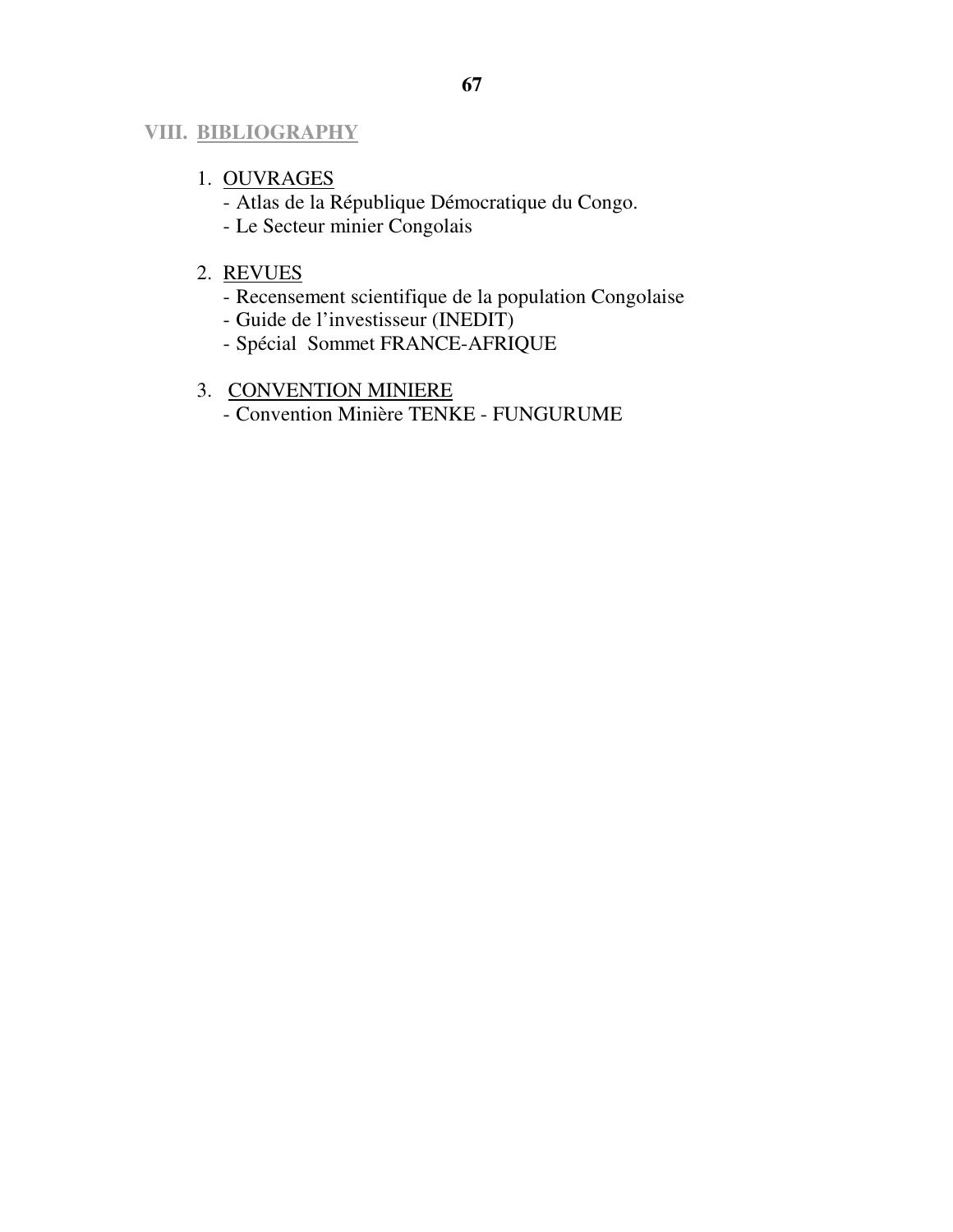## VIII. BIBLIOGRAPHY

1. OUVRAGES
   - Atlas de la République Démocratique du Congo.
   - Le Secteur minier Congolais

2. REVUES
   - Recensement scientifique de la population Congolaise
   - Guide de l'investisseur (INEDIT)
   - Spécial Sommet FRANCE-AFRIQUE

3. CONVENTION MINIERE
   - Convention Minière TENKE - FUNGURUME